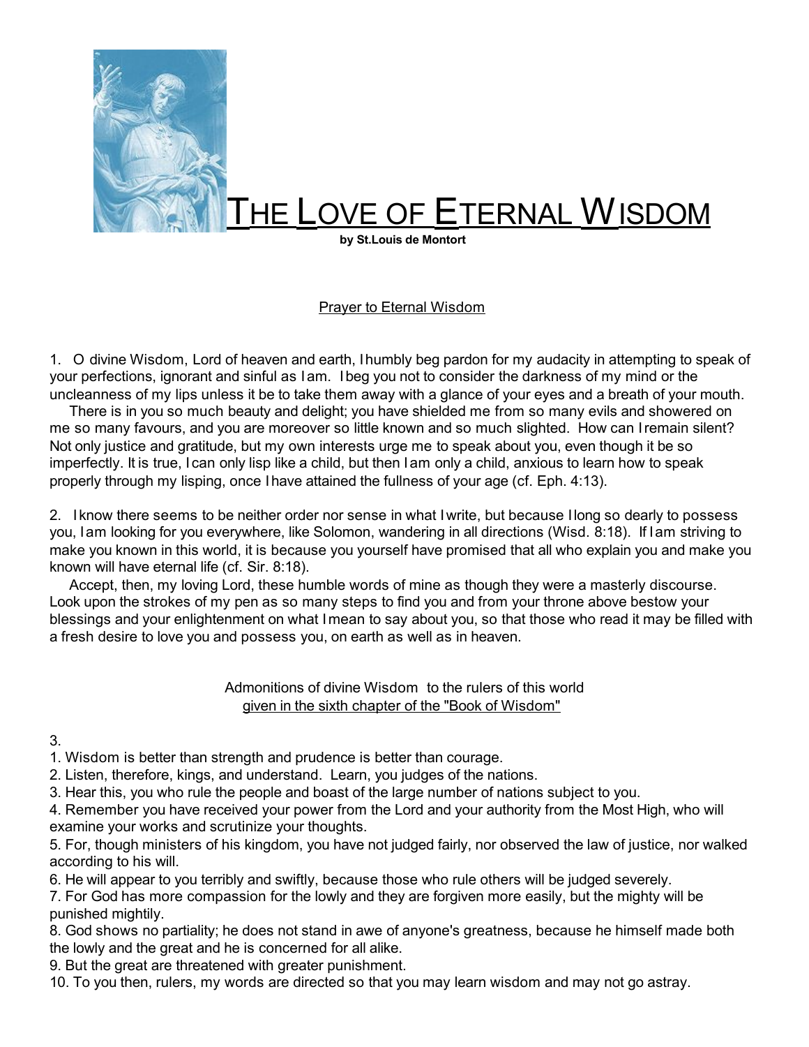# THE LOVE OF ETERNAL WISDOM

**by St.Louis de Montort**

## Prayer to Eternal Wisdom

1. O divine Wisdom, Lord of heaven and earth, I humbly beg pardon for my audacity in attempting to speak of your perfections, ignorant and sinful as I am. I beg you not to consider the darkness of my mind or the uncleanness of my lips unless it be to take them away with a glance of your eyes and a breath of your mouth.

There is in you so much beauty and delight; you have shielded me from so many evils and showered on me so many favours, and you are moreover so little known and so much slighted. How can I remain silent? Not only justice and gratitude, but my own interests urge me to speak about you, even though it be so imperfectly. It is true, I can only lisp like a child, but then I am only a child, anxious to learn how to speak properly through my lisping, once I have attained the fullness of your age (cf. Eph. 4:13).

2. I know there seems to be neither order nor sense in what I write, but because I long so dearly to possess you, I am looking for you everywhere, like Solomon, wandering in all directions (Wisd. 8:18). If I am striving to make you known in this world, it is because you yourself have promised that all who explain you and make you known will have eternal life (cf. Sir. 8:18).

Accept, then, my loving Lord, these humble words of mine as though they were a masterly discourse. Look upon the strokes of my pen as so many steps to find you and from your throne above bestow your blessings and your enlightenment on what I mean to say about you, so that those who read it may be filled with a fresh desire to love you and possess you, on earth as well as in heaven.

## Admonitions of divine Wisdom to the rulers of this world given in the sixth chapter of the "Book of Wisdom"

3.

1. Wisdom is better than strength and prudence is better than courage.
2. Listen, therefore, kings, and understand. Learn, you judges of the nations.
3. Hear this, you who rule the people and boast of the large number of nations subject to you.
4. Remember you have received your power from the Lord and your authority from the Most High, who will examine your works and scrutinize your thoughts.
5. For, though ministers of his kingdom, you have not judged fairly, nor observed the law of justice, nor walked according to his will.
6. He will appear to you terribly and swiftly, because those who rule others will be judged severely.
7. For God has more compassion for the lowly and they are forgiven more easily, but the mighty will be punished mightily.
8. God shows no partiality; he does not stand in awe of anyone's greatness, because he himself made both the lowly and the great and he is concerned for all alike.
9. But the great are threatened with greater punishment.
10. To you then, rulers, my words are directed so that you may learn wisdom and may not go astray.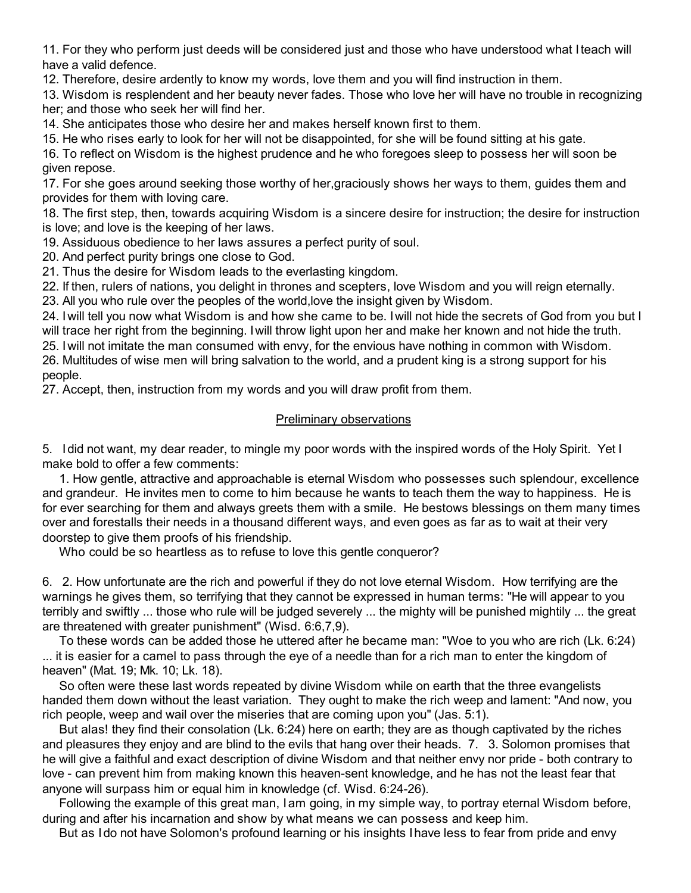11. For they who perform just deeds will be considered just and those who have understood what I teach will have a valid defence.

12. Therefore, desire ardently to know my words, love them and you will find instruction in them.

13. Wisdom is resplendent and her beauty never fades. Those who love her will have no trouble in recognizing her; and those who seek her will find her.

14. She anticipates those who desire her and makes herself known first to them.

15. He who rises early to look for her will not be disappointed, for she will be found sitting at his gate.

16. To reflect on Wisdom is the highest prudence and he who foregoes sleep to possess her will soon be given repose.

17. For she goes around seeking those worthy of her,graciously shows her ways to them, guides them and provides for them with loving care.

18. The first step, then, towards acquiring Wisdom is a sincere desire for instruction; the desire for instruction is love; and love is the keeping of her laws.

19. Assiduous obedience to her laws assures a perfect purity of soul.

20. And perfect purity brings one close to God.

21. Thus the desire for Wisdom leads to the everlasting kingdom.

22. If then, rulers of nations, you delight in thrones and scepters, love Wisdom and you will reign eternally.

23. All you who rule over the peoples of the world,love the insight given by Wisdom.

24. I will tell you now what Wisdom is and how she came to be. I will not hide the secrets of God from you but I will trace her right from the beginning. I will throw light upon her and make her known and not hide the truth.

25. I will not imitate the man consumed with envy, for the envious have nothing in common with Wisdom.

26. Multitudes of wise men will bring salvation to the world, and a prudent king is a strong support for his people.

27. Accept, then, instruction from my words and you will draw profit from them.

## Preliminary observations

5. I did not want, my dear reader, to mingle my poor words with the inspired words of the Holy Spirit. Yet I make bold to offer a few comments:

1. How gentle, attractive and approachable is eternal Wisdom who possesses such splendour, excellence and grandeur. He invites men to come to him because he wants to teach them the way to happiness. He is for ever searching for them and always greets them with a smile. He bestows blessings on them many times over and forestalls their needs in a thousand different ways, and even goes as far as to wait at their very doorstep to give them proofs of his friendship.

Who could be so heartless as to refuse to love this gentle conqueror?

6. 2. How unfortunate are the rich and powerful if they do not love eternal Wisdom. How terrifying are the warnings he gives them, so terrifying that they cannot be expressed in human terms: "He will appear to you terribly and swiftly ... those who rule will be judged severely ... the mighty will be punished mightily ... the great are threatened with greater punishment" (Wisd. 6:6,7,9).

To these words can be added those he uttered after he became man: "Woe to you who are rich (Lk. 6:24) ... it is easier for a camel to pass through the eye of a needle than for a rich man to enter the kingdom of heaven" (Mat. 19; Mk. 10; Lk. 18).

So often were these last words repeated by divine Wisdom while on earth that the three evangelists handed them down without the least variation. They ought to make the rich weep and lament: "And now, you rich people, weep and wail over the miseries that are coming upon you" (Jas. 5:1).

But alas! they find their consolation (Lk. 6:24) here on earth; they are as though captivated by the riches and pleasures they enjoy and are blind to the evils that hang over their heads. 7. 3. Solomon promises that he will give a faithful and exact description of divine Wisdom and that neither envy nor pride - both contrary to love - can prevent him from making known this heaven-sent knowledge, and he has not the least fear that anyone will surpass him or equal him in knowledge (cf. Wisd. 6:24-26).

Following the example of this great man, I am going, in my simple way, to portray eternal Wisdom before, during and after his incarnation and show by what means we can possess and keep him.

But as I do not have Solomon's profound learning or his insights I have less to fear from pride and envy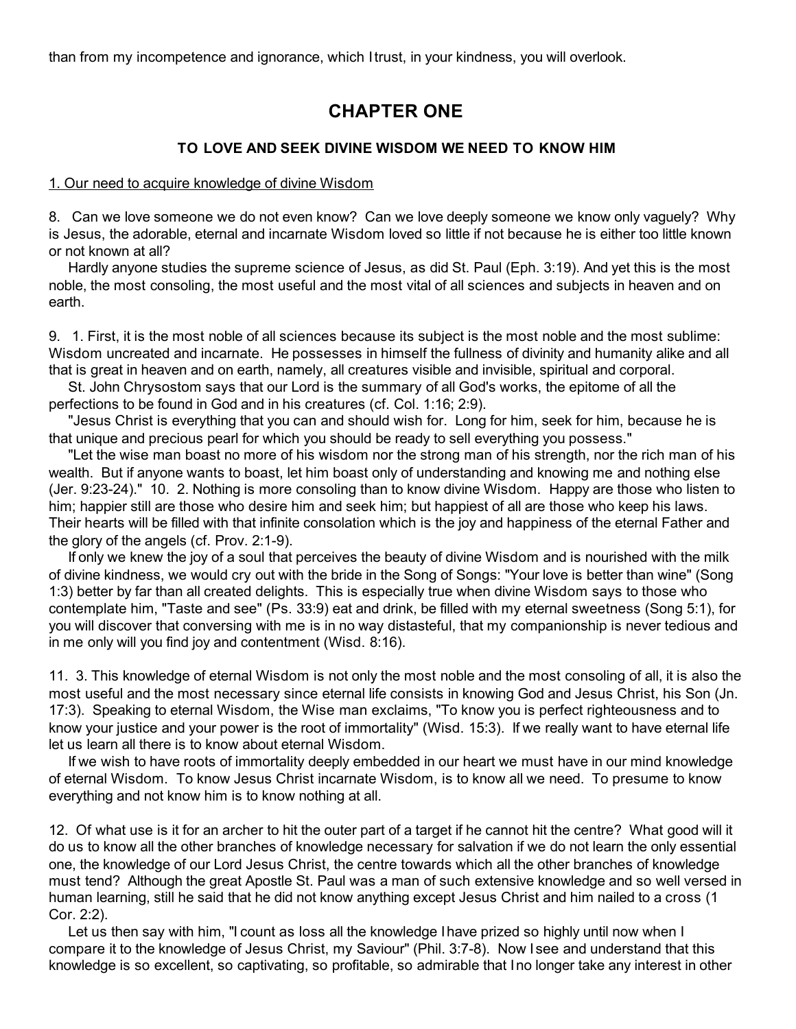than from my incompetence and ignorance, which I trust, in your kindness, you will overlook.

# CHAPTER ONE

### TO LOVE AND SEEK DIVINE WISDOM WE NEED TO KNOW HIM

1. Our need to acquire knowledge of divine Wisdom

8. Can we love someone we do not even know? Can we love deeply someone we know only vaguely? Why is Jesus, the adorable, eternal and incarnate Wisdom loved so little if not because he is either too little known or not known at all?

Hardly anyone studies the supreme science of Jesus, as did St. Paul (Eph. 3:19). And yet this is the most noble, the most consoling, the most useful and the most vital of all sciences and subjects in heaven and on earth.

9. 1. First, it is the most noble of all sciences because its subject is the most noble and the most sublime: Wisdom uncreated and incarnate. He possesses in himself the fullness of divinity and humanity alike and all that is great in heaven and on earth, namely, all creatures visible and invisible, spiritual and corporal.

St. John Chrysostom says that our Lord is the summary of all God's works, the epitome of all the perfections to be found in God and in his creatures (cf. Col. 1:16; 2:9).

"Jesus Christ is everything that you can and should wish for. Long for him, seek for him, because he is that unique and precious pearl for which you should be ready to sell everything you possess."

"Let the wise man boast no more of his wisdom nor the strong man of his strength, nor the rich man of his wealth. But if anyone wants to boast, let him boast only of understanding and knowing me and nothing else (Jer. 9:23-24)." 10. 2. Nothing is more consoling than to know divine Wisdom. Happy are those who listen to him; happier still are those who desire him and seek him; but happiest of all are those who keep his laws. Their hearts will be filled with that infinite consolation which is the joy and happiness of the eternal Father and the glory of the angels (cf. Prov. 2:1-9).

If only we knew the joy of a soul that perceives the beauty of divine Wisdom and is nourished with the milk of divine kindness, we would cry out with the bride in the Song of Songs: "Your love is better than wine" (Song 1:3) better by far than all created delights. This is especially true when divine Wisdom says to those who contemplate him, "Taste and see" (Ps. 33:9) eat and drink, be filled with my eternal sweetness (Song 5:1), for you will discover that conversing with me is in no way distasteful, that my companionship is never tedious and in me only will you find joy and contentment (Wisd. 8:16).

11. 3. This knowledge of eternal Wisdom is not only the most noble and the most consoling of all, it is also the most useful and the most necessary since eternal life consists in knowing God and Jesus Christ, his Son (Jn. 17:3). Speaking to eternal Wisdom, the Wise man exclaims, "To know you is perfect righteousness and to know your justice and your power is the root of immortality" (Wisd. 15:3). If we really want to have eternal life let us learn all there is to know about eternal Wisdom.

If we wish to have roots of immortality deeply embedded in our heart we must have in our mind knowledge of eternal Wisdom. To know Jesus Christ incarnate Wisdom, is to know all we need. To presume to know everything and not know him is to know nothing at all.

12. Of what use is it for an archer to hit the outer part of a target if he cannot hit the centre? What good will it do us to know all the other branches of knowledge necessary for salvation if we do not learn the only essential one, the knowledge of our Lord Jesus Christ, the centre towards which all the other branches of knowledge must tend? Although the great Apostle St. Paul was a man of such extensive knowledge and so well versed in human learning, still he said that he did not know anything except Jesus Christ and him nailed to a cross (1 Cor. 2:2).

Let us then say with him, "I count as loss all the knowledge I have prized so highly until now when I compare it to the knowledge of Jesus Christ, my Saviour" (Phil. 3:7-8). Now I see and understand that this knowledge is so excellent, so captivating, so profitable, so admirable that I no longer take any interest in other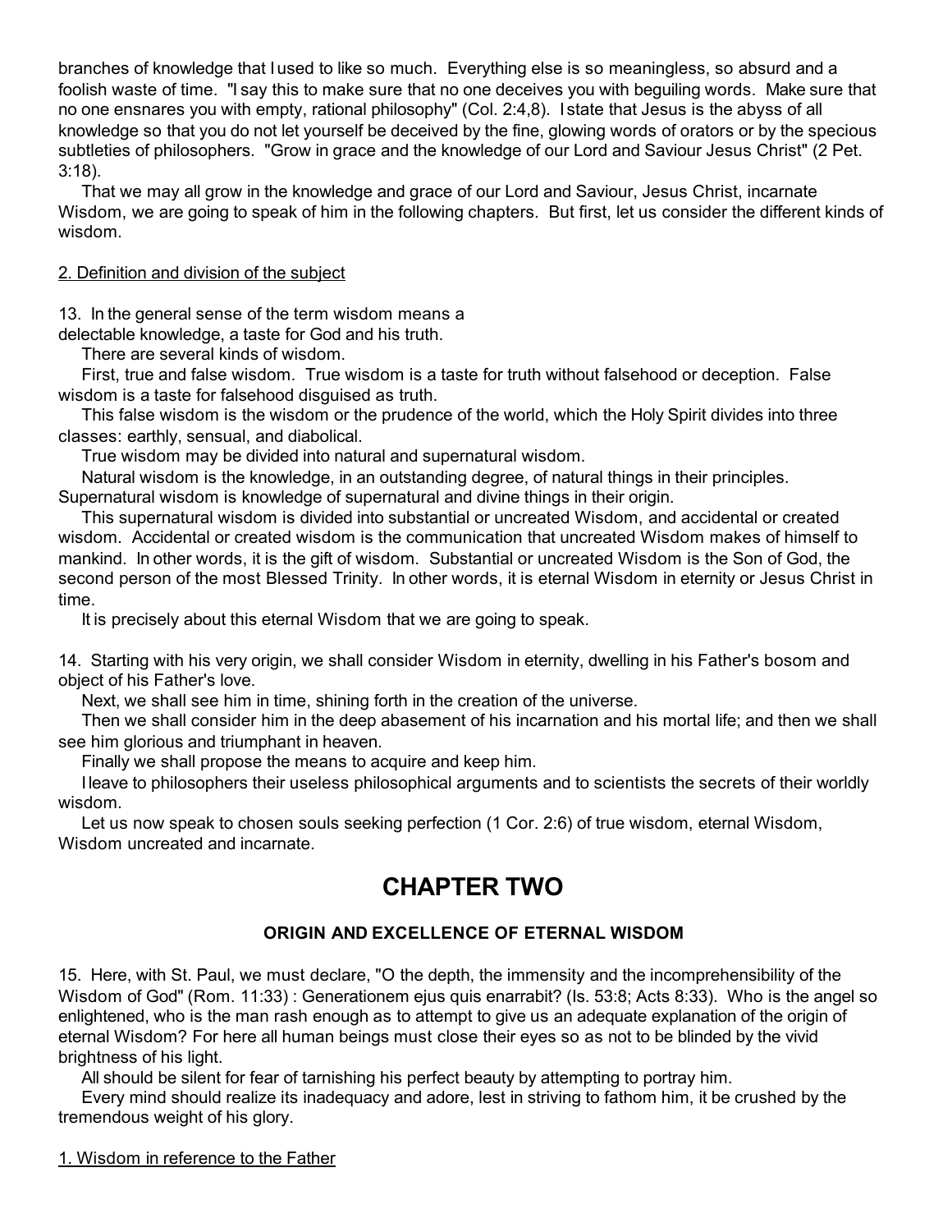branches of knowledge that I used to like so much. Everything else is so meaningless, so absurd and a foolish waste of time. "I say this to make sure that no one deceives you with beguiling words. Make sure that no one ensnares you with empty, rational philosophy" (Col. 2:4,8). I state that Jesus is the abyss of all knowledge so that you do not let yourself be deceived by the fine, glowing words of orators or by the specious subtleties of philosophers. "Grow in grace and the knowledge of our Lord and Saviour Jesus Christ" (2 Pet. 3:18).

That we may all grow in the knowledge and grace of our Lord and Saviour, Jesus Christ, incarnate Wisdom, we are going to speak of him in the following chapters. But first, let us consider the different kinds of wisdom.

### 2. Definition and division of the subject

13. In the general sense of the term wisdom means a delectable knowledge, a taste for God and his truth.

There are several kinds of wisdom.

First, true and false wisdom. True wisdom is a taste for truth without falsehood or deception. False wisdom is a taste for falsehood disguised as truth.

This false wisdom is the wisdom or the prudence of the world, which the Holy Spirit divides into three classes: earthly, sensual, and diabolical.

True wisdom may be divided into natural and supernatural wisdom.

Natural wisdom is the knowledge, in an outstanding degree, of natural things in their principles. Supernatural wisdom is knowledge of supernatural and divine things in their origin.

This supernatural wisdom is divided into substantial or uncreated Wisdom, and accidental or created wisdom. Accidental or created wisdom is the communication that uncreated Wisdom makes of himself to mankind. In other words, it is the gift of wisdom. Substantial or uncreated Wisdom is the Son of God, the second person of the most Blessed Trinity. In other words, it is eternal Wisdom in eternity or Jesus Christ in time.

It is precisely about this eternal Wisdom that we are going to speak.

14. Starting with his very origin, we shall consider Wisdom in eternity, dwelling in his Father's bosom and object of his Father's love.

Next, we shall see him in time, shining forth in the creation of the universe.

Then we shall consider him in the deep abasement of his incarnation and his mortal life; and then we shall see him glorious and triumphant in heaven.

Finally we shall propose the means to acquire and keep him.

I leave to philosophers their useless philosophical arguments and to scientists the secrets of their worldly wisdom.

Let us now speak to chosen souls seeking perfection (1 Cor. 2:6) of true wisdom, eternal Wisdom, Wisdom uncreated and incarnate.

# CHAPTER TWO

## ORIGIN AND EXCELLENCE OF ETERNAL WISDOM

15. Here, with St. Paul, we must declare, "O the depth, the immensity and the incomprehensibility of the Wisdom of God" (Rom. 11:33) : Generationem ejus quis enarrabit? (Is. 53:8; Acts 8:33). Who is the angel so enlightened, who is the man rash enough as to attempt to give us an adequate explanation of the origin of eternal Wisdom? For here all human beings must close their eyes so as not to be blinded by the vivid brightness of his light.

All should be silent for fear of tarnishing his perfect beauty by attempting to portray him.

Every mind should realize its inadequacy and adore, lest in striving to fathom him, it be crushed by the tremendous weight of his glory.

### 1. Wisdom in reference to the Father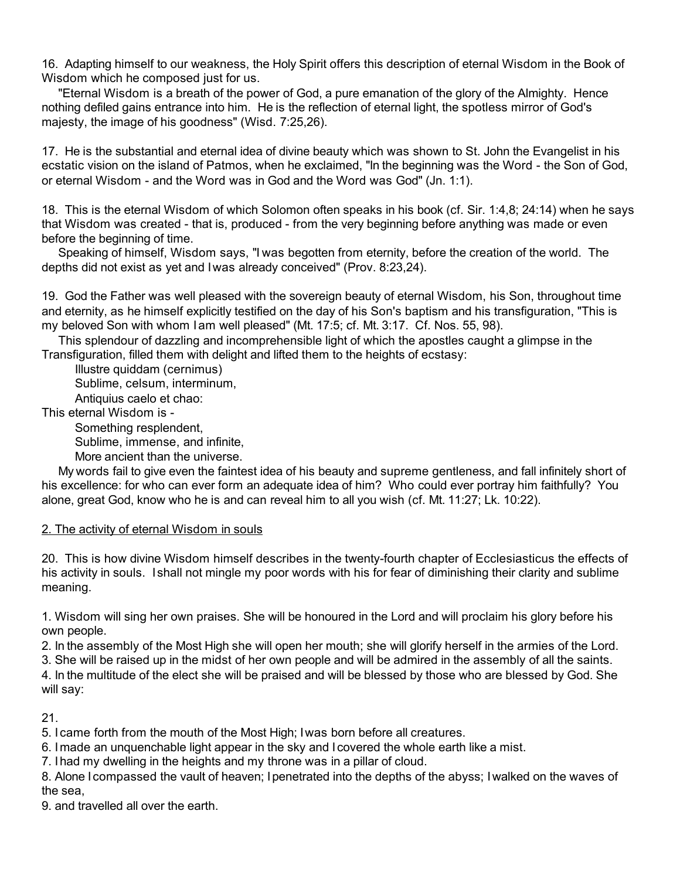16. Adapting himself to our weakness, the Holy Spirit offers this description of eternal Wisdom in the Book of Wisdom which he composed just for us.

"Eternal Wisdom is a breath of the power of God, a pure emanation of the glory of the Almighty. Hence nothing defiled gains entrance into him. He is the reflection of eternal light, the spotless mirror of God's majesty, the image of his goodness" (Wisd. 7:25,26).

17. He is the substantial and eternal idea of divine beauty which was shown to St. John the Evangelist in his ecstatic vision on the island of Patmos, when he exclaimed, "In the beginning was the Word - the Son of God, or eternal Wisdom - and the Word was in God and the Word was God" (Jn. 1:1).

18. This is the eternal Wisdom of which Solomon often speaks in his book (cf. Sir. 1:4,8; 24:14) when he says that Wisdom was created - that is, produced - from the very beginning before anything was made or even before the beginning of time.

Speaking of himself, Wisdom says, "I was begotten from eternity, before the creation of the world. The depths did not exist as yet and I was already conceived" (Prov. 8:23,24).

19. God the Father was well pleased with the sovereign beauty of eternal Wisdom, his Son, throughout time and eternity, as he himself explicitly testified on the day of his Son's baptism and his transfiguration, "This is my beloved Son with whom I am well pleased" (Mt. 17:5; cf. Mt. 3:17. Cf. Nos. 55, 98).

This splendour of dazzling and incomprehensible light of which the apostles caught a glimpse in the Transfiguration, filled them with delight and lifted them to the heights of ecstasy:

> Illustre quiddam (cernimus)
> Sublime, celsum, interminum,
> Antiquius caelo et chao:

This eternal Wisdom is -

> Something resplendent,
> Sublime, immense, and infinite,
> More ancient than the universe.

My words fail to give even the faintest idea of his beauty and supreme gentleness, and fall infinitely short of his excellence: for who can ever form an adequate idea of him? Who could ever portray him faithfully? You alone, great God, know who he is and can reveal him to all you wish (cf. Mt. 11:27; Lk. 10:22).

## 2. The activity of eternal Wisdom in souls

20. This is how divine Wisdom himself describes in the twenty-fourth chapter of Ecclesiasticus the effects of his activity in souls. I shall not mingle my poor words with his for fear of diminishing their clarity and sublime meaning.

1. Wisdom will sing her own praises. She will be honoured in the Lord and will proclaim his glory before his own people.
2. In the assembly of the Most High she will open her mouth; she will glorify herself in the armies of the Lord.
3. She will be raised up in the midst of her own people and will be admired in the assembly of all the saints.
4. In the multitude of the elect she will be praised and will be blessed by those who are blessed by God. She will say:

21.

5. I came forth from the mouth of the Most High; I was born before all creatures.
6. I made an unquenchable light appear in the sky and I covered the whole earth like a mist.
7. I had my dwelling in the heights and my throne was in a pillar of cloud.
8. Alone I compassed the vault of heaven; I penetrated into the depths of the abyss; I walked on the waves of the sea,
9. and travelled all over the earth.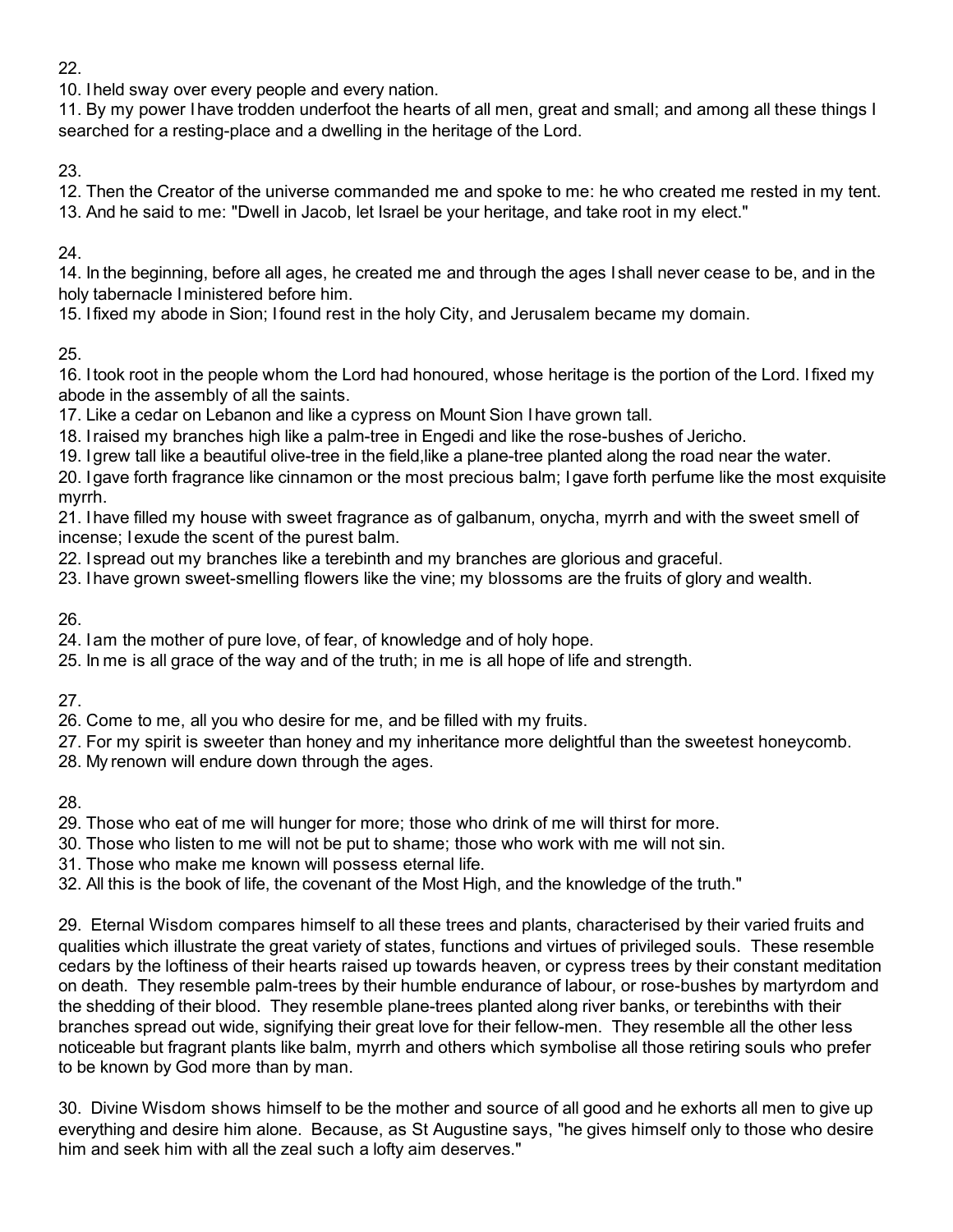22.

10. I held sway over every people and every nation.

11. By my power I have trodden underfoot the hearts of all men, great and small; and among all these things I searched for a resting-place and a dwelling in the heritage of the Lord.

23.

12. Then the Creator of the universe commanded me and spoke to me: he who created me rested in my tent.

13. And he said to me: "Dwell in Jacob, let Israel be your heritage, and take root in my elect."

24.

14. In the beginning, before all ages, he created me and through the ages I shall never cease to be, and in the holy tabernacle I ministered before him.

15. I fixed my abode in Sion; I found rest in the holy City, and Jerusalem became my domain.

25.

16. I took root in the people whom the Lord had honoured, whose heritage is the portion of the Lord. I fixed my abode in the assembly of all the saints.

17. Like a cedar on Lebanon and like a cypress on Mount Sion I have grown tall.

18. I raised my branches high like a palm-tree in Engedi and like the rose-bushes of Jericho.

19. I grew tall like a beautiful olive-tree in the field,like a plane-tree planted along the road near the water.

20. I gave forth fragrance like cinnamon or the most precious balm; I gave forth perfume like the most exquisite myrrh.

21. I have filled my house with sweet fragrance as of galbanum, onycha, myrrh and with the sweet smell of incense; I exude the scent of the purest balm.

22. I spread out my branches like a terebinth and my branches are glorious and graceful.

23. I have grown sweet-smelling flowers like the vine; my blossoms are the fruits of glory and wealth.

26.

24. I am the mother of pure love, of fear, of knowledge and of holy hope.

25. In me is all grace of the way and of the truth; in me is all hope of life and strength.

27.

26. Come to me, all you who desire for me, and be filled with my fruits.

27. For my spirit is sweeter than honey and my inheritance more delightful than the sweetest honeycomb.

28. My renown will endure down through the ages.

28.

29. Those who eat of me will hunger for more; those who drink of me will thirst for more.

30. Those who listen to me will not be put to shame; those who work with me will not sin.

31. Those who make me known will possess eternal life.

32. All this is the book of life, the covenant of the Most High, and the knowledge of the truth."

29. Eternal Wisdom compares himself to all these trees and plants, characterised by their varied fruits and qualities which illustrate the great variety of states, functions and virtues of privileged souls. These resemble cedars by the loftiness of their hearts raised up towards heaven, or cypress trees by their constant meditation on death. They resemble palm-trees by their humble endurance of labour, or rose-bushes by martyrdom and the shedding of their blood. They resemble plane-trees planted along river banks, or terebinths with their branches spread out wide, signifying their great love for their fellow-men. They resemble all the other less noticeable but fragrant plants like balm, myrrh and others which symbolise all those retiring souls who prefer to be known by God more than by man.

30. Divine Wisdom shows himself to be the mother and source of all good and he exhorts all men to give up everything and desire him alone. Because, as St Augustine says, "he gives himself only to those who desire him and seek him with all the zeal such a lofty aim deserves."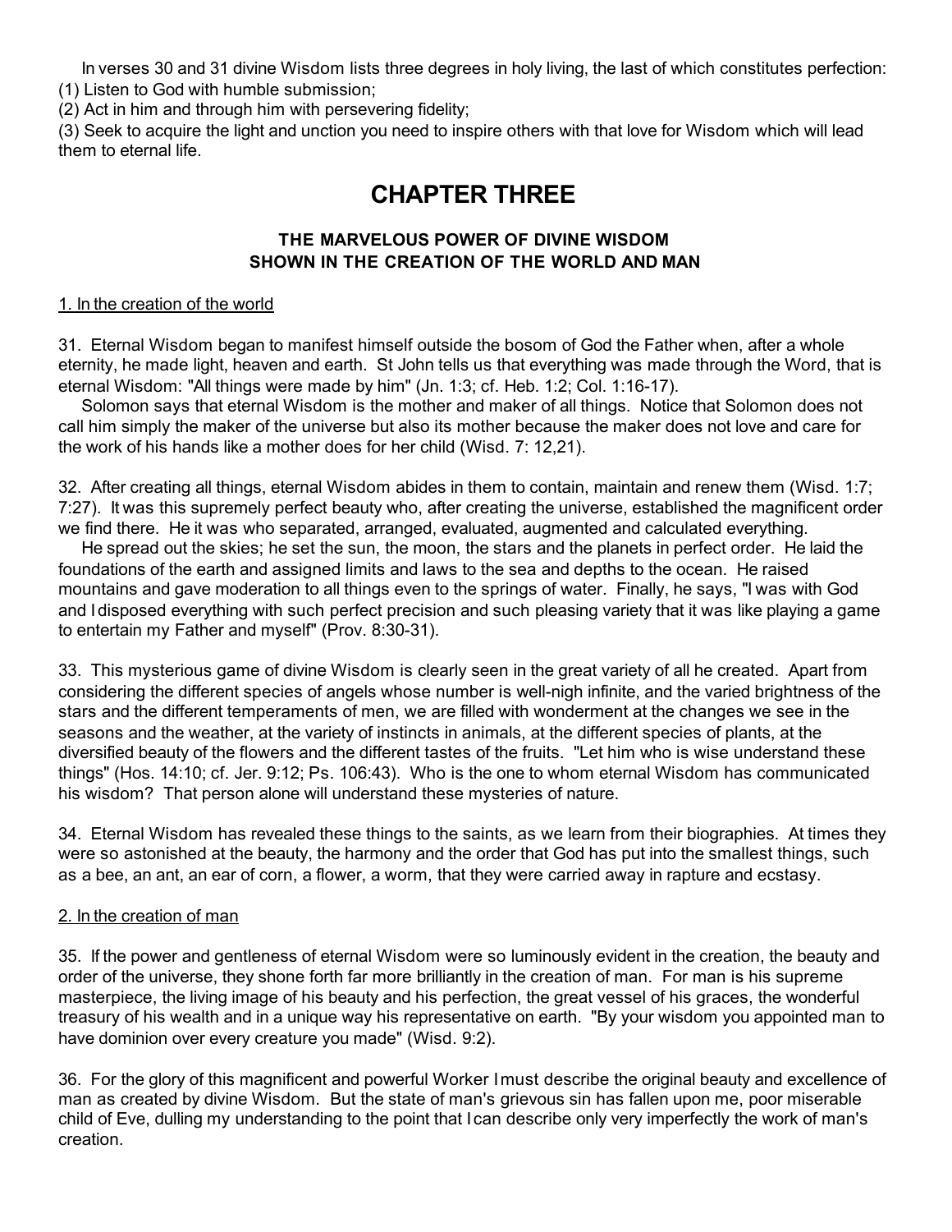In verses 30 and 31 divine Wisdom lists three degrees in holy living, the last of which constitutes perfection:
(1) Listen to God with humble submission;
(2) Act in him and through him with persevering fidelity;
(3) Seek to acquire the light and unction you need to inspire others with that love for Wisdom which will lead them to eternal life.

# CHAPTER THREE

## THE MARVELOUS POWER OF DIVINE WISDOM SHOWN IN THE CREATION OF THE WORLD AND MAN

### 1. In the creation of the world

31. Eternal Wisdom began to manifest himself outside the bosom of God the Father when, after a whole eternity, he made light, heaven and earth. St John tells us that everything was made through the Word, that is eternal Wisdom: "All things were made by him" (Jn. 1:3; cf. Heb. 1:2; Col. 1:16-17).

Solomon says that eternal Wisdom is the mother and maker of all things. Notice that Solomon does not call him simply the maker of the universe but also its mother because the maker does not love and care for the work of his hands like a mother does for her child (Wisd. 7: 12,21).

32. After creating all things, eternal Wisdom abides in them to contain, maintain and renew them (Wisd. 1:7; 7:27). It was this supremely perfect beauty who, after creating the universe, established the magnificent order we find there. He it was who separated, arranged, evaluated, augmented and calculated everything.

He spread out the skies; he set the sun, the moon, the stars and the planets in perfect order. He laid the foundations of the earth and assigned limits and laws to the sea and depths to the ocean. He raised mountains and gave moderation to all things even to the springs of water. Finally, he says, "I was with God and I disposed everything with such perfect precision and such pleasing variety that it was like playing a game to entertain my Father and myself" (Prov. 8:30-31).

33. This mysterious game of divine Wisdom is clearly seen in the great variety of all he created. Apart from considering the different species of angels whose number is well-nigh infinite, and the varied brightness of the stars and the different temperaments of men, we are filled with wonderment at the changes we see in the seasons and the weather, at the variety of instincts in animals, at the different species of plants, at the diversified beauty of the flowers and the different tastes of the fruits. "Let him who is wise understand these things" (Hos. 14:10; cf. Jer. 9:12; Ps. 106:43). Who is the one to whom eternal Wisdom has communicated his wisdom? That person alone will understand these mysteries of nature.

34. Eternal Wisdom has revealed these things to the saints, as we learn from their biographies. At times they were so astonished at the beauty, the harmony and the order that God has put into the smallest things, such as a bee, an ant, an ear of corn, a flower, a worm, that they were carried away in rapture and ecstasy.

### 2. In the creation of man

35. If the power and gentleness of eternal Wisdom were so luminously evident in the creation, the beauty and order of the universe, they shone forth far more brilliantly in the creation of man. For man is his supreme masterpiece, the living image of his beauty and his perfection, the great vessel of his graces, the wonderful treasury of his wealth and in a unique way his representative on earth. "By your wisdom you appointed man to have dominion over every creature you made" (Wisd. 9:2).

36. For the glory of this magnificent and powerful Worker I must describe the original beauty and excellence of man as created by divine Wisdom. But the state of man's grievous sin has fallen upon me, poor miserable child of Eve, dulling my understanding to the point that I can describe only very imperfectly the work of man's creation.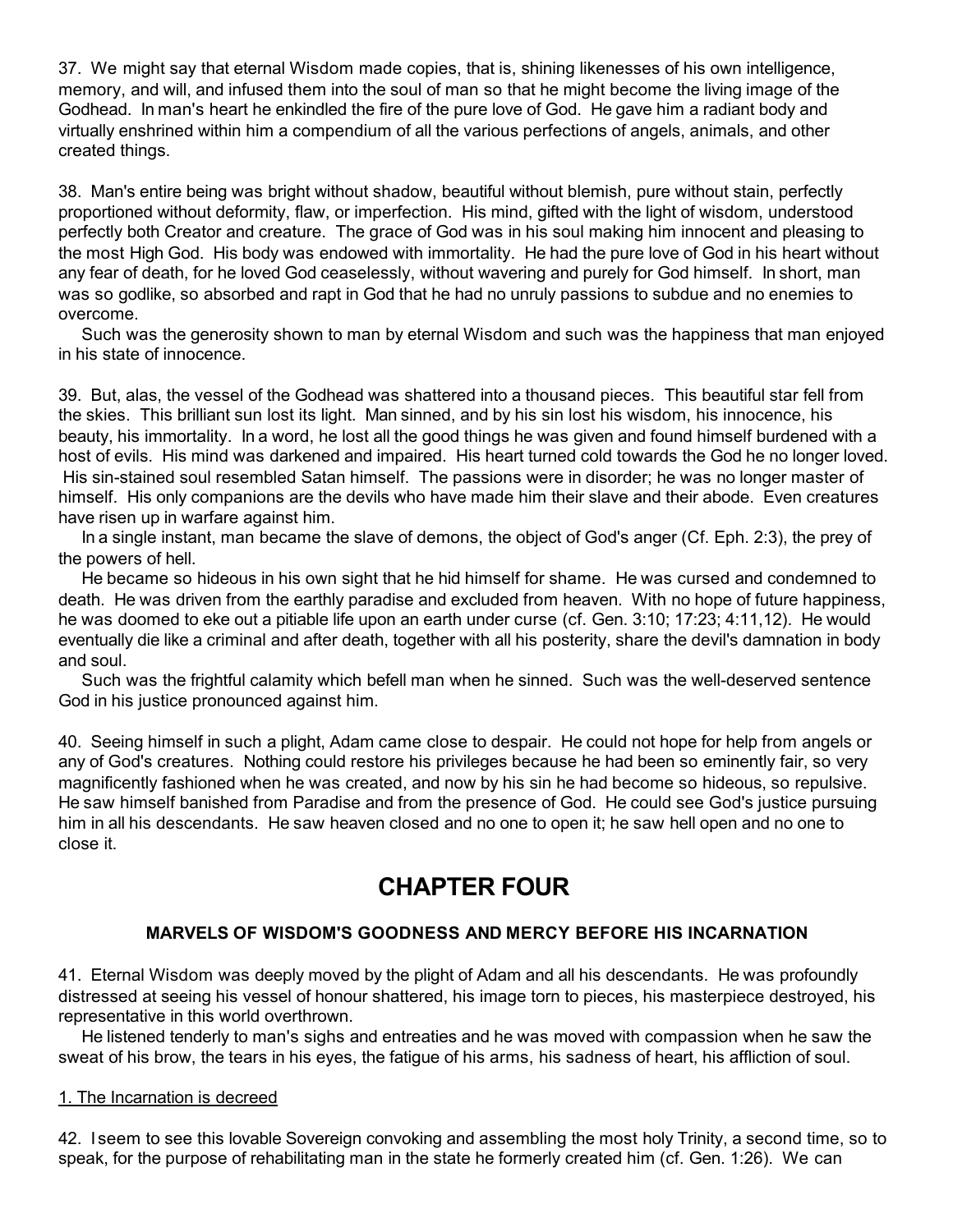37. We might say that eternal Wisdom made copies, that is, shining likenesses of his own intelligence, memory, and will, and infused them into the soul of man so that he might become the living image of the Godhead. In man's heart he enkindled the fire of the pure love of God. He gave him a radiant body and virtually enshrined within him a compendium of all the various perfections of angels, animals, and other created things.

38. Man's entire being was bright without shadow, beautiful without blemish, pure without stain, perfectly proportioned without deformity, flaw, or imperfection. His mind, gifted with the light of wisdom, understood perfectly both Creator and creature. The grace of God was in his soul making him innocent and pleasing to the most High God. His body was endowed with immortality. He had the pure love of God in his heart without any fear of death, for he loved God ceaselessly, without wavering and purely for God himself. In short, man was so godlike, so absorbed and rapt in God that he had no unruly passions to subdue and no enemies to overcome.

Such was the generosity shown to man by eternal Wisdom and such was the happiness that man enjoyed in his state of innocence.

39. But, alas, the vessel of the Godhead was shattered into a thousand pieces. This beautiful star fell from the skies. This brilliant sun lost its light. Man sinned, and by his sin lost his wisdom, his innocence, his beauty, his immortality. In a word, he lost all the good things he was given and found himself burdened with a host of evils. His mind was darkened and impaired. His heart turned cold towards the God he no longer loved. His sin-stained soul resembled Satan himself. The passions were in disorder; he was no longer master of himself. His only companions are the devils who have made him their slave and their abode. Even creatures have risen up in warfare against him.

In a single instant, man became the slave of demons, the object of God's anger (Cf. Eph. 2:3), the prey of the powers of hell.

He became so hideous in his own sight that he hid himself for shame. He was cursed and condemned to death. He was driven from the earthly paradise and excluded from heaven. With no hope of future happiness, he was doomed to eke out a pitiable life upon an earth under curse (cf. Gen. 3:10; 17:23; 4:11,12). He would eventually die like a criminal and after death, together with all his posterity, share the devil's damnation in body and soul.

Such was the frightful calamity which befell man when he sinned. Such was the well-deserved sentence God in his justice pronounced against him.

40. Seeing himself in such a plight, Adam came close to despair. He could not hope for help from angels or any of God's creatures. Nothing could restore his privileges because he had been so eminently fair, so very magnificently fashioned when he was created, and now by his sin he had become so hideous, so repulsive. He saw himself banished from Paradise and from the presence of God. He could see God's justice pursuing him in all his descendants. He saw heaven closed and no one to open it; he saw hell open and no one to close it.

# CHAPTER FOUR

### MARVELS OF WISDOM'S GOODNESS AND MERCY BEFORE HIS INCARNATION

41. Eternal Wisdom was deeply moved by the plight of Adam and all his descendants. He was profoundly distressed at seeing his vessel of honour shattered, his image torn to pieces, his masterpiece destroyed, his representative in this world overthrown.

He listened tenderly to man's sighs and entreaties and he was moved with compassion when he saw the sweat of his brow, the tears in his eyes, the fatigue of his arms, his sadness of heart, his affliction of soul.

1. The Incarnation is decreed

42. I seem to see this lovable Sovereign convoking and assembling the most holy Trinity, a second time, so to speak, for the purpose of rehabilitating man in the state he formerly created him (cf. Gen. 1:26). We can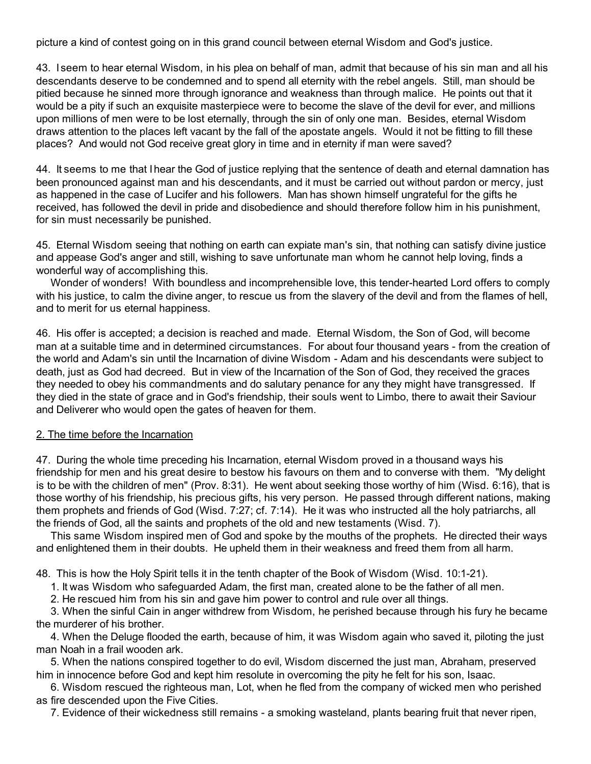picture a kind of contest going on in this grand council between eternal Wisdom and God's justice.

43. I seem to hear eternal Wisdom, in his plea on behalf of man, admit that because of his sin man and all his descendants deserve to be condemned and to spend all eternity with the rebel angels. Still, man should be pitied because he sinned more through ignorance and weakness than through malice. He points out that it would be a pity if such an exquisite masterpiece were to become the slave of the devil for ever, and millions upon millions of men were to be lost eternally, through the sin of only one man. Besides, eternal Wisdom draws attention to the places left vacant by the fall of the apostate angels. Would it not be fitting to fill these places? And would not God receive great glory in time and in eternity if man were saved?

44. It seems to me that I hear the God of justice replying that the sentence of death and eternal damnation has been pronounced against man and his descendants, and it must be carried out without pardon or mercy, just as happened in the case of Lucifer and his followers. Man has shown himself ungrateful for the gifts he received, has followed the devil in pride and disobedience and should therefore follow him in his punishment, for sin must necessarily be punished.

45. Eternal Wisdom seeing that nothing on earth can expiate man's sin, that nothing can satisfy divine justice and appease God's anger and still, wishing to save unfortunate man whom he cannot help loving, finds a wonderful way of accomplishing this.

Wonder of wonders! With boundless and incomprehensible love, this tender-hearted Lord offers to comply with his justice, to calm the divine anger, to rescue us from the slavery of the devil and from the flames of hell, and to merit for us eternal happiness.

46. His offer is accepted; a decision is reached and made. Eternal Wisdom, the Son of God, will become man at a suitable time and in determined circumstances. For about four thousand years - from the creation of the world and Adam's sin until the Incarnation of divine Wisdom - Adam and his descendants were subject to death, just as God had decreed. But in view of the Incarnation of the Son of God, they received the graces they needed to obey his commandments and do salutary penance for any they might have transgressed. If they died in the state of grace and in God's friendship, their souls went to Limbo, there to await their Saviour and Deliverer who would open the gates of heaven for them.

## 2. The time before the Incarnation

47. During the whole time preceding his Incarnation, eternal Wisdom proved in a thousand ways his friendship for men and his great desire to bestow his favours on them and to converse with them. "My delight is to be with the children of men" (Prov. 8:31). He went about seeking those worthy of him (Wisd. 6:16), that is those worthy of his friendship, his precious gifts, his very person. He passed through different nations, making them prophets and friends of God (Wisd. 7:27; cf. 7:14). He it was who instructed all the holy patriarchs, all the friends of God, all the saints and prophets of the old and new testaments (Wisd. 7).

This same Wisdom inspired men of God and spoke by the mouths of the prophets. He directed their ways and enlightened them in their doubts. He upheld them in their weakness and freed them from all harm.

48. This is how the Holy Spirit tells it in the tenth chapter of the Book of Wisdom (Wisd. 10:1-21).

1. It was Wisdom who safeguarded Adam, the first man, created alone to be the father of all men.
2. He rescued him from his sin and gave him power to control and rule over all things.
3. When the sinful Cain in anger withdrew from Wisdom, he perished because through his fury he became the murderer of his brother.
4. When the Deluge flooded the earth, because of him, it was Wisdom again who saved it, piloting the just man Noah in a frail wooden ark.
5. When the nations conspired together to do evil, Wisdom discerned the just man, Abraham, preserved him in innocence before God and kept him resolute in overcoming the pity he felt for his son, Isaac.
6. Wisdom rescued the righteous man, Lot, when he fled from the company of wicked men who perished as fire descended upon the Five Cities.
7. Evidence of their wickedness still remains - a smoking wasteland, plants bearing fruit that never ripen,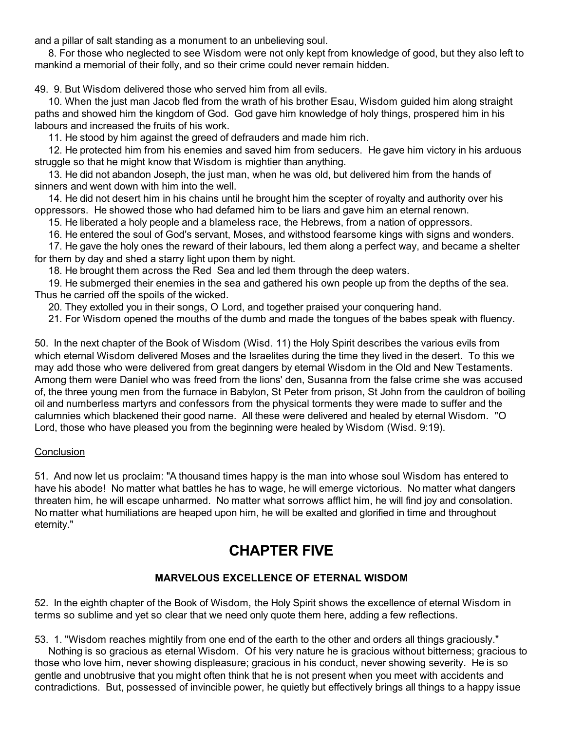and a pillar of salt standing as a monument to an unbelieving soul.

8. For those who neglected to see Wisdom were not only kept from knowledge of good, but they also left to mankind a memorial of their folly, and so their crime could never remain hidden.

49. 9. But Wisdom delivered those who served him from all evils.

10. When the just man Jacob fled from the wrath of his brother Esau, Wisdom guided him along straight paths and showed him the kingdom of God. God gave him knowledge of holy things, prospered him in his labours and increased the fruits of his work.

11. He stood by him against the greed of defrauders and made him rich.

12. He protected him from his enemies and saved him from seducers. He gave him victory in his arduous struggle so that he might know that Wisdom is mightier than anything.

13. He did not abandon Joseph, the just man, when he was old, but delivered him from the hands of sinners and went down with him into the well.

14. He did not desert him in his chains until he brought him the scepter of royalty and authority over his oppressors. He showed those who had defamed him to be liars and gave him an eternal renown.

15. He liberated a holy people and a blameless race, the Hebrews, from a nation of oppressors.

16. He entered the soul of God's servant, Moses, and withstood fearsome kings with signs and wonders.

17. He gave the holy ones the reward of their labours, led them along a perfect way, and became a shelter for them by day and shed a starry light upon them by night.

18. He brought them across the Red Sea and led them through the deep waters.

19. He submerged their enemies in the sea and gathered his own people up from the depths of the sea. Thus he carried off the spoils of the wicked.

20. They extolled you in their songs, O Lord, and together praised your conquering hand.

21. For Wisdom opened the mouths of the dumb and made the tongues of the babes speak with fluency.

50. In the next chapter of the Book of Wisdom (Wisd. 11) the Holy Spirit describes the various evils from which eternal Wisdom delivered Moses and the Israelites during the time they lived in the desert. To this we may add those who were delivered from great dangers by eternal Wisdom in the Old and New Testaments. Among them were Daniel who was freed from the lions' den, Susanna from the false crime she was accused of, the three young men from the furnace in Babylon, St Peter from prison, St John from the cauldron of boiling oil and numberless martyrs and confessors from the physical torments they were made to suffer and the calumnies which blackened their good name. All these were delivered and healed by eternal Wisdom. "O Lord, those who have pleased you from the beginning were healed by Wisdom (Wisd. 9:19).

Conclusion

51. And now let us proclaim: "A thousand times happy is the man into whose soul Wisdom has entered to have his abode! No matter what battles he has to wage, he will emerge victorious. No matter what dangers threaten him, he will escape unharmed. No matter what sorrows afflict him, he will find joy and consolation. No matter what humiliations are heaped upon him, he will be exalted and glorified in time and throughout eternity."

# CHAPTER FIVE

### MARVELOUS EXCELLENCE OF ETERNAL WISDOM

52. In the eighth chapter of the Book of Wisdom, the Holy Spirit shows the excellence of eternal Wisdom in terms so sublime and yet so clear that we need only quote them here, adding a few reflections.

53. 1. "Wisdom reaches mightily from one end of the earth to the other and orders all things graciously."

Nothing is so gracious as eternal Wisdom. Of his very nature he is gracious without bitterness; gracious to those who love him, never showing displeasure; gracious in his conduct, never showing severity. He is so gentle and unobtrusive that you might often think that he is not present when you meet with accidents and contradictions. But, possessed of invincible power, he quietly but effectively brings all things to a happy issue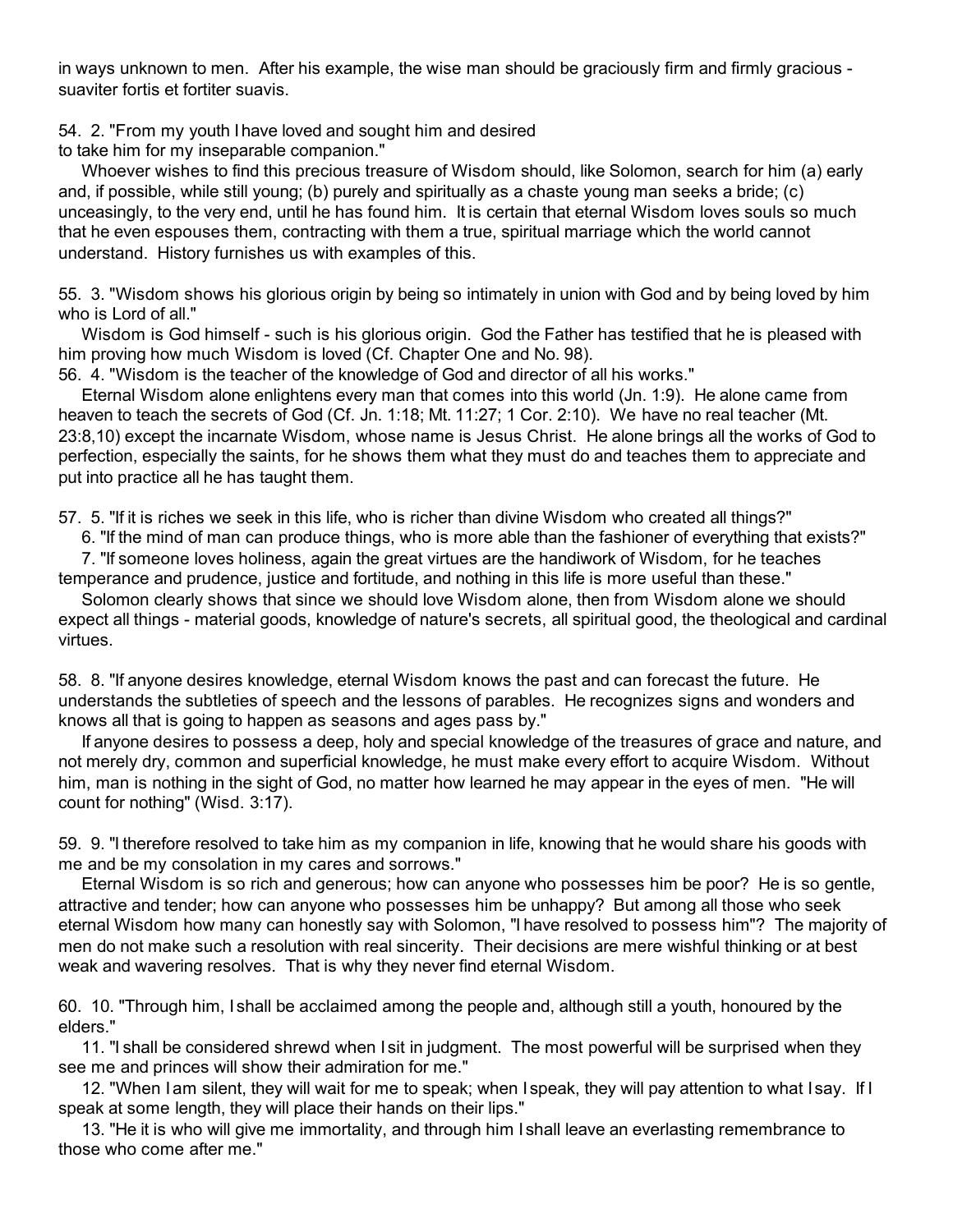in ways unknown to men. After his example, the wise man should be graciously firm and firmly gracious - suaviter fortis et fortiter suavis.

54. 2. "From my youth I have loved and sought him and desired to take him for my inseparable companion."

Whoever wishes to find this precious treasure of Wisdom should, like Solomon, search for him (a) early and, if possible, while still young; (b) purely and spiritually as a chaste young man seeks a bride; (c) unceasingly, to the very end, until he has found him. It is certain that eternal Wisdom loves souls so much that he even espouses them, contracting with them a true, spiritual marriage which the world cannot understand. History furnishes us with examples of this.

55. 3. "Wisdom shows his glorious origin by being so intimately in union with God and by being loved by him who is Lord of all."

Wisdom is God himself - such is his glorious origin. God the Father has testified that he is pleased with him proving how much Wisdom is loved (Cf. Chapter One and No. 98).

56. 4. "Wisdom is the teacher of the knowledge of God and director of all his works."

Eternal Wisdom alone enlightens every man that comes into this world (Jn. 1:9). He alone came from heaven to teach the secrets of God (Cf. Jn. 1:18; Mt. 11:27; 1 Cor. 2:10). We have no real teacher (Mt. 23:8,10) except the incarnate Wisdom, whose name is Jesus Christ. He alone brings all the works of God to perfection, especially the saints, for he shows them what they must do and teaches them to appreciate and put into practice all he has taught them.

57. 5. "If it is riches we seek in this life, who is richer than divine Wisdom who created all things?"

6. "If the mind of man can produce things, who is more able than the fashioner of everything that exists?"

7. "If someone loves holiness, again the great virtues are the handiwork of Wisdom, for he teaches temperance and prudence, justice and fortitude, and nothing in this life is more useful than these."

Solomon clearly shows that since we should love Wisdom alone, then from Wisdom alone we should expect all things - material goods, knowledge of nature's secrets, all spiritual good, the theological and cardinal virtues.

58. 8. "If anyone desires knowledge, eternal Wisdom knows the past and can forecast the future. He understands the subtleties of speech and the lessons of parables. He recognizes signs and wonders and knows all that is going to happen as seasons and ages pass by."

If anyone desires to possess a deep, holy and special knowledge of the treasures of grace and nature, and not merely dry, common and superficial knowledge, he must make every effort to acquire Wisdom. Without him, man is nothing in the sight of God, no matter how learned he may appear in the eyes of men. "He will count for nothing" (Wisd. 3:17).

59. 9. "I therefore resolved to take him as my companion in life, knowing that he would share his goods with me and be my consolation in my cares and sorrows."

Eternal Wisdom is so rich and generous; how can anyone who possesses him be poor? He is so gentle, attractive and tender; how can anyone who possesses him be unhappy? But among all those who seek eternal Wisdom how many can honestly say with Solomon, "I have resolved to possess him"? The majority of men do not make such a resolution with real sincerity. Their decisions are mere wishful thinking or at best weak and wavering resolves. That is why they never find eternal Wisdom.

60. 10. "Through him, I shall be acclaimed among the people and, although still a youth, honoured by the elders."

11. "I shall be considered shrewd when I sit in judgment. The most powerful will be surprised when they see me and princes will show their admiration for me."

12. "When I am silent, they will wait for me to speak; when I speak, they will pay attention to what I say. If I speak at some length, they will place their hands on their lips."

13. "He it is who will give me immortality, and through him I shall leave an everlasting remembrance to those who come after me."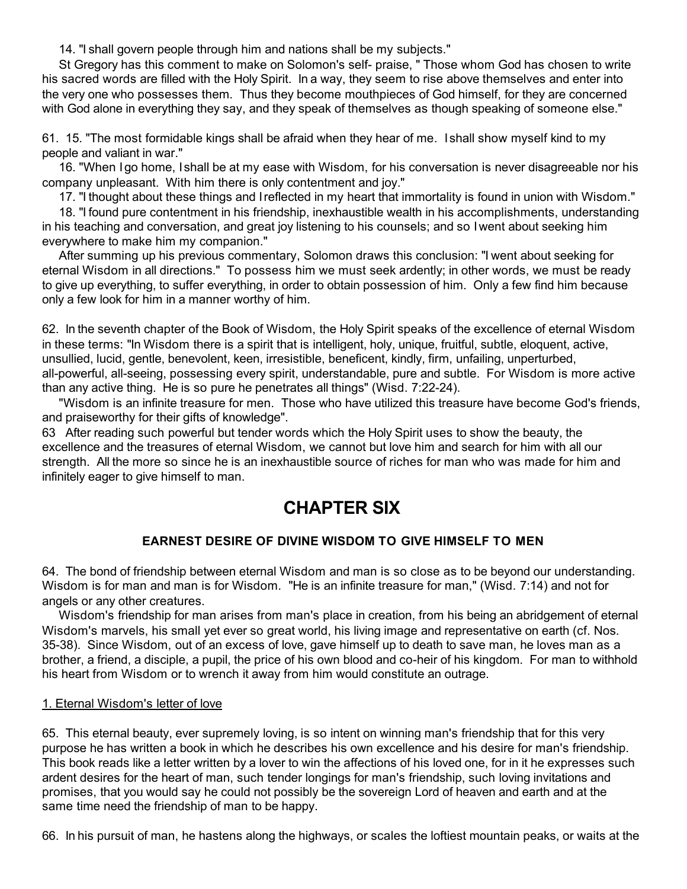14. "I shall govern people through him and nations shall be my subjects."

St Gregory has this comment to make on Solomon's self- praise, " Those whom God has chosen to write his sacred words are filled with the Holy Spirit. In a way, they seem to rise above themselves and enter into the very one who possesses them. Thus they become mouthpieces of God himself, for they are concerned with God alone in everything they say, and they speak of themselves as though speaking of someone else."

61. 15. "The most formidable kings shall be afraid when they hear of me. I shall show myself kind to my people and valiant in war."

16. "When I go home, I shall be at my ease with Wisdom, for his conversation is never disagreeable nor his company unpleasant. With him there is only contentment and joy."

17. "I thought about these things and I reflected in my heart that immortality is found in union with Wisdom."

18. "I found pure contentment in his friendship, inexhaustible wealth in his accomplishments, understanding in his teaching and conversation, and great joy listening to his counsels; and so I went about seeking him everywhere to make him my companion."

After summing up his previous commentary, Solomon draws this conclusion: "I went about seeking for eternal Wisdom in all directions." To possess him we must seek ardently; in other words, we must be ready to give up everything, to suffer everything, in order to obtain possession of him. Only a few find him because only a few look for him in a manner worthy of him.

62. In the seventh chapter of the Book of Wisdom, the Holy Spirit speaks of the excellence of eternal Wisdom in these terms: "In Wisdom there is a spirit that is intelligent, holy, unique, fruitful, subtle, eloquent, active, unsullied, lucid, gentle, benevolent, keen, irresistible, beneficent, kindly, firm, unfailing, unperturbed, all-powerful, all-seeing, possessing every spirit, understandable, pure and subtle. For Wisdom is more active than any active thing. He is so pure he penetrates all things" (Wisd. 7:22-24).

"Wisdom is an infinite treasure for men. Those who have utilized this treasure have become God's friends, and praiseworthy for their gifts of knowledge".

63 After reading such powerful but tender words which the Holy Spirit uses to show the beauty, the excellence and the treasures of eternal Wisdom, we cannot but love him and search for him with all our strength. All the more so since he is an inexhaustible source of riches for man who was made for him and infinitely eager to give himself to man.

# CHAPTER SIX

### EARNEST DESIRE OF DIVINE WISDOM TO GIVE HIMSELF TO MEN

64. The bond of friendship between eternal Wisdom and man is so close as to be beyond our understanding. Wisdom is for man and man is for Wisdom. "He is an infinite treasure for man," (Wisd. 7:14) and not for angels or any other creatures.

Wisdom's friendship for man arises from man's place in creation, from his being an abridgement of eternal Wisdom's marvels, his small yet ever so great world, his living image and representative on earth (cf. Nos. 35-38). Since Wisdom, out of an excess of love, gave himself up to death to save man, he loves man as a brother, a friend, a disciple, a pupil, the price of his own blood and co-heir of his kingdom. For man to withhold his heart from Wisdom or to wrench it away from him would constitute an outrage.

#### 1. Eternal Wisdom's letter of love

65. This eternal beauty, ever supremely loving, is so intent on winning man's friendship that for this very purpose he has written a book in which he describes his own excellence and his desire for man's friendship. This book reads like a letter written by a lover to win the affections of his loved one, for in it he expresses such ardent desires for the heart of man, such tender longings for man's friendship, such loving invitations and promises, that you would say he could not possibly be the sovereign Lord of heaven and earth and at the same time need the friendship of man to be happy.

66. In his pursuit of man, he hastens along the highways, or scales the loftiest mountain peaks, or waits at the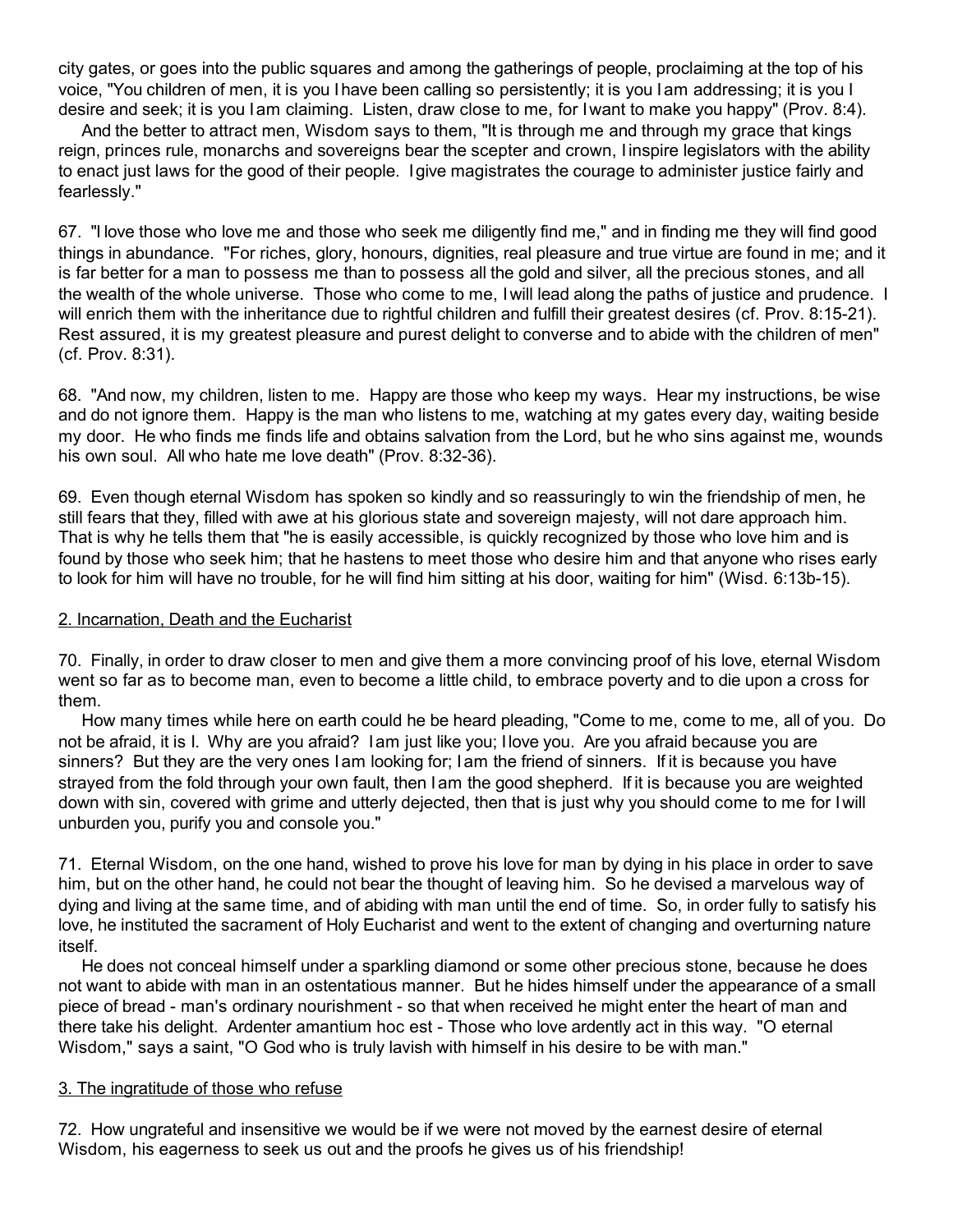city gates, or goes into the public squares and among the gatherings of people, proclaiming at the top of his voice, "You children of men, it is you I have been calling so persistently; it is you I am addressing; it is you I desire and seek; it is you I am claiming. Listen, draw close to me, for I want to make you happy" (Prov. 8:4).

And the better to attract men, Wisdom says to them, "It is through me and through my grace that kings reign, princes rule, monarchs and sovereigns bear the scepter and crown, I inspire legislators with the ability to enact just laws for the good of their people. I give magistrates the courage to administer justice fairly and fearlessly."

67. "I love those who love me and those who seek me diligently find me," and in finding me they will find good things in abundance. "For riches, glory, honours, dignities, real pleasure and true virtue are found in me; and it is far better for a man to possess me than to possess all the gold and silver, all the precious stones, and all the wealth of the whole universe. Those who come to me, I will lead along the paths of justice and prudence. I will enrich them with the inheritance due to rightful children and fulfill their greatest desires (cf. Prov. 8:15-21). Rest assured, it is my greatest pleasure and purest delight to converse and to abide with the children of men" (cf. Prov. 8:31).

68. "And now, my children, listen to me. Happy are those who keep my ways. Hear my instructions, be wise and do not ignore them. Happy is the man who listens to me, watching at my gates every day, waiting beside my door. He who finds me finds life and obtains salvation from the Lord, but he who sins against me, wounds his own soul. All who hate me love death" (Prov. 8:32-36).

69. Even though eternal Wisdom has spoken so kindly and so reassuringly to win the friendship of men, he still fears that they, filled with awe at his glorious state and sovereign majesty, will not dare approach him. That is why he tells them that "he is easily accessible, is quickly recognized by those who love him and is found by those who seek him; that he hastens to meet those who desire him and that anyone who rises early to look for him will have no trouble, for he will find him sitting at his door, waiting for him" (Wisd. 6:13b-15).

## 2. Incarnation, Death and the Eucharist

70. Finally, in order to draw closer to men and give them a more convincing proof of his love, eternal Wisdom went so far as to become man, even to become a little child, to embrace poverty and to die upon a cross for them.

How many times while here on earth could he be heard pleading, "Come to me, come to me, all of you. Do not be afraid, it is I. Why are you afraid? I am just like you; I love you. Are you afraid because you are sinners? But they are the very ones I am looking for; I am the friend of sinners. If it is because you have strayed from the fold through your own fault, then I am the good shepherd. If it is because you are weighted down with sin, covered with grime and utterly dejected, then that is just why you should come to me for I will unburden you, purify you and console you."

71. Eternal Wisdom, on the one hand, wished to prove his love for man by dying in his place in order to save him, but on the other hand, he could not bear the thought of leaving him. So he devised a marvelous way of dying and living at the same time, and of abiding with man until the end of time. So, in order fully to satisfy his love, he instituted the sacrament of Holy Eucharist and went to the extent of changing and overturning nature itself.

He does not conceal himself under a sparkling diamond or some other precious stone, because he does not want to abide with man in an ostentatious manner. But he hides himself under the appearance of a small piece of bread - man's ordinary nourishment - so that when received he might enter the heart of man and there take his delight. Ardenter amantium hoc est - Those who love ardently act in this way. "O eternal Wisdom," says a saint, "O God who is truly lavish with himself in his desire to be with man."

## 3. The ingratitude of those who refuse

72. How ungrateful and insensitive we would be if we were not moved by the earnest desire of eternal Wisdom, his eagerness to seek us out and the proofs he gives us of his friendship!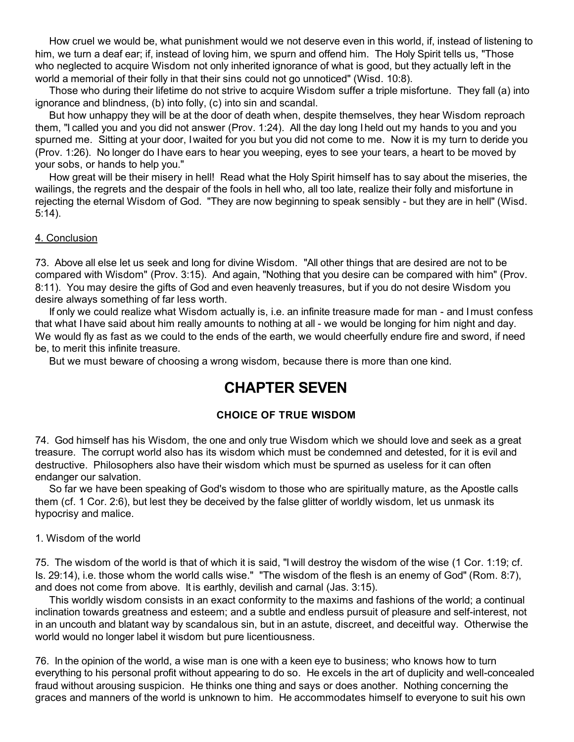How cruel we would be, what punishment would we not deserve even in this world, if, instead of listening to him, we turn a deaf ear; if, instead of loving him, we spurn and offend him. The Holy Spirit tells us, "Those who neglected to acquire Wisdom not only inherited ignorance of what is good, but they actually left in the world a memorial of their folly in that their sins could not go unnoticed" (Wisd. 10:8).

Those who during their lifetime do not strive to acquire Wisdom suffer a triple misfortune. They fall (a) into ignorance and blindness, (b) into folly, (c) into sin and scandal.

But how unhappy they will be at the door of death when, despite themselves, they hear Wisdom reproach them, "I called you and you did not answer (Prov. 1:24). All the day long I held out my hands to you and you spurned me. Sitting at your door, I waited for you but you did not come to me. Now it is my turn to deride you (Prov. 1:26). No longer do I have ears to hear you weeping, eyes to see your tears, a heart to be moved by your sobs, or hands to help you."

How great will be their misery in hell! Read what the Holy Spirit himself has to say about the miseries, the wailings, the regrets and the despair of the fools in hell who, all too late, realize their folly and misfortune in rejecting the eternal Wisdom of God. "They are now beginning to speak sensibly - but they are in hell" (Wisd. 5:14).

### 4. Conclusion

73. Above all else let us seek and long for divine Wisdom. "All other things that are desired are not to be compared with Wisdom" (Prov. 3:15). And again, "Nothing that you desire can be compared with him" (Prov. 8:11). You may desire the gifts of God and even heavenly treasures, but if you do not desire Wisdom you desire always something of far less worth.

If only we could realize what Wisdom actually is, i.e. an infinite treasure made for man - and I must confess that what I have said about him really amounts to nothing at all - we would be longing for him night and day. We would fly as fast as we could to the ends of the earth, we would cheerfully endure fire and sword, if need be, to merit this infinite treasure.

But we must beware of choosing a wrong wisdom, because there is more than one kind.

# CHAPTER SEVEN

## CHOICE OF TRUE WISDOM

74. God himself has his Wisdom, the one and only true Wisdom which we should love and seek as a great treasure. The corrupt world also has its wisdom which must be condemned and detested, for it is evil and destructive. Philosophers also have their wisdom which must be spurned as useless for it can often endanger our salvation.

So far we have been speaking of God's wisdom to those who are spiritually mature, as the Apostle calls them (cf. 1 Cor. 2:6), but lest they be deceived by the false glitter of worldly wisdom, let us unmask its hypocrisy and malice.

### 1. Wisdom of the world

75. The wisdom of the world is that of which it is said, "I will destroy the wisdom of the wise (1 Cor. 1:19; cf. Is. 29:14), i.e. those whom the world calls wise." "The wisdom of the flesh is an enemy of God" (Rom. 8:7), and does not come from above. It is earthly, devilish and carnal (Jas. 3:15).

This worldly wisdom consists in an exact conformity to the maxims and fashions of the world; a continual inclination towards greatness and esteem; and a subtle and endless pursuit of pleasure and self-interest, not in an uncouth and blatant way by scandalous sin, but in an astute, discreet, and deceitful way. Otherwise the world would no longer label it wisdom but pure licentiousness.

76. In the opinion of the world, a wise man is one with a keen eye to business; who knows how to turn everything to his personal profit without appearing to do so. He excels in the art of duplicity and well-concealed fraud without arousing suspicion. He thinks one thing and says or does another. Nothing concerning the graces and manners of the world is unknown to him. He accommodates himself to everyone to suit his own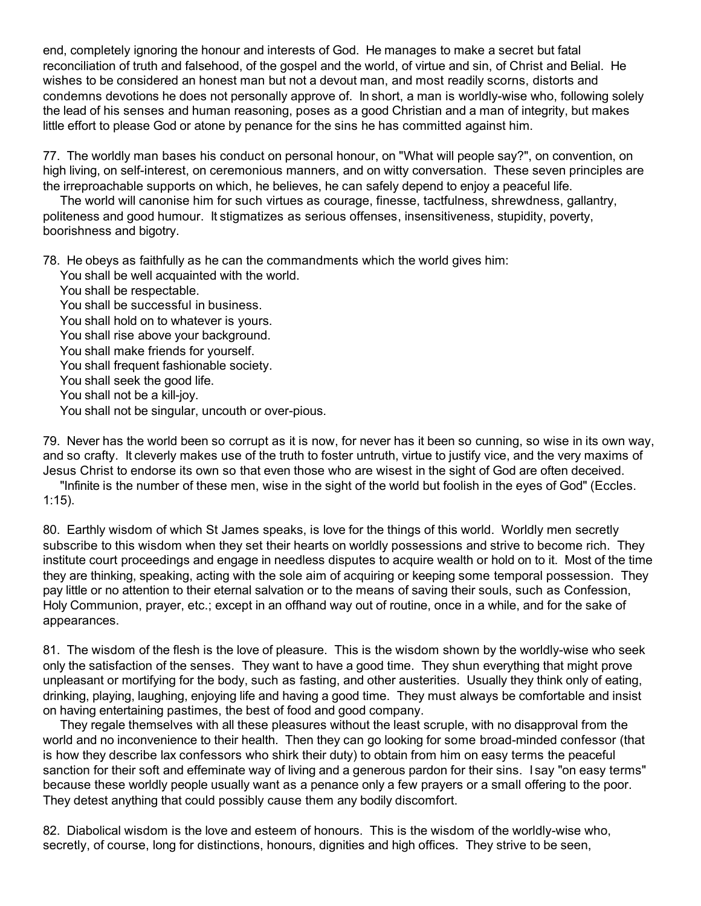end, completely ignoring the honour and interests of God. He manages to make a secret but fatal reconciliation of truth and falsehood, of the gospel and the world, of virtue and sin, of Christ and Belial. He wishes to be considered an honest man but not a devout man, and most readily scorns, distorts and condemns devotions he does not personally approve of. In short, a man is worldly-wise who, following solely the lead of his senses and human reasoning, poses as a good Christian and a man of integrity, but makes little effort to please God or atone by penance for the sins he has committed against him.

77. The worldly man bases his conduct on personal honour, on "What will people say?", on convention, on high living, on self-interest, on ceremonious manners, and on witty conversation. These seven principles are the irreproachable supports on which, he believes, he can safely depend to enjoy a peaceful life.

The world will canonise him for such virtues as courage, finesse, tactfulness, shrewdness, gallantry, politeness and good humour. It stigmatizes as serious offenses, insensitiveness, stupidity, poverty, boorishness and bigotry.

78. He obeys as faithfully as he can the commandments which the world gives him:

You shall be well acquainted with the world.
You shall be respectable.
You shall be successful in business.
You shall hold on to whatever is yours.
You shall rise above your background.
You shall make friends for yourself.
You shall frequent fashionable society.
You shall seek the good life.
You shall not be a kill-joy.
You shall not be singular, uncouth or over-pious.

79. Never has the world been so corrupt as it is now, for never has it been so cunning, so wise in its own way, and so crafty. It cleverly makes use of the truth to foster untruth, virtue to justify vice, and the very maxims of Jesus Christ to endorse its own so that even those who are wisest in the sight of God are often deceived.

"Infinite is the number of these men, wise in the sight of the world but foolish in the eyes of God" (Eccles. 1:15).

80. Earthly wisdom of which St James speaks, is love for the things of this world. Worldly men secretly subscribe to this wisdom when they set their hearts on worldly possessions and strive to become rich. They institute court proceedings and engage in needless disputes to acquire wealth or hold on to it. Most of the time they are thinking, speaking, acting with the sole aim of acquiring or keeping some temporal possession. They pay little or no attention to their eternal salvation or to the means of saving their souls, such as Confession, Holy Communion, prayer, etc.; except in an offhand way out of routine, once in a while, and for the sake of appearances.

81. The wisdom of the flesh is the love of pleasure. This is the wisdom shown by the worldly-wise who seek only the satisfaction of the senses. They want to have a good time. They shun everything that might prove unpleasant or mortifying for the body, such as fasting, and other austerities. Usually they think only of eating, drinking, playing, laughing, enjoying life and having a good time. They must always be comfortable and insist on having entertaining pastimes, the best of food and good company.

They regale themselves with all these pleasures without the least scruple, with no disapproval from the world and no inconvenience to their health. Then they can go looking for some broad-minded confessor (that is how they describe lax confessors who shirk their duty) to obtain from him on easy terms the peaceful sanction for their soft and effeminate way of living and a generous pardon for their sins. I say "on easy terms" because these worldly people usually want as a penance only a few prayers or a small offering to the poor. They detest anything that could possibly cause them any bodily discomfort.

82. Diabolical wisdom is the love and esteem of honours. This is the wisdom of the worldly-wise who, secretly, of course, long for distinctions, honours, dignities and high offices. They strive to be seen,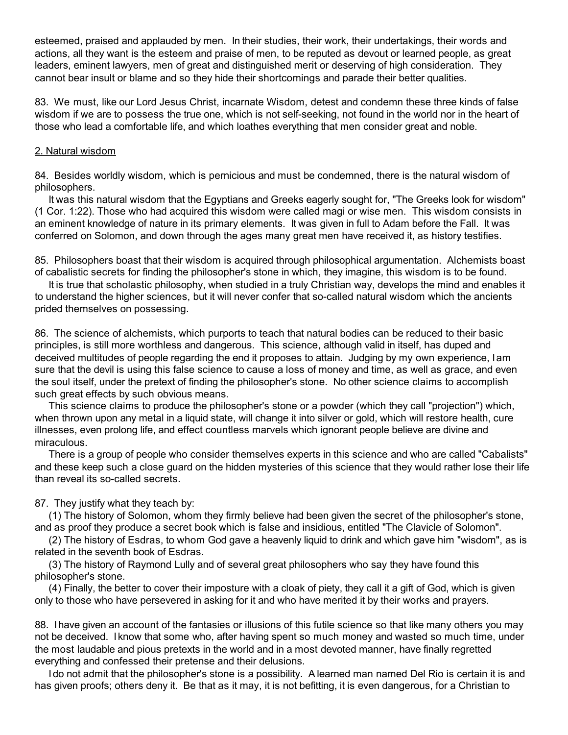esteemed, praised and applauded by men. In their studies, their work, their undertakings, their words and actions, all they want is the esteem and praise of men, to be reputed as devout or learned people, as great leaders, eminent lawyers, men of great and distinguished merit or deserving of high consideration. They cannot bear insult or blame and so they hide their shortcomings and parade their better qualities.

83. We must, like our Lord Jesus Christ, incarnate Wisdom, detest and condemn these three kinds of false wisdom if we are to possess the true one, which is not self-seeking, not found in the world nor in the heart of those who lead a comfortable life, and which loathes everything that men consider great and noble.

2. Natural wisdom

84. Besides worldly wisdom, which is pernicious and must be condemned, there is the natural wisdom of philosophers.

It was this natural wisdom that the Egyptians and Greeks eagerly sought for, "The Greeks look for wisdom" (1 Cor. 1:22). Those who had acquired this wisdom were called magi or wise men. This wisdom consists in an eminent knowledge of nature in its primary elements. It was given in full to Adam before the Fall. It was conferred on Solomon, and down through the ages many great men have received it, as history testifies.

85. Philosophers boast that their wisdom is acquired through philosophical argumentation. Alchemists boast of cabalistic secrets for finding the philosopher's stone in which, they imagine, this wisdom is to be found.

It is true that scholastic philosophy, when studied in a truly Christian way, develops the mind and enables it to understand the higher sciences, but it will never confer that so-called natural wisdom which the ancients prided themselves on possessing.

86. The science of alchemists, which purports to teach that natural bodies can be reduced to their basic principles, is still more worthless and dangerous. This science, although valid in itself, has duped and deceived multitudes of people regarding the end it proposes to attain. Judging by my own experience, I am sure that the devil is using this false science to cause a loss of money and time, as well as grace, and even the soul itself, under the pretext of finding the philosopher's stone. No other science claims to accomplish such great effects by such obvious means.

This science claims to produce the philosopher's stone or a powder (which they call "projection") which, when thrown upon any metal in a liquid state, will change it into silver or gold, which will restore health, cure illnesses, even prolong life, and effect countless marvels which ignorant people believe are divine and miraculous.

There is a group of people who consider themselves experts in this science and who are called "Cabalists" and these keep such a close guard on the hidden mysteries of this science that they would rather lose their life than reveal its so-called secrets.

87. They justify what they teach by:

(1) The history of Solomon, whom they firmly believe had been given the secret of the philosopher's stone, and as proof they produce a secret book which is false and insidious, entitled "The Clavicle of Solomon".

(2) The history of Esdras, to whom God gave a heavenly liquid to drink and which gave him "wisdom", as is related in the seventh book of Esdras.

(3) The history of Raymond Lully and of several great philosophers who say they have found this philosopher's stone.

(4) Finally, the better to cover their imposture with a cloak of piety, they call it a gift of God, which is given only to those who have persevered in asking for it and who have merited it by their works and prayers.

88. I have given an account of the fantasies or illusions of this futile science so that like many others you may not be deceived. I know that some who, after having spent so much money and wasted so much time, under the most laudable and pious pretexts in the world and in a most devoted manner, have finally regretted everything and confessed their pretense and their delusions.

I do not admit that the philosopher's stone is a possibility. A learned man named Del Rio is certain it is and has given proofs; others deny it. Be that as it may, it is not befitting, it is even dangerous, for a Christian to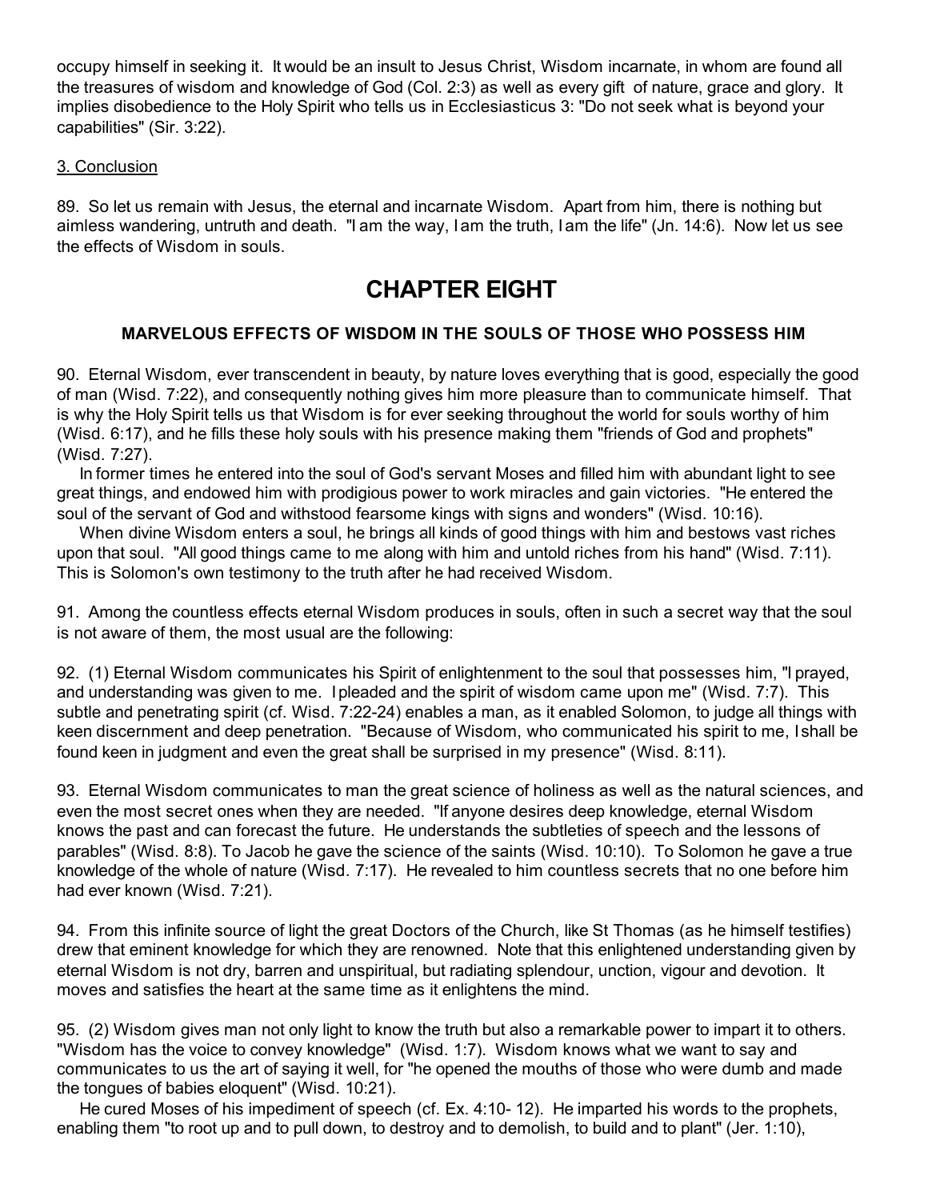occupy himself in seeking it. It would be an insult to Jesus Christ, Wisdom incarnate, in whom are found all the treasures of wisdom and knowledge of God (Col. 2:3) as well as every gift of nature, grace and glory. It implies disobedience to the Holy Spirit who tells us in Ecclesiasticus 3: "Do not seek what is beyond your capabilities" (Sir. 3:22).

3. Conclusion

89. So let us remain with Jesus, the eternal and incarnate Wisdom. Apart from him, there is nothing but aimless wandering, untruth and death. "I am the way, I am the truth, I am the life" (Jn. 14:6). Now let us see the effects of Wisdom in souls.

# CHAPTER EIGHT

### MARVELOUS EFFECTS OF WISDOM IN THE SOULS OF THOSE WHO POSSESS HIM

90. Eternal Wisdom, ever transcendent in beauty, by nature loves everything that is good, especially the good of man (Wisd. 7:22), and consequently nothing gives him more pleasure than to communicate himself. That is why the Holy Spirit tells us that Wisdom is for ever seeking throughout the world for souls worthy of him (Wisd. 6:17), and he fills these holy souls with his presence making them "friends of God and prophets" (Wisd. 7:27).

In former times he entered into the soul of God's servant Moses and filled him with abundant light to see great things, and endowed him with prodigious power to work miracles and gain victories. "He entered the soul of the servant of God and withstood fearsome kings with signs and wonders" (Wisd. 10:16).

When divine Wisdom enters a soul, he brings all kinds of good things with him and bestows vast riches upon that soul. "All good things came to me along with him and untold riches from his hand" (Wisd. 7:11). This is Solomon's own testimony to the truth after he had received Wisdom.

91. Among the countless effects eternal Wisdom produces in souls, often in such a secret way that the soul is not aware of them, the most usual are the following:

92. (1) Eternal Wisdom communicates his Spirit of enlightenment to the soul that possesses him, "I prayed, and understanding was given to me. I pleaded and the spirit of wisdom came upon me" (Wisd. 7:7). This subtle and penetrating spirit (cf. Wisd. 7:22-24) enables a man, as it enabled Solomon, to judge all things with keen discernment and deep penetration. "Because of Wisdom, who communicated his spirit to me, I shall be found keen in judgment and even the great shall be surprised in my presence" (Wisd. 8:11).

93. Eternal Wisdom communicates to man the great science of holiness as well as the natural sciences, and even the most secret ones when they are needed. "If anyone desires deep knowledge, eternal Wisdom knows the past and can forecast the future. He understands the subtleties of speech and the lessons of parables" (Wisd. 8:8). To Jacob he gave the science of the saints (Wisd. 10:10). To Solomon he gave a true knowledge of the whole of nature (Wisd. 7:17). He revealed to him countless secrets that no one before him had ever known (Wisd. 7:21).

94. From this infinite source of light the great Doctors of the Church, like St Thomas (as he himself testifies) drew that eminent knowledge for which they are renowned. Note that this enlightened understanding given by eternal Wisdom is not dry, barren and unspiritual, but radiating splendour, unction, vigour and devotion. It moves and satisfies the heart at the same time as it enlightens the mind.

95. (2) Wisdom gives man not only light to know the truth but also a remarkable power to impart it to others. "Wisdom has the voice to convey knowledge" (Wisd. 1:7). Wisdom knows what we want to say and communicates to us the art of saying it well, for "he opened the mouths of those who were dumb and made the tongues of babies eloquent" (Wisd. 10:21).

He cured Moses of his impediment of speech (cf. Ex. 4:10- 12). He imparted his words to the prophets, enabling them "to root up and to pull down, to destroy and to demolish, to build and to plant" (Jer. 1:10),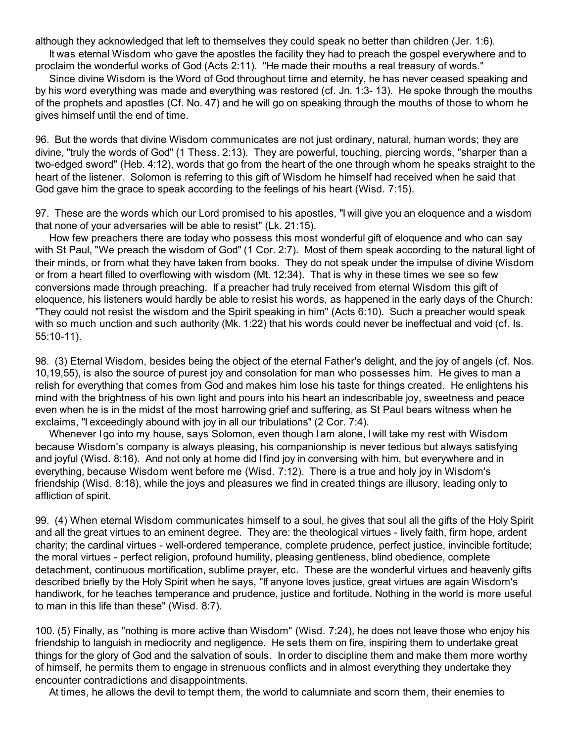although they acknowledged that left to themselves they could speak no better than children (Jer. 1:6).

It was eternal Wisdom who gave the apostles the facility they had to preach the gospel everywhere and to proclaim the wonderful works of God (Acts 2:11). "He made their mouths a real treasury of words."

Since divine Wisdom is the Word of God throughout time and eternity, he has never ceased speaking and by his word everything was made and everything was restored (cf. Jn. 1:3- 13). He spoke through the mouths of the prophets and apostles (Cf. No. 47) and he will go on speaking through the mouths of those to whom he gives himself until the end of time.

96. But the words that divine Wisdom communicates are not just ordinary, natural, human words; they are divine, "truly the words of God" (1 Thess. 2:13). They are powerful, touching, piercing words, "sharper than a two-edged sword" (Heb. 4:12), words that go from the heart of the one through whom he speaks straight to the heart of the listener. Solomon is referring to this gift of Wisdom he himself had received when he said that God gave him the grace to speak according to the feelings of his heart (Wisd. 7:15).

97. These are the words which our Lord promised to his apostles, "I will give you an eloquence and a wisdom that none of your adversaries will be able to resist" (Lk. 21:15).

How few preachers there are today who possess this most wonderful gift of eloquence and who can say with St Paul, "We preach the wisdom of God" (1 Cor. 2:7). Most of them speak according to the natural light of their minds, or from what they have taken from books. They do not speak under the impulse of divine Wisdom or from a heart filled to overflowing with wisdom (Mt. 12:34). That is why in these times we see so few conversions made through preaching. If a preacher had truly received from eternal Wisdom this gift of eloquence, his listeners would hardly be able to resist his words, as happened in the early days of the Church: "They could not resist the wisdom and the Spirit speaking in him" (Acts 6:10). Such a preacher would speak with so much unction and such authority (Mk. 1:22) that his words could never be ineffectual and void (cf. Is. 55:10-11).

98. (3) Eternal Wisdom, besides being the object of the eternal Father's delight, and the joy of angels (cf. Nos. 10,19,55), is also the source of purest joy and consolation for man who possesses him. He gives to man a relish for everything that comes from God and makes him lose his taste for things created. He enlightens his mind with the brightness of his own light and pours into his heart an indescribable joy, sweetness and peace even when he is in the midst of the most harrowing grief and suffering, as St Paul bears witness when he exclaims, "I exceedingly abound with joy in all our tribulations" (2 Cor. 7:4).

Whenever I go into my house, says Solomon, even though I am alone, I will take my rest with Wisdom because Wisdom's company is always pleasing, his companionship is never tedious but always satisfying and joyful (Wisd. 8:16). And not only at home did I find joy in conversing with him, but everywhere and in everything, because Wisdom went before me (Wisd. 7:12). There is a true and holy joy in Wisdom's friendship (Wisd. 8:18), while the joys and pleasures we find in created things are illusory, leading only to affliction of spirit.

99. (4) When eternal Wisdom communicates himself to a soul, he gives that soul all the gifts of the Holy Spirit and all the great virtues to an eminent degree. They are: the theological virtues - lively faith, firm hope, ardent charity; the cardinal virtues - well-ordered temperance, complete prudence, perfect justice, invincible fortitude; the moral virtues - perfect religion, profound humility, pleasing gentleness, blind obedience, complete detachment, continuous mortification, sublime prayer, etc. These are the wonderful virtues and heavenly gifts described briefly by the Holy Spirit when he says, "If anyone loves justice, great virtues are again Wisdom's handiwork, for he teaches temperance and prudence, justice and fortitude. Nothing in the world is more useful to man in this life than these" (Wisd. 8:7).

100. (5) Finally, as "nothing is more active than Wisdom" (Wisd. 7:24), he does not leave those who enjoy his friendship to languish in mediocrity and negligence. He sets them on fire, inspiring them to undertake great things for the glory of God and the salvation of souls. In order to discipline them and make them more worthy of himself, he permits them to engage in strenuous conflicts and in almost everything they undertake they encounter contradictions and disappointments.

At times, he allows the devil to tempt them, the world to calumniate and scorn them, their enemies to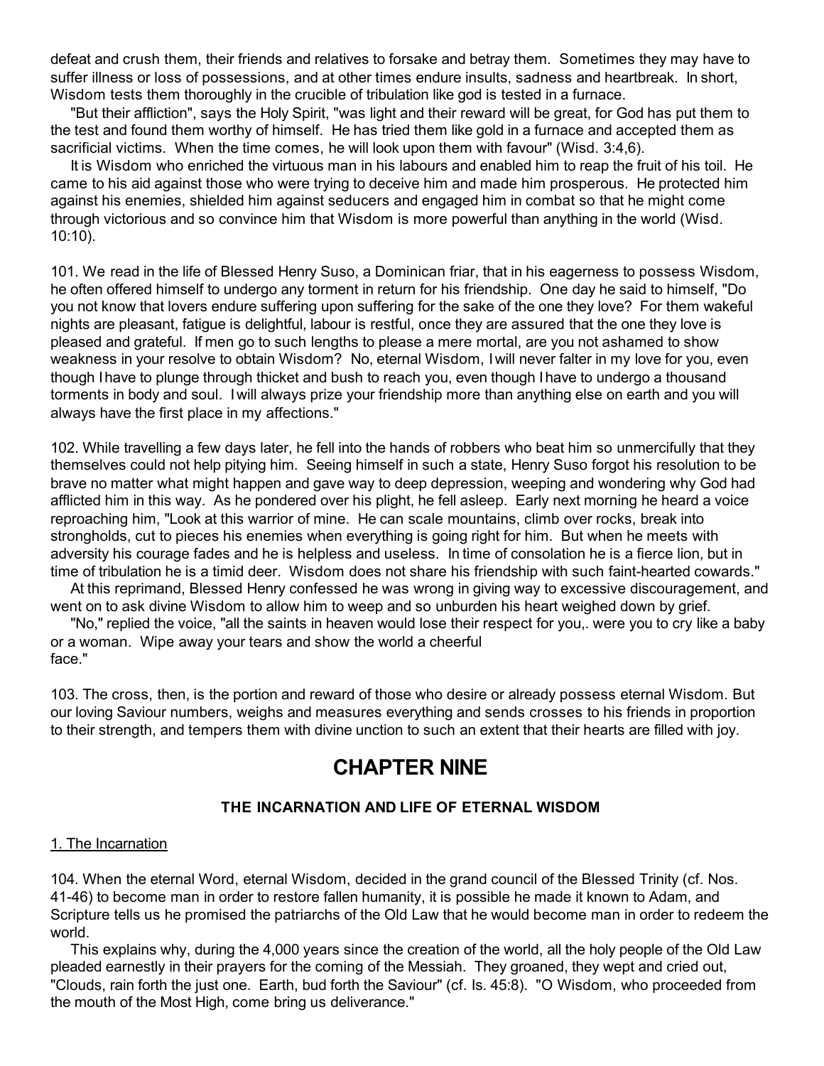defeat and crush them, their friends and relatives to forsake and betray them. Sometimes they may have to suffer illness or loss of possessions, and at other times endure insults, sadness and heartbreak. In short, Wisdom tests them thoroughly in the crucible of tribulation like god is tested in a furnace.

"But their affliction", says the Holy Spirit, "was light and their reward will be great, for God has put them to the test and found them worthy of himself. He has tried them like gold in a furnace and accepted them as sacrificial victims. When the time comes, he will look upon them with favour" (Wisd. 3:4,6).

It is Wisdom who enriched the virtuous man in his labours and enabled him to reap the fruit of his toil. He came to his aid against those who were trying to deceive him and made him prosperous. He protected him against his enemies, shielded him against seducers and engaged him in combat so that he might come through victorious and so convince him that Wisdom is more powerful than anything in the world (Wisd. 10:10).

101. We read in the life of Blessed Henry Suso, a Dominican friar, that in his eagerness to possess Wisdom, he often offered himself to undergo any torment in return for his friendship. One day he said to himself, "Do you not know that lovers endure suffering upon suffering for the sake of the one they love? For them wakeful nights are pleasant, fatigue is delightful, labour is restful, once they are assured that the one they love is pleased and grateful. If men go to such lengths to please a mere mortal, are you not ashamed to show weakness in your resolve to obtain Wisdom? No, eternal Wisdom, I will never falter in my love for you, even though I have to plunge through thicket and bush to reach you, even though I have to undergo a thousand torments in body and soul. I will always prize your friendship more than anything else on earth and you will always have the first place in my affections."

102. While travelling a few days later, he fell into the hands of robbers who beat him so unmercifully that they themselves could not help pitying him. Seeing himself in such a state, Henry Suso forgot his resolution to be brave no matter what might happen and gave way to deep depression, weeping and wondering why God had afflicted him in this way. As he pondered over his plight, he fell asleep. Early next morning he heard a voice reproaching him, "Look at this warrior of mine. He can scale mountains, climb over rocks, break into strongholds, cut to pieces his enemies when everything is going right for him. But when he meets with adversity his courage fades and he is helpless and useless. In time of consolation he is a fierce lion, but in time of tribulation he is a timid deer. Wisdom does not share his friendship with such faint-hearted cowards."

At this reprimand, Blessed Henry confessed he was wrong in giving way to excessive discouragement, and went on to ask divine Wisdom to allow him to weep and so unburden his heart weighed down by grief.

"No," replied the voice, "all the saints in heaven would lose their respect for you,. were you to cry like a baby or a woman. Wipe away your tears and show the world a cheerful face."

103. The cross, then, is the portion and reward of those who desire or already possess eternal Wisdom. But our loving Saviour numbers, weighs and measures everything and sends crosses to his friends in proportion to their strength, and tempers them with divine unction to such an extent that their hearts are filled with joy.

# CHAPTER NINE

### THE INCARNATION AND LIFE OF ETERNAL WISDOM

1. The Incarnation

104. When the eternal Word, eternal Wisdom, decided in the grand council of the Blessed Trinity (cf. Nos. 41-46) to become man in order to restore fallen humanity, it is possible he made it known to Adam, and Scripture tells us he promised the patriarchs of the Old Law that he would become man in order to redeem the world.

This explains why, during the 4,000 years since the creation of the world, all the holy people of the Old Law pleaded earnestly in their prayers for the coming of the Messiah. They groaned, they wept and cried out, "Clouds, rain forth the just one. Earth, bud forth the Saviour" (cf. Is. 45:8). "O Wisdom, who proceeded from the mouth of the Most High, come bring us deliverance."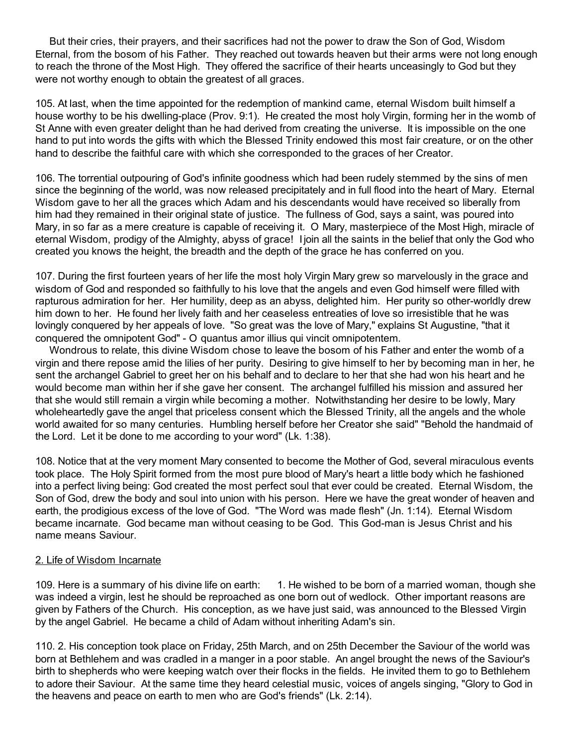But their cries, their prayers, and their sacrifices had not the power to draw the Son of God, Wisdom Eternal, from the bosom of his Father. They reached out towards heaven but their arms were not long enough to reach the throne of the Most High. They offered the sacrifice of their hearts unceasingly to God but they were not worthy enough to obtain the greatest of all graces.

105. At last, when the time appointed for the redemption of mankind came, eternal Wisdom built himself a house worthy to be his dwelling-place (Prov. 9:1). He created the most holy Virgin, forming her in the womb of St Anne with even greater delight than he had derived from creating the universe. It is impossible on the one hand to put into words the gifts with which the Blessed Trinity endowed this most fair creature, or on the other hand to describe the faithful care with which she corresponded to the graces of her Creator.

106. The torrential outpouring of God's infinite goodness which had been rudely stemmed by the sins of men since the beginning of the world, was now released precipitately and in full flood into the heart of Mary. Eternal Wisdom gave to her all the graces which Adam and his descendants would have received so liberally from him had they remained in their original state of justice. The fullness of God, says a saint, was poured into Mary, in so far as a mere creature is capable of receiving it. O Mary, masterpiece of the Most High, miracle of eternal Wisdom, prodigy of the Almighty, abyss of grace! I join all the saints in the belief that only the God who created you knows the height, the breadth and the depth of the grace he has conferred on you.

107. During the first fourteen years of her life the most holy Virgin Mary grew so marvelously in the grace and wisdom of God and responded so faithfully to his love that the angels and even God himself were filled with rapturous admiration for her. Her humility, deep as an abyss, delighted him. Her purity so other-worldly drew him down to her. He found her lively faith and her ceaseless entreaties of love so irresistible that he was lovingly conquered by her appeals of love. "So great was the love of Mary," explains St Augustine, "that it conquered the omnipotent God" - O quantus amor illius qui vincit omnipotentem.

Wondrous to relate, this divine Wisdom chose to leave the bosom of his Father and enter the womb of a virgin and there repose amid the lilies of her purity. Desiring to give himself to her by becoming man in her, he sent the archangel Gabriel to greet her on his behalf and to declare to her that she had won his heart and he would become man within her if she gave her consent. The archangel fulfilled his mission and assured her that she would still remain a virgin while becoming a mother. Notwithstanding her desire to be lowly, Mary wholeheartedly gave the angel that priceless consent which the Blessed Trinity, all the angels and the whole world awaited for so many centuries. Humbling herself before her Creator she said" "Behold the handmaid of the Lord. Let it be done to me according to your word" (Lk. 1:38).

108. Notice that at the very moment Mary consented to become the Mother of God, several miraculous events took place. The Holy Spirit formed from the most pure blood of Mary's heart a little body which he fashioned into a perfect living being: God created the most perfect soul that ever could be created. Eternal Wisdom, the Son of God, drew the body and soul into union with his person. Here we have the great wonder of heaven and earth, the prodigious excess of the love of God. "The Word was made flesh" (Jn. 1:14). Eternal Wisdom became incarnate. God became man without ceasing to be God. This God-man is Jesus Christ and his name means Saviour.

## 2. Life of Wisdom Incarnate

109. Here is a summary of his divine life on earth: 1. He wished to be born of a married woman, though she was indeed a virgin, lest he should be reproached as one born out of wedlock. Other important reasons are given by Fathers of the Church. His conception, as we have just said, was announced to the Blessed Virgin by the angel Gabriel. He became a child of Adam without inheriting Adam's sin.

110. 2. His conception took place on Friday, 25th March, and on 25th December the Saviour of the world was born at Bethlehem and was cradled in a manger in a poor stable. An angel brought the news of the Saviour's birth to shepherds who were keeping watch over their flocks in the fields. He invited them to go to Bethlehem to adore their Saviour. At the same time they heard celestial music, voices of angels singing, "Glory to God in the heavens and peace on earth to men who are God's friends" (Lk. 2:14).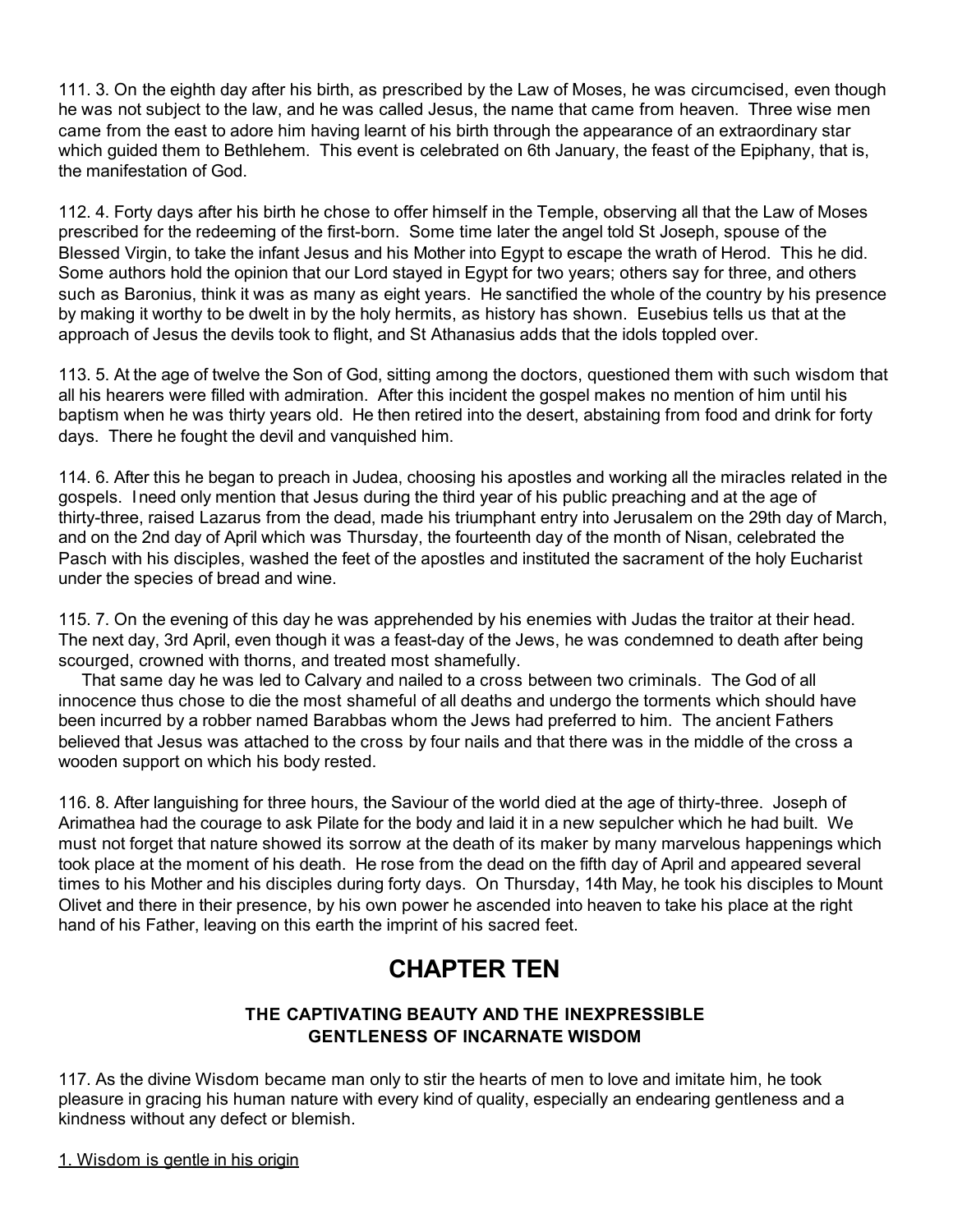111. 3. On the eighth day after his birth, as prescribed by the Law of Moses, he was circumcised, even though he was not subject to the law, and he was called Jesus, the name that came from heaven. Three wise men came from the east to adore him having learnt of his birth through the appearance of an extraordinary star which guided them to Bethlehem. This event is celebrated on 6th January, the feast of the Epiphany, that is, the manifestation of God.

112. 4. Forty days after his birth he chose to offer himself in the Temple, observing all that the Law of Moses prescribed for the redeeming of the first-born. Some time later the angel told St Joseph, spouse of the Blessed Virgin, to take the infant Jesus and his Mother into Egypt to escape the wrath of Herod. This he did. Some authors hold the opinion that our Lord stayed in Egypt for two years; others say for three, and others such as Baronius, think it was as many as eight years. He sanctified the whole of the country by his presence by making it worthy to be dwelt in by the holy hermits, as history has shown. Eusebius tells us that at the approach of Jesus the devils took to flight, and St Athanasius adds that the idols toppled over.

113. 5. At the age of twelve the Son of God, sitting among the doctors, questioned them with such wisdom that all his hearers were filled with admiration. After this incident the gospel makes no mention of him until his baptism when he was thirty years old. He then retired into the desert, abstaining from food and drink for forty days. There he fought the devil and vanquished him.

114. 6. After this he began to preach in Judea, choosing his apostles and working all the miracles related in the gospels. I need only mention that Jesus during the third year of his public preaching and at the age of thirty-three, raised Lazarus from the dead, made his triumphant entry into Jerusalem on the 29th day of March, and on the 2nd day of April which was Thursday, the fourteenth day of the month of Nisan, celebrated the Pasch with his disciples, washed the feet of the apostles and instituted the sacrament of the holy Eucharist under the species of bread and wine.

115. 7. On the evening of this day he was apprehended by his enemies with Judas the traitor at their head. The next day, 3rd April, even though it was a feast-day of the Jews, he was condemned to death after being scourged, crowned with thorns, and treated most shamefully.

That same day he was led to Calvary and nailed to a cross between two criminals. The God of all innocence thus chose to die the most shameful of all deaths and undergo the torments which should have been incurred by a robber named Barabbas whom the Jews had preferred to him. The ancient Fathers believed that Jesus was attached to the cross by four nails and that there was in the middle of the cross a wooden support on which his body rested.

116. 8. After languishing for three hours, the Saviour of the world died at the age of thirty-three. Joseph of Arimathea had the courage to ask Pilate for the body and laid it in a new sepulcher which he had built. We must not forget that nature showed its sorrow at the death of its maker by many marvelous happenings which took place at the moment of his death. He rose from the dead on the fifth day of April and appeared several times to his Mother and his disciples during forty days. On Thursday, 14th May, he took his disciples to Mount Olivet and there in their presence, by his own power he ascended into heaven to take his place at the right hand of his Father, leaving on this earth the imprint of his sacred feet.

# CHAPTER TEN

### THE CAPTIVATING BEAUTY AND THE INEXPRESSIBLE GENTLENESS OF INCARNATE WISDOM

117. As the divine Wisdom became man only to stir the hearts of men to love and imitate him, he took pleasure in gracing his human nature with every kind of quality, especially an endearing gentleness and a kindness without any defect or blemish.

<u>1. Wisdom is gentle in his origin</u>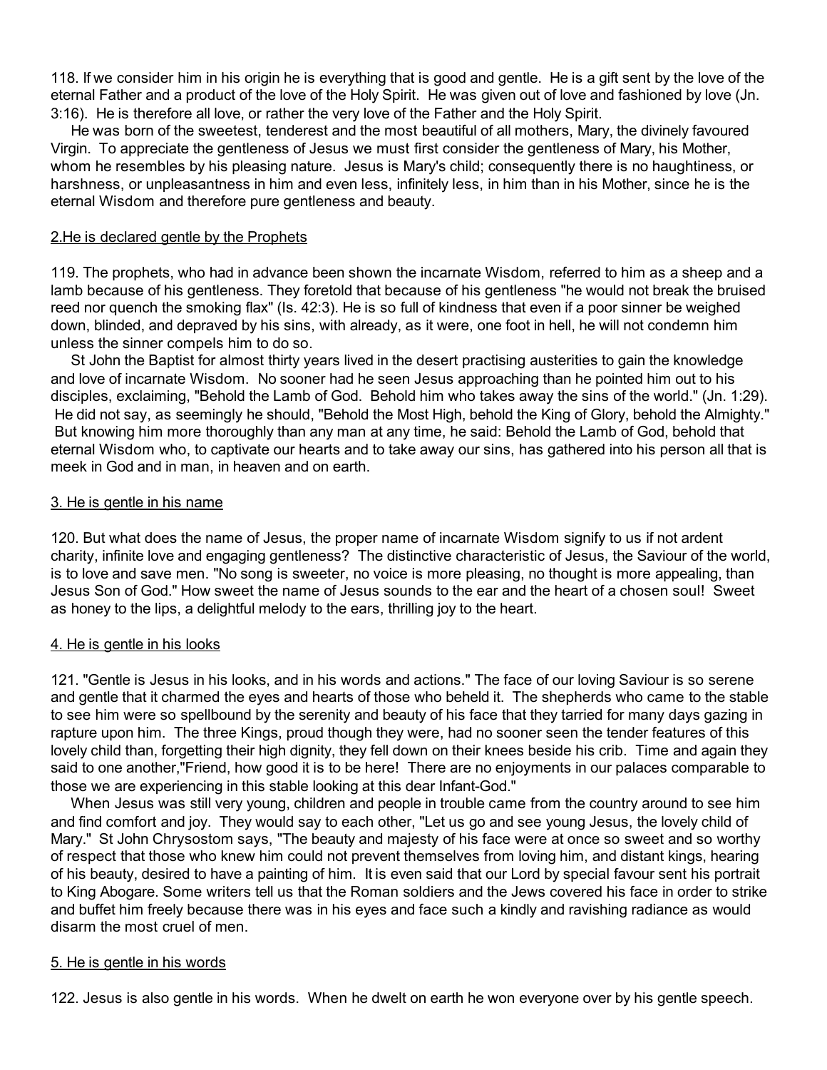118. If we consider him in his origin he is everything that is good and gentle. He is a gift sent by the love of the eternal Father and a product of the love of the Holy Spirit. He was given out of love and fashioned by love (Jn. 3:16). He is therefore all love, or rather the very love of the Father and the Holy Spirit.

He was born of the sweetest, tenderest and the most beautiful of all mothers, Mary, the divinely favoured Virgin. To appreciate the gentleness of Jesus we must first consider the gentleness of Mary, his Mother, whom he resembles by his pleasing nature. Jesus is Mary's child; consequently there is no haughtiness, or harshness, or unpleasantness in him and even less, infinitely less, in him than in his Mother, since he is the eternal Wisdom and therefore pure gentleness and beauty.

2.He is declared gentle by the Prophets

119. The prophets, who had in advance been shown the incarnate Wisdom, referred to him as a sheep and a lamb because of his gentleness. They foretold that because of his gentleness "he would not break the bruised reed nor quench the smoking flax" (Is. 42:3). He is so full of kindness that even if a poor sinner be weighed down, blinded, and depraved by his sins, with already, as it were, one foot in hell, he will not condemn him unless the sinner compels him to do so.

St John the Baptist for almost thirty years lived in the desert practising austerities to gain the knowledge and love of incarnate Wisdom. No sooner had he seen Jesus approaching than he pointed him out to his disciples, exclaiming, "Behold the Lamb of God. Behold him who takes away the sins of the world." (Jn. 1:29). He did not say, as seemingly he should, "Behold the Most High, behold the King of Glory, behold the Almighty." But knowing him more thoroughly than any man at any time, he said: Behold the Lamb of God, behold that eternal Wisdom who, to captivate our hearts and to take away our sins, has gathered into his person all that is meek in God and in man, in heaven and on earth.

3. He is gentle in his name

120. But what does the name of Jesus, the proper name of incarnate Wisdom signify to us if not ardent charity, infinite love and engaging gentleness? The distinctive characteristic of Jesus, the Saviour of the world, is to love and save men. "No song is sweeter, no voice is more pleasing, no thought is more appealing, than Jesus Son of God." How sweet the name of Jesus sounds to the ear and the heart of a chosen soul! Sweet as honey to the lips, a delightful melody to the ears, thrilling joy to the heart.

4. He is gentle in his looks

121. "Gentle is Jesus in his looks, and in his words and actions." The face of our loving Saviour is so serene and gentle that it charmed the eyes and hearts of those who beheld it. The shepherds who came to the stable to see him were so spellbound by the serenity and beauty of his face that they tarried for many days gazing in rapture upon him. The three Kings, proud though they were, had no sooner seen the tender features of this lovely child than, forgetting their high dignity, they fell down on their knees beside his crib. Time and again they said to one another,"Friend, how good it is to be here! There are no enjoyments in our palaces comparable to those we are experiencing in this stable looking at this dear Infant-God."

When Jesus was still very young, children and people in trouble came from the country around to see him and find comfort and joy. They would say to each other, "Let us go and see young Jesus, the lovely child of Mary." St John Chrysostom says, "The beauty and majesty of his face were at once so sweet and so worthy of respect that those who knew him could not prevent themselves from loving him, and distant kings, hearing of his beauty, desired to have a painting of him. It is even said that our Lord by special favour sent his portrait to King Abogare. Some writers tell us that the Roman soldiers and the Jews covered his face in order to strike and buffet him freely because there was in his eyes and face such a kindly and ravishing radiance as would disarm the most cruel of men.

5. He is gentle in his words

122. Jesus is also gentle in his words. When he dwelt on earth he won everyone over by his gentle speech.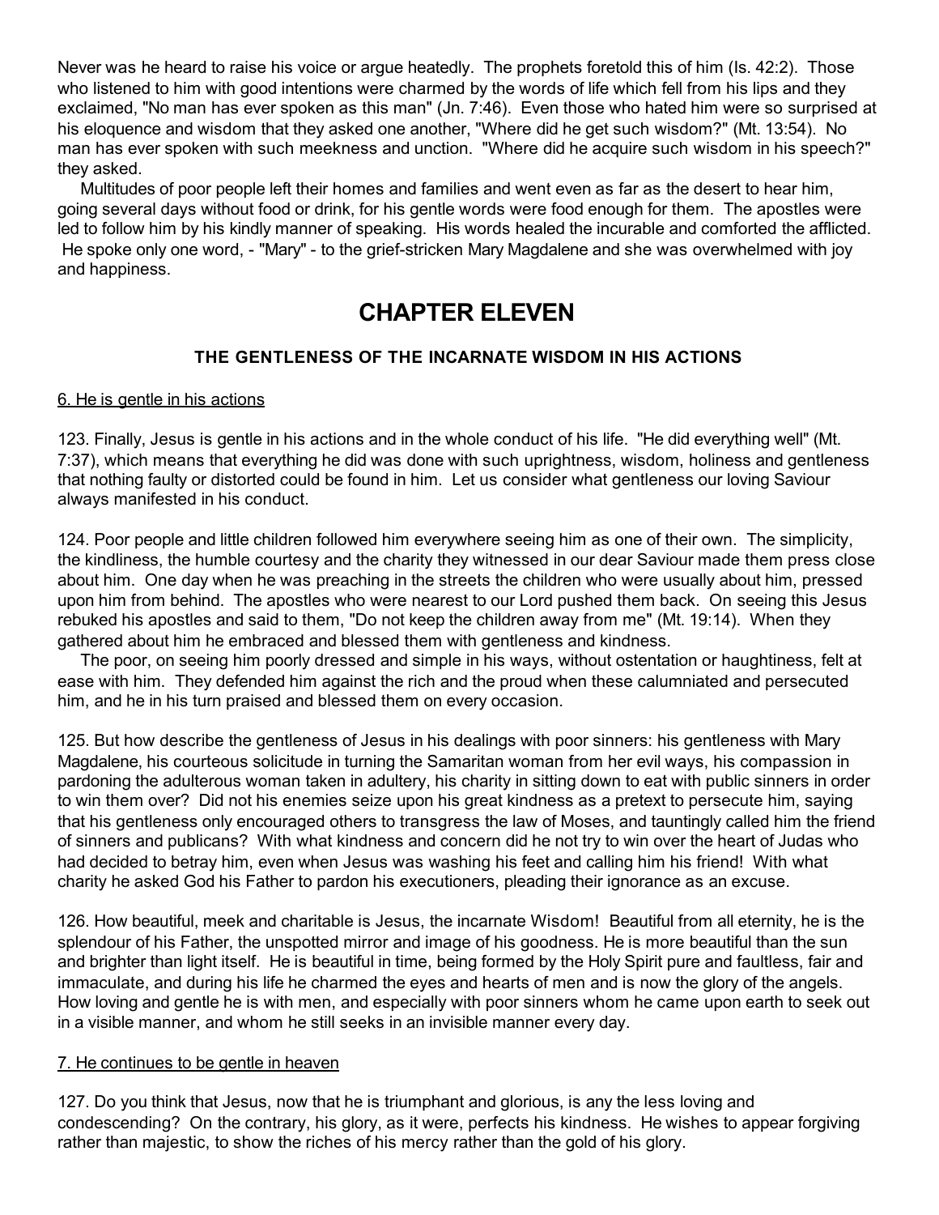Never was he heard to raise his voice or argue heatedly. The prophets foretold this of him (Is. 42:2). Those who listened to him with good intentions were charmed by the words of life which fell from his lips and they exclaimed, "No man has ever spoken as this man" (Jn. 7:46). Even those who hated him were so surprised at his eloquence and wisdom that they asked one another, "Where did he get such wisdom?" (Mt. 13:54). No man has ever spoken with such meekness and unction. "Where did he acquire such wisdom in his speech?" they asked.

Multitudes of poor people left their homes and families and went even as far as the desert to hear him, going several days without food or drink, for his gentle words were food enough for them. The apostles were led to follow him by his kindly manner of speaking. His words healed the incurable and comforted the afflicted. He spoke only one word, - "Mary" - to the grief-stricken Mary Magdalene and she was overwhelmed with joy and happiness.

# CHAPTER ELEVEN

### THE GENTLENESS OF THE INCARNATE WISDOM IN HIS ACTIONS

<u>6. He is gentle in his actions</u>

123. Finally, Jesus is gentle in his actions and in the whole conduct of his life. "He did everything well" (Mt. 7:37), which means that everything he did was done with such uprightness, wisdom, holiness and gentleness that nothing faulty or distorted could be found in him. Let us consider what gentleness our loving Saviour always manifested in his conduct.

124. Poor people and little children followed him everywhere seeing him as one of their own. The simplicity, the kindliness, the humble courtesy and the charity they witnessed in our dear Saviour made them press close about him. One day when he was preaching in the streets the children who were usually about him, pressed upon him from behind. The apostles who were nearest to our Lord pushed them back. On seeing this Jesus rebuked his apostles and said to them, "Do not keep the children away from me" (Mt. 19:14). When they gathered about him he embraced and blessed them with gentleness and kindness.

The poor, on seeing him poorly dressed and simple in his ways, without ostentation or haughtiness, felt at ease with him. They defended him against the rich and the proud when these calumniated and persecuted him, and he in his turn praised and blessed them on every occasion.

125. But how describe the gentleness of Jesus in his dealings with poor sinners: his gentleness with Mary Magdalene, his courteous solicitude in turning the Samaritan woman from her evil ways, his compassion in pardoning the adulterous woman taken in adultery, his charity in sitting down to eat with public sinners in order to win them over? Did not his enemies seize upon his great kindness as a pretext to persecute him, saying that his gentleness only encouraged others to transgress the law of Moses, and tauntingly called him the friend of sinners and publicans? With what kindness and concern did he not try to win over the heart of Judas who had decided to betray him, even when Jesus was washing his feet and calling him his friend! With what charity he asked God his Father to pardon his executioners, pleading their ignorance as an excuse.

126. How beautiful, meek and charitable is Jesus, the incarnate Wisdom! Beautiful from all eternity, he is the splendour of his Father, the unspotted mirror and image of his goodness. He is more beautiful than the sun and brighter than light itself. He is beautiful in time, being formed by the Holy Spirit pure and faultless, fair and immaculate, and during his life he charmed the eyes and hearts of men and is now the glory of the angels. How loving and gentle he is with men, and especially with poor sinners whom he came upon earth to seek out in a visible manner, and whom he still seeks in an invisible manner every day.

<u>7. He continues to be gentle in heaven</u>

127. Do you think that Jesus, now that he is triumphant and glorious, is any the less loving and condescending? On the contrary, his glory, as it were, perfects his kindness. He wishes to appear forgiving rather than majestic, to show the riches of his mercy rather than the gold of his glory.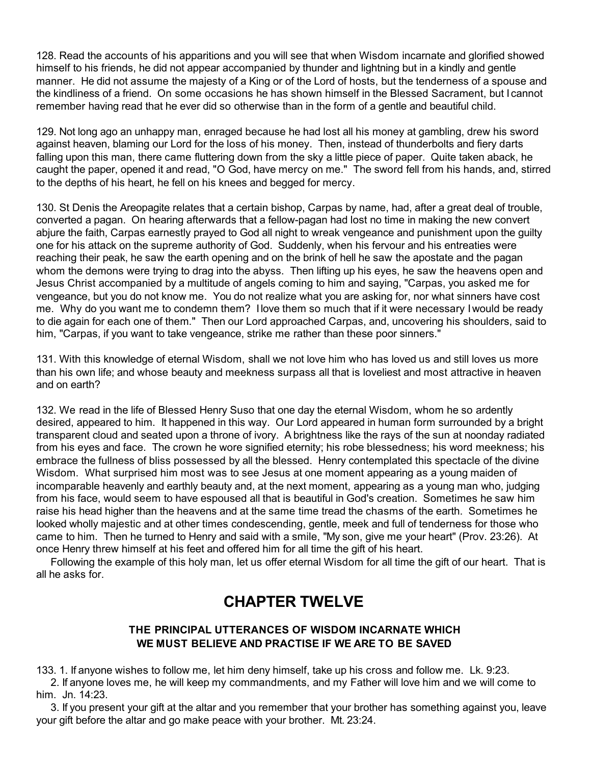128. Read the accounts of his apparitions and you will see that when Wisdom incarnate and glorified showed himself to his friends, he did not appear accompanied by thunder and lightning but in a kindly and gentle manner. He did not assume the majesty of a King or of the Lord of hosts, but the tenderness of a spouse and the kindliness of a friend. On some occasions he has shown himself in the Blessed Sacrament, but I cannot remember having read that he ever did so otherwise than in the form of a gentle and beautiful child.

129. Not long ago an unhappy man, enraged because he had lost all his money at gambling, drew his sword against heaven, blaming our Lord for the loss of his money. Then, instead of thunderbolts and fiery darts falling upon this man, there came fluttering down from the sky a little piece of paper. Quite taken aback, he caught the paper, opened it and read, "O God, have mercy on me." The sword fell from his hands, and, stirred to the depths of his heart, he fell on his knees and begged for mercy.

130. St Denis the Areopagite relates that a certain bishop, Carpas by name, had, after a great deal of trouble, converted a pagan. On hearing afterwards that a fellow-pagan had lost no time in making the new convert abjure the faith, Carpas earnestly prayed to God all night to wreak vengeance and punishment upon the guilty one for his attack on the supreme authority of God. Suddenly, when his fervour and his entreaties were reaching their peak, he saw the earth opening and on the brink of hell he saw the apostate and the pagan whom the demons were trying to drag into the abyss. Then lifting up his eyes, he saw the heavens open and Jesus Christ accompanied by a multitude of angels coming to him and saying, "Carpas, you asked me for vengeance, but you do not know me. You do not realize what you are asking for, nor what sinners have cost me. Why do you want me to condemn them? I love them so much that if it were necessary I would be ready to die again for each one of them." Then our Lord approached Carpas, and, uncovering his shoulders, said to him, "Carpas, if you want to take vengeance, strike me rather than these poor sinners."

131. With this knowledge of eternal Wisdom, shall we not love him who has loved us and still loves us more than his own life; and whose beauty and meekness surpass all that is loveliest and most attractive in heaven and on earth?

132. We read in the life of Blessed Henry Suso that one day the eternal Wisdom, whom he so ardently desired, appeared to him. It happened in this way. Our Lord appeared in human form surrounded by a bright transparent cloud and seated upon a throne of ivory. A brightness like the rays of the sun at noonday radiated from his eyes and face. The crown he wore signified eternity; his robe blessedness; his word meekness; his embrace the fullness of bliss possessed by all the blessed. Henry contemplated this spectacle of the divine Wisdom. What surprised him most was to see Jesus at one moment appearing as a young maiden of incomparable heavenly and earthly beauty and, at the next moment, appearing as a young man who, judging from his face, would seem to have espoused all that is beautiful in God's creation. Sometimes he saw him raise his head higher than the heavens and at the same time tread the chasms of the earth. Sometimes he looked wholly majestic and at other times condescending, gentle, meek and full of tenderness for those who came to him. Then he turned to Henry and said with a smile, "My son, give me your heart" (Prov. 23:26). At once Henry threw himself at his feet and offered him for all time the gift of his heart.

Following the example of this holy man, let us offer eternal Wisdom for all time the gift of our heart. That is all he asks for.

# CHAPTER TWELVE

### THE PRINCIPAL UTTERANCES OF WISDOM INCARNATE WHICH WE MUST BELIEVE AND PRACTISE IF WE ARE TO BE SAVED

133. 1. If anyone wishes to follow me, let him deny himself, take up his cross and follow me. Lk. 9:23.

2. If anyone loves me, he will keep my commandments, and my Father will love him and we will come to him. Jn. 14:23.

3. If you present your gift at the altar and you remember that your brother has something against you, leave your gift before the altar and go make peace with your brother. Mt. 23:24.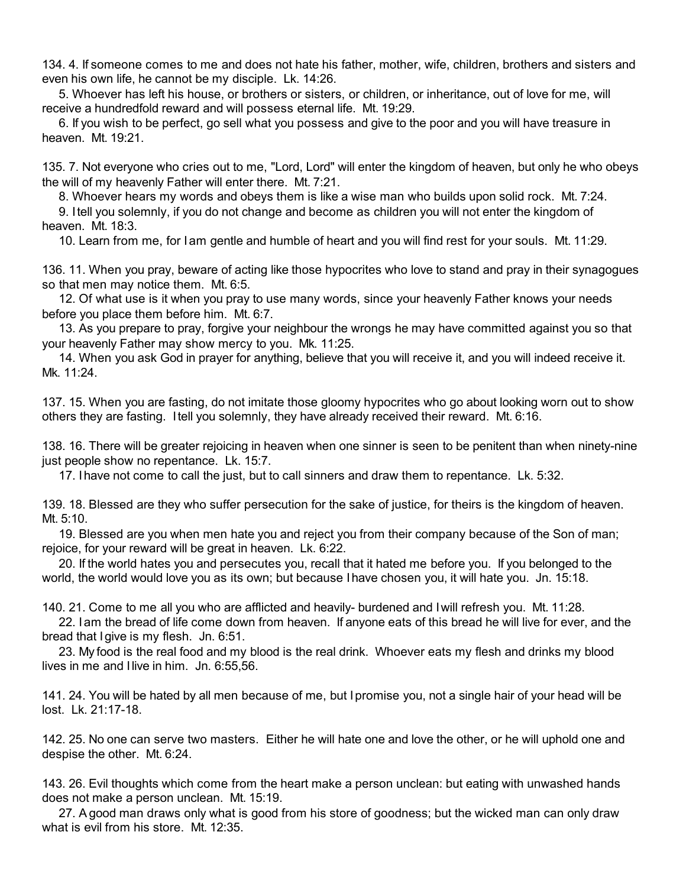134. 4. If someone comes to me and does not hate his father, mother, wife, children, brothers and sisters and even his own life, he cannot be my disciple. Lk. 14:26.

5. Whoever has left his house, or brothers or sisters, or children, or inheritance, out of love for me, will receive a hundredfold reward and will possess eternal life. Mt. 19:29.

6. If you wish to be perfect, go sell what you possess and give to the poor and you will have treasure in heaven. Mt. 19:21.

135. 7. Not everyone who cries out to me, "Lord, Lord" will enter the kingdom of heaven, but only he who obeys the will of my heavenly Father will enter there. Mt. 7:21.

8. Whoever hears my words and obeys them is like a wise man who builds upon solid rock. Mt. 7:24.

9. I tell you solemnly, if you do not change and become as children you will not enter the kingdom of heaven. Mt. 18:3.

10. Learn from me, for I am gentle and humble of heart and you will find rest for your souls. Mt. 11:29.

136. 11. When you pray, beware of acting like those hypocrites who love to stand and pray in their synagogues so that men may notice them. Mt. 6:5.

12. Of what use is it when you pray to use many words, since your heavenly Father knows your needs before you place them before him. Mt. 6:7.

13. As you prepare to pray, forgive your neighbour the wrongs he may have committed against you so that your heavenly Father may show mercy to you. Mk. 11:25.

14. When you ask God in prayer for anything, believe that you will receive it, and you will indeed receive it. Mk. 11:24.

137. 15. When you are fasting, do not imitate those gloomy hypocrites who go about looking worn out to show others they are fasting. I tell you solemnly, they have already received their reward. Mt. 6:16.

138. 16. There will be greater rejoicing in heaven when one sinner is seen to be penitent than when ninety-nine just people show no repentance. Lk. 15:7.

17. I have not come to call the just, but to call sinners and draw them to repentance. Lk. 5:32.

139. 18. Blessed are they who suffer persecution for the sake of justice, for theirs is the kingdom of heaven. Mt. 5:10.

19. Blessed are you when men hate you and reject you from their company because of the Son of man; rejoice, for your reward will be great in heaven. Lk. 6:22.

20. If the world hates you and persecutes you, recall that it hated me before you. If you belonged to the world, the world would love you as its own; but because I have chosen you, it will hate you. Jn. 15:18.

140. 21. Come to me all you who are afflicted and heavily- burdened and I will refresh you. Mt. 11:28.

22. I am the bread of life come down from heaven. If anyone eats of this bread he will live for ever, and the bread that I give is my flesh. Jn. 6:51.

23. My food is the real food and my blood is the real drink. Whoever eats my flesh and drinks my blood lives in me and I live in him. Jn. 6:55,56.

141. 24. You will be hated by all men because of me, but I promise you, not a single hair of your head will be lost. Lk. 21:17-18.

142. 25. No one can serve two masters. Either he will hate one and love the other, or he will uphold one and despise the other. Mt. 6:24.

143. 26. Evil thoughts which come from the heart make a person unclean: but eating with unwashed hands does not make a person unclean. Mt. 15:19.

27. A good man draws only what is good from his store of goodness; but the wicked man can only draw what is evil from his store. Mt. 12:35.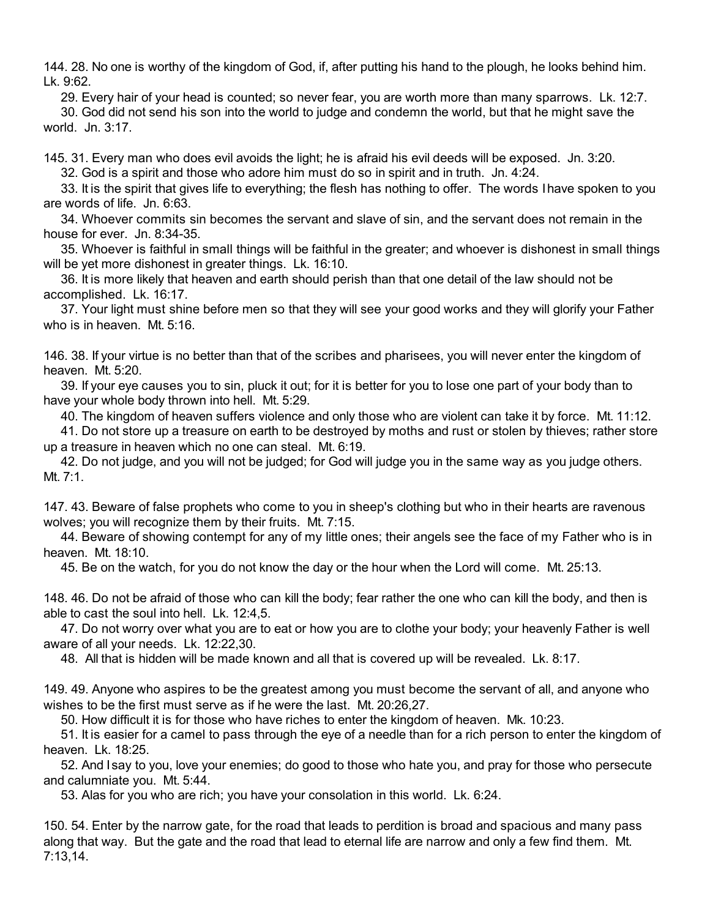144. 28. No one is worthy of the kingdom of God, if, after putting his hand to the plough, he looks behind him. Lk. 9:62.

29. Every hair of your head is counted; so never fear, you are worth more than many sparrows. Lk. 12:7.

30. God did not send his son into the world to judge and condemn the world, but that he might save the world. Jn. 3:17.

145. 31. Every man who does evil avoids the light; he is afraid his evil deeds will be exposed. Jn. 3:20.

32. God is a spirit and those who adore him must do so in spirit and in truth. Jn. 4:24.

33. It is the spirit that gives life to everything; the flesh has nothing to offer. The words I have spoken to you are words of life. Jn. 6:63.

34. Whoever commits sin becomes the servant and slave of sin, and the servant does not remain in the house for ever. Jn. 8:34-35.

35. Whoever is faithful in small things will be faithful in the greater; and whoever is dishonest in small things will be yet more dishonest in greater things. Lk. 16:10.

36. It is more likely that heaven and earth should perish than that one detail of the law should not be accomplished. Lk. 16:17.

37. Your light must shine before men so that they will see your good works and they will glorify your Father who is in heaven. Mt. 5:16.

146. 38. If your virtue is no better than that of the scribes and pharisees, you will never enter the kingdom of heaven. Mt. 5:20.

39. If your eye causes you to sin, pluck it out; for it is better for you to lose one part of your body than to have your whole body thrown into hell. Mt. 5:29.

40. The kingdom of heaven suffers violence and only those who are violent can take it by force. Mt. 11:12.

41. Do not store up a treasure on earth to be destroyed by moths and rust or stolen by thieves; rather store up a treasure in heaven which no one can steal. Mt. 6:19.

42. Do not judge, and you will not be judged; for God will judge you in the same way as you judge others. Mt. 7:1.

147. 43. Beware of false prophets who come to you in sheep's clothing but who in their hearts are ravenous wolves; you will recognize them by their fruits. Mt. 7:15.

44. Beware of showing contempt for any of my little ones; their angels see the face of my Father who is in heaven. Mt. 18:10.

45. Be on the watch, for you do not know the day or the hour when the Lord will come. Mt. 25:13.

148. 46. Do not be afraid of those who can kill the body; fear rather the one who can kill the body, and then is able to cast the soul into hell. Lk. 12:4,5.

47. Do not worry over what you are to eat or how you are to clothe your body; your heavenly Father is well aware of all your needs. Lk. 12:22,30.

48. All that is hidden will be made known and all that is covered up will be revealed. Lk. 8:17.

149. 49. Anyone who aspires to be the greatest among you must become the servant of all, and anyone who wishes to be the first must serve as if he were the last. Mt. 20:26,27.

50. How difficult it is for those who have riches to enter the kingdom of heaven. Mk. 10:23.

51. It is easier for a camel to pass through the eye of a needle than for a rich person to enter the kingdom of heaven. Lk. 18:25.

52. And I say to you, love your enemies; do good to those who hate you, and pray for those who persecute and calumniate you. Mt. 5:44.

53. Alas for you who are rich; you have your consolation in this world. Lk. 6:24.

150. 54. Enter by the narrow gate, for the road that leads to perdition is broad and spacious and many pass along that way. But the gate and the road that lead to eternal life are narrow and only a few find them. Mt. 7:13,14.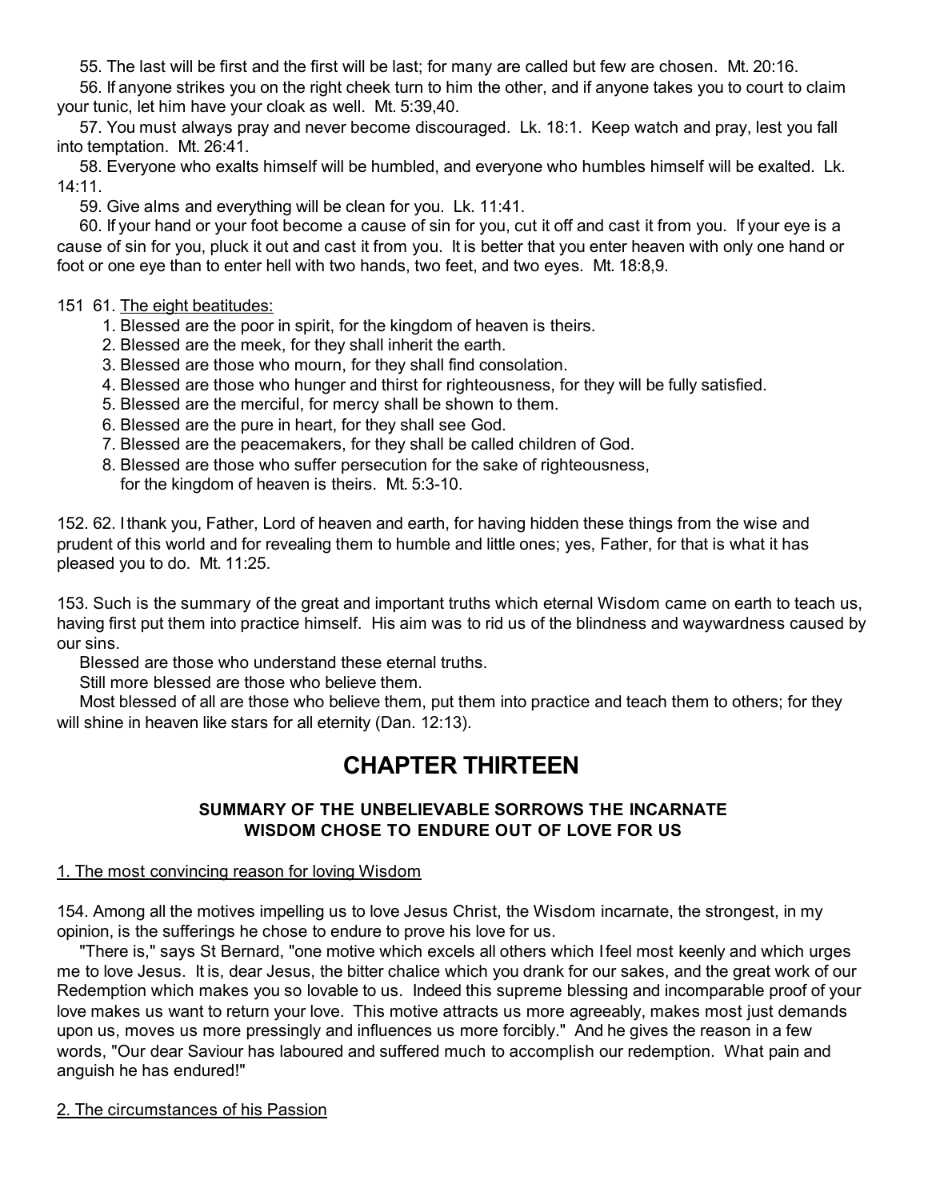55. The last will be first and the first will be last; for many are called but few are chosen. Mt. 20:16.

56. If anyone strikes you on the right cheek turn to him the other, and if anyone takes you to court to claim your tunic, let him have your cloak as well. Mt. 5:39,40.

57. You must always pray and never become discouraged. Lk. 18:1. Keep watch and pray, lest you fall into temptation. Mt. 26:41.

58. Everyone who exalts himself will be humbled, and everyone who humbles himself will be exalted. Lk. 14:11.

59. Give alms and everything will be clean for you. Lk. 11:41.

60. If your hand or your foot become a cause of sin for you, cut it off and cast it from you. If your eye is a cause of sin for you, pluck it out and cast it from you. It is better that you enter heaven with only one hand or foot or one eye than to enter hell with two hands, two feet, and two eyes. Mt. 18:8,9.

151 61. The eight beatitudes:

1. Blessed are the poor in spirit, for the kingdom of heaven is theirs.
2. Blessed are the meek, for they shall inherit the earth.
3. Blessed are those who mourn, for they shall find consolation.
4. Blessed are those who hunger and thirst for righteousness, for they will be fully satisfied.
5. Blessed are the merciful, for mercy shall be shown to them.
6. Blessed are the pure in heart, for they shall see God.
7. Blessed are the peacemakers, for they shall be called children of God.
8. Blessed are those who suffer persecution for the sake of righteousness, for the kingdom of heaven is theirs. Mt. 5:3-10.

152. 62. I thank you, Father, Lord of heaven and earth, for having hidden these things from the wise and prudent of this world and for revealing them to humble and little ones; yes, Father, for that is what it has pleased you to do. Mt. 11:25.

153. Such is the summary of the great and important truths which eternal Wisdom came on earth to teach us, having first put them into practice himself. His aim was to rid us of the blindness and waywardness caused by our sins.

Blessed are those who understand these eternal truths.

Still more blessed are those who believe them.

Most blessed of all are those who believe them, put them into practice and teach them to others; for they will shine in heaven like stars for all eternity (Dan. 12:13).

# CHAPTER THIRTEEN

### SUMMARY OF THE UNBELIEVABLE SORROWS THE INCARNATE WISDOM CHOSE TO ENDURE OUT OF LOVE FOR US

1. The most convincing reason for loving Wisdom

154. Among all the motives impelling us to love Jesus Christ, the Wisdom incarnate, the strongest, in my opinion, is the sufferings he chose to endure to prove his love for us.

"There is," says St Bernard, "one motive which excels all others which I feel most keenly and which urges me to love Jesus. It is, dear Jesus, the bitter chalice which you drank for our sakes, and the great work of our Redemption which makes you so lovable to us. Indeed this supreme blessing and incomparable proof of your love makes us want to return your love. This motive attracts us more agreeably, makes most just demands upon us, moves us more pressingly and influences us more forcibly." And he gives the reason in a few words, "Our dear Saviour has laboured and suffered much to accomplish our redemption. What pain and anguish he has endured!"

2. The circumstances of his Passion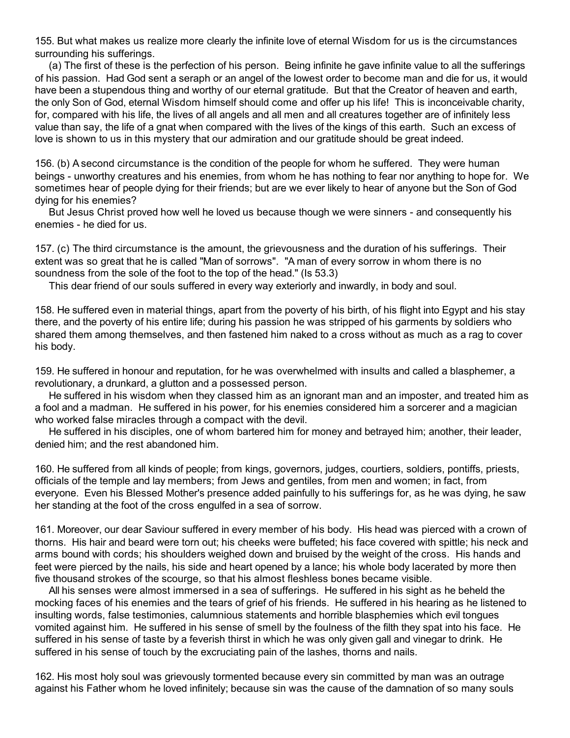155. But what makes us realize more clearly the infinite love of eternal Wisdom for us is the circumstances surrounding his sufferings.

(a) The first of these is the perfection of his person. Being infinite he gave infinite value to all the sufferings of his passion. Had God sent a seraph or an angel of the lowest order to become man and die for us, it would have been a stupendous thing and worthy of our eternal gratitude. But that the Creator of heaven and earth, the only Son of God, eternal Wisdom himself should come and offer up his life! This is inconceivable charity, for, compared with his life, the lives of all angels and all men and all creatures together are of infinitely less value than say, the life of a gnat when compared with the lives of the kings of this earth. Such an excess of love is shown to us in this mystery that our admiration and our gratitude should be great indeed.

156. (b) A second circumstance is the condition of the people for whom he suffered. They were human beings - unworthy creatures and his enemies, from whom he has nothing to fear nor anything to hope for. We sometimes hear of people dying for their friends; but are we ever likely to hear of anyone but the Son of God dying for his enemies?

But Jesus Christ proved how well he loved us because though we were sinners - and consequently his enemies - he died for us.

157. (c) The third circumstance is the amount, the grievousness and the duration of his sufferings. Their extent was so great that he is called "Man of sorrows". "A man of every sorrow in whom there is no soundness from the sole of the foot to the top of the head." (Is 53.3)

This dear friend of our souls suffered in every way exteriorly and inwardly, in body and soul.

158. He suffered even in material things, apart from the poverty of his birth, of his flight into Egypt and his stay there, and the poverty of his entire life; during his passion he was stripped of his garments by soldiers who shared them among themselves, and then fastened him naked to a cross without as much as a rag to cover his body.

159. He suffered in honour and reputation, for he was overwhelmed with insults and called a blasphemer, a revolutionary, a drunkard, a glutton and a possessed person.

He suffered in his wisdom when they classed him as an ignorant man and an imposter, and treated him as a fool and a madman. He suffered in his power, for his enemies considered him a sorcerer and a magician who worked false miracles through a compact with the devil.

He suffered in his disciples, one of whom bartered him for money and betrayed him; another, their leader, denied him; and the rest abandoned him.

160. He suffered from all kinds of people; from kings, governors, judges, courtiers, soldiers, pontiffs, priests, officials of the temple and lay members; from Jews and gentiles, from men and women; in fact, from everyone. Even his Blessed Mother's presence added painfully to his sufferings for, as he was dying, he saw her standing at the foot of the cross engulfed in a sea of sorrow.

161. Moreover, our dear Saviour suffered in every member of his body. His head was pierced with a crown of thorns. His hair and beard were torn out; his cheeks were buffeted; his face covered with spittle; his neck and arms bound with cords; his shoulders weighed down and bruised by the weight of the cross. His hands and feet were pierced by the nails, his side and heart opened by a lance; his whole body lacerated by more then five thousand strokes of the scourge, so that his almost fleshless bones became visible.

All his senses were almost immersed in a sea of sufferings. He suffered in his sight as he beheld the mocking faces of his enemies and the tears of grief of his friends. He suffered in his hearing as he listened to insulting words, false testimonies, calumnious statements and horrible blasphemies which evil tongues vomited against him. He suffered in his sense of smell by the foulness of the filth they spat into his face. He suffered in his sense of taste by a feverish thirst in which he was only given gall and vinegar to drink. He suffered in his sense of touch by the excruciating pain of the lashes, thorns and nails.

162. His most holy soul was grievously tormented because every sin committed by man was an outrage against his Father whom he loved infinitely; because sin was the cause of the damnation of so many souls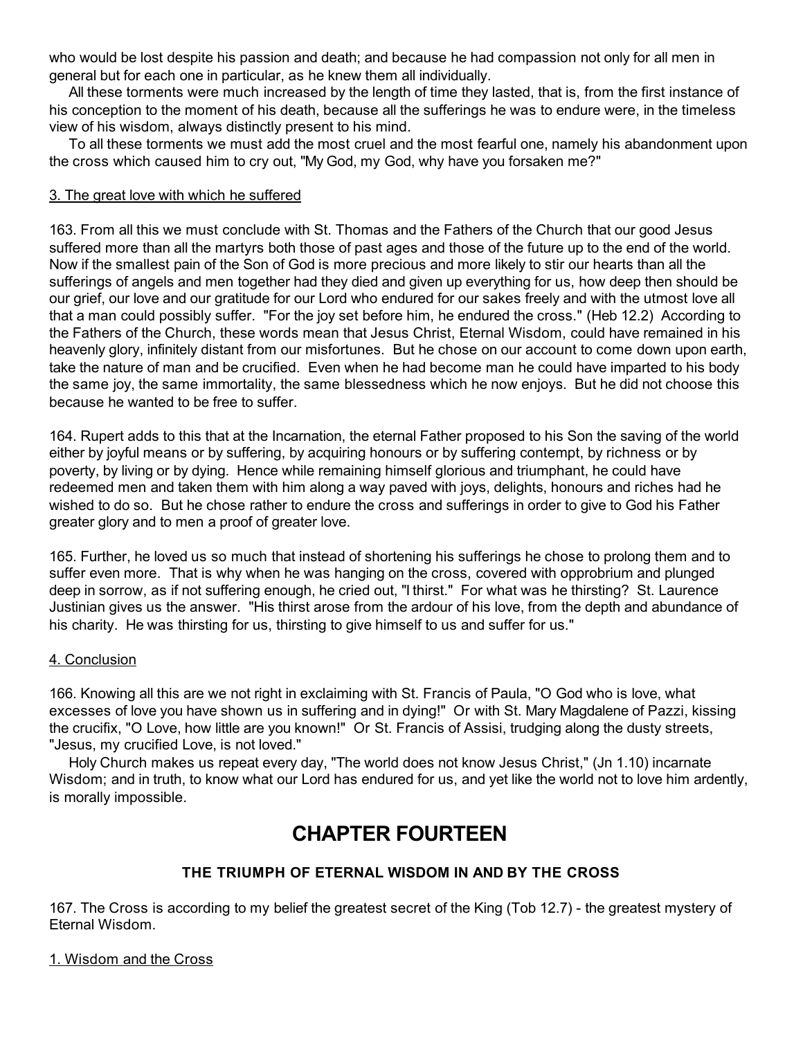who would be lost despite his passion and death; and because he had compassion not only for all men in general but for each one in particular, as he knew them all individually.

All these torments were much increased by the length of time they lasted, that is, from the first instance of his conception to the moment of his death, because all the sufferings he was to endure were, in the timeless view of his wisdom, always distinctly present to his mind.

To all these torments we must add the most cruel and the most fearful one, namely his abandonment upon the cross which caused him to cry out, "My God, my God, why have you forsaken me?"

<u>3. The great love with which he suffered</u>

163. From all this we must conclude with St. Thomas and the Fathers of the Church that our good Jesus suffered more than all the martyrs both those of past ages and those of the future up to the end of the world. Now if the smallest pain of the Son of God is more precious and more likely to stir our hearts than all the sufferings of angels and men together had they died and given up everything for us, how deep then should be our grief, our love and our gratitude for our Lord who endured for our sakes freely and with the utmost love all that a man could possibly suffer. "For the joy set before him, he endured the cross." (Heb 12.2) According to the Fathers of the Church, these words mean that Jesus Christ, Eternal Wisdom, could have remained in his heavenly glory, infinitely distant from our misfortunes. But he chose on our account to come down upon earth, take the nature of man and be crucified. Even when he had become man he could have imparted to his body the same joy, the same immortality, the same blessedness which he now enjoys. But he did not choose this because he wanted to be free to suffer.

164. Rupert adds to this that at the Incarnation, the eternal Father proposed to his Son the saving of the world either by joyful means or by suffering, by acquiring honours or by suffering contempt, by richness or by poverty, by living or by dying. Hence while remaining himself glorious and triumphant, he could have redeemed men and taken them with him along a way paved with joys, delights, honours and riches had he wished to do so. But he chose rather to endure the cross and sufferings in order to give to God his Father greater glory and to men a proof of greater love.

165. Further, he loved us so much that instead of shortening his sufferings he chose to prolong them and to suffer even more. That is why when he was hanging on the cross, covered with opprobrium and plunged deep in sorrow, as if not suffering enough, he cried out, "I thirst." For what was he thirsting? St. Laurence Justinian gives us the answer. "His thirst arose from the ardour of his love, from the depth and abundance of his charity. He was thirsting for us, thirsting to give himself to us and suffer for us."

<u>4. Conclusion</u>

166. Knowing all this are we not right in exclaiming with St. Francis of Paula, "O God who is love, what excesses of love you have shown us in suffering and in dying!" Or with St. Mary Magdalene of Pazzi, kissing the crucifix, "O Love, how little are you known!" Or St. Francis of Assisi, trudging along the dusty streets, "Jesus, my crucified Love, is not loved."

Holy Church makes us repeat every day, "The world does not know Jesus Christ," (Jn 1.10) incarnate Wisdom; and in truth, to know what our Lord has endured for us, and yet like the world not to love him ardently, is morally impossible.

# CHAPTER FOURTEEN

### THE TRIUMPH OF ETERNAL WISDOM IN AND BY THE CROSS

167. The Cross is according to my belief the greatest secret of the King (Tob 12.7) - the greatest mystery of Eternal Wisdom.

<u>1. Wisdom and the Cross</u>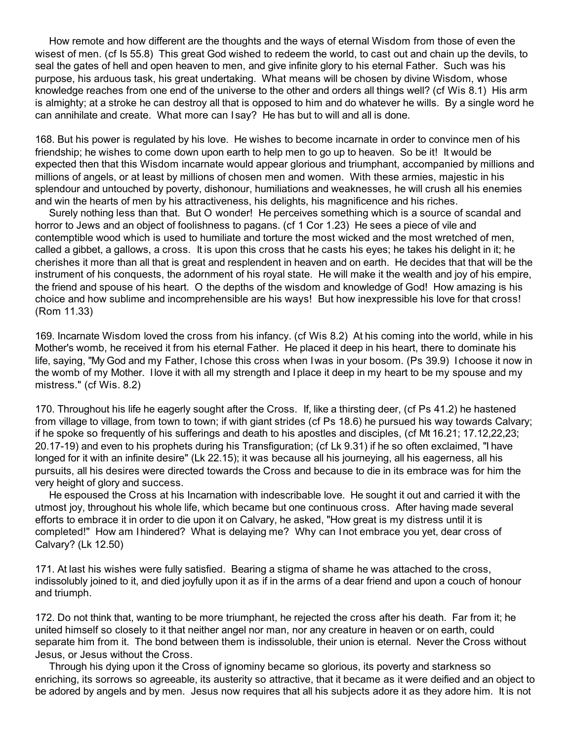How remote and how different are the thoughts and the ways of eternal Wisdom from those of even the wisest of men. (cf Is 55.8) This great God wished to redeem the world, to cast out and chain up the devils, to seal the gates of hell and open heaven to men, and give infinite glory to his eternal Father. Such was his purpose, his arduous task, his great undertaking. What means will be chosen by divine Wisdom, whose knowledge reaches from one end of the universe to the other and orders all things well? (cf Wis 8.1) His arm is almighty; at a stroke he can destroy all that is opposed to him and do whatever he wills. By a single word he can annihilate and create. What more can I say? He has but to will and all is done.

168. But his power is regulated by his love. He wishes to become incarnate in order to convince men of his friendship; he wishes to come down upon earth to help men to go up to heaven. So be it! It would be expected then that this Wisdom incarnate would appear glorious and triumphant, accompanied by millions and millions of angels, or at least by millions of chosen men and women. With these armies, majestic in his splendour and untouched by poverty, dishonour, humiliations and weaknesses, he will crush all his enemies and win the hearts of men by his attractiveness, his delights, his magnificence and his riches.

Surely nothing less than that. But O wonder! He perceives something which is a source of scandal and horror to Jews and an object of foolishness to pagans. (cf 1 Cor 1.23) He sees a piece of vile and contemptible wood which is used to humiliate and torture the most wicked and the most wretched of men, called a gibbet, a gallows, a cross. It is upon this cross that he casts his eyes; he takes his delight in it; he cherishes it more than all that is great and resplendent in heaven and on earth. He decides that that will be the instrument of his conquests, the adornment of his royal state. He will make it the wealth and joy of his empire, the friend and spouse of his heart. O the depths of the wisdom and knowledge of God! How amazing is his choice and how sublime and incomprehensible are his ways! But how inexpressible his love for that cross! (Rom 11.33)

169. Incarnate Wisdom loved the cross from his infancy. (cf Wis 8.2) At his coming into the world, while in his Mother's womb, he received it from his eternal Father. He placed it deep in his heart, there to dominate his life, saying, "My God and my Father, I chose this cross when I was in your bosom. (Ps 39.9) I choose it now in the womb of my Mother. I love it with all my strength and I place it deep in my heart to be my spouse and my mistress." (cf Wis. 8.2)

170. Throughout his life he eagerly sought after the Cross. If, like a thirsting deer, (cf Ps 41.2) he hastened from village to village, from town to town; if with giant strides (cf Ps 18.6) he pursued his way towards Calvary; if he spoke so frequently of his sufferings and death to his apostles and disciples, (cf Mt 16.21; 17.12,22,23; 20.17-19) and even to his prophets during his Transfiguration; (cf Lk 9.31) if he so often exclaimed, "I have longed for it with an infinite desire" (Lk 22.15); it was because all his journeying, all his eagerness, all his pursuits, all his desires were directed towards the Cross and because to die in its embrace was for him the very height of glory and success.

He espoused the Cross at his Incarnation with indescribable love. He sought it out and carried it with the utmost joy, throughout his whole life, which became but one continuous cross. After having made several efforts to embrace it in order to die upon it on Calvary, he asked, "How great is my distress until it is completed!" How am I hindered? What is delaying me? Why can I not embrace you yet, dear cross of Calvary? (Lk 12.50)

171. At last his wishes were fully satisfied. Bearing a stigma of shame he was attached to the cross, indissolubly joined to it, and died joyfully upon it as if in the arms of a dear friend and upon a couch of honour and triumph.

172. Do not think that, wanting to be more triumphant, he rejected the cross after his death. Far from it; he united himself so closely to it that neither angel nor man, nor any creature in heaven or on earth, could separate him from it. The bond between them is indissoluble, their union is eternal. Never the Cross without Jesus, or Jesus without the Cross.

Through his dying upon it the Cross of ignominy became so glorious, its poverty and starkness so enriching, its sorrows so agreeable, its austerity so attractive, that it became as it were deified and an object to be adored by angels and by men. Jesus now requires that all his subjects adore it as they adore him. It is not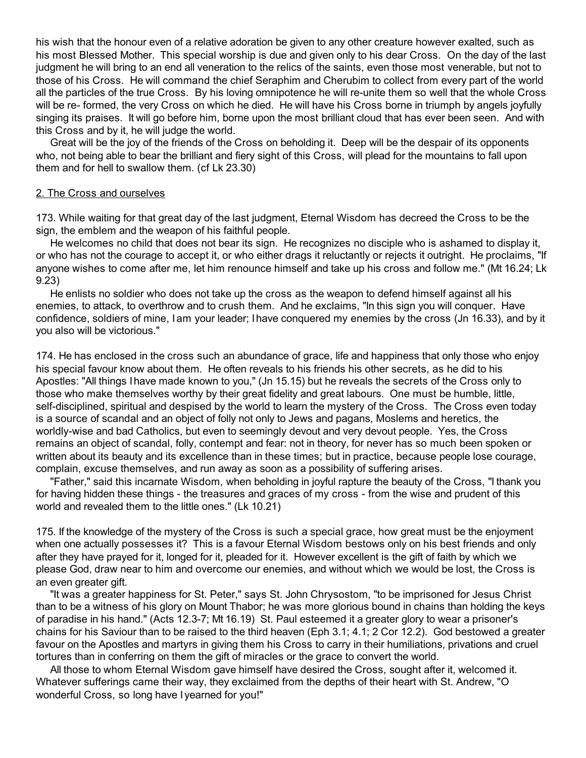his wish that the honour even of a relative adoration be given to any other creature however exalted, such as his most Blessed Mother. This special worship is due and given only to his dear Cross. On the day of the last judgment he will bring to an end all veneration to the relics of the saints, even those most venerable, but not to those of his Cross. He will command the chief Seraphim and Cherubim to collect from every part of the world all the particles of the true Cross. By his loving omnipotence he will re-unite them so well that the whole Cross will be re- formed, the very Cross on which he died. He will have his Cross borne in triumph by angels joyfully singing its praises. It will go before him, borne upon the most brilliant cloud that has ever been seen. And with this Cross and by it, he will judge the world.

Great will be the joy of the friends of the Cross on beholding it. Deep will be the despair of its opponents who, not being able to bear the brilliant and fiery sight of this Cross, will plead for the mountains to fall upon them and for hell to swallow them. (cf Lk 23.30)

## 2. The Cross and ourselves

173. While waiting for that great day of the last judgment, Eternal Wisdom has decreed the Cross to be the sign, the emblem and the weapon of his faithful people.

He welcomes no child that does not bear its sign. He recognizes no disciple who is ashamed to display it, or who has not the courage to accept it, or who either drags it reluctantly or rejects it outright. He proclaims, "If anyone wishes to come after me, let him renounce himself and take up his cross and follow me." (Mt 16.24; Lk 9.23)

He enlists no soldier who does not take up the cross as the weapon to defend himself against all his enemies, to attack, to overthrow and to crush them. And he exclaims, "In this sign you will conquer. Have confidence, soldiers of mine, I am your leader; I have conquered my enemies by the cross (Jn 16.33), and by it you also will be victorious."

174. He has enclosed in the cross such an abundance of grace, life and happiness that only those who enjoy his special favour know about them. He often reveals to his friends his other secrets, as he did to his Apostles: "All things I have made known to you," (Jn 15.15) but he reveals the secrets of the Cross only to those who make themselves worthy by their great fidelity and great labours. One must be humble, little, self-disciplined, spiritual and despised by the world to learn the mystery of the Cross. The Cross even today is a source of scandal and an object of folly not only to Jews and pagans, Moslems and heretics, the worldly-wise and bad Catholics, but even to seemingly devout and very devout people. Yes, the Cross remains an object of scandal, folly, contempt and fear: not in theory, for never has so much been spoken or written about its beauty and its excellence than in these times; but in practice, because people lose courage, complain, excuse themselves, and run away as soon as a possibility of suffering arises.

"Father," said this incarnate Wisdom, when beholding in joyful rapture the beauty of the Cross, "I thank you for having hidden these things - the treasures and graces of my cross - from the wise and prudent of this world and revealed them to the little ones." (Lk 10.21)

175. If the knowledge of the mystery of the Cross is such a special grace, how great must be the enjoyment when one actually possesses it? This is a favour Eternal Wisdom bestows only on his best friends and only after they have prayed for it, longed for it, pleaded for it. However excellent is the gift of faith by which we please God, draw near to him and overcome our enemies, and without which we would be lost, the Cross is an even greater gift.

"It was a greater happiness for St. Peter," says St. John Chrysostom, "to be imprisoned for Jesus Christ than to be a witness of his glory on Mount Thabor; he was more glorious bound in chains than holding the keys of paradise in his hand." (Acts 12.3-7; Mt 16.19) St. Paul esteemed it a greater glory to wear a prisoner's chains for his Saviour than to be raised to the third heaven (Eph 3.1; 4.1; 2 Cor 12.2). God bestowed a greater favour on the Apostles and martyrs in giving them his Cross to carry in their humiliations, privations and cruel tortures than in conferring on them the gift of miracles or the grace to convert the world.

All those to whom Eternal Wisdom gave himself have desired the Cross, sought after it, welcomed it. Whatever sufferings came their way, they exclaimed from the depths of their heart with St. Andrew, "O wonderful Cross, so long have I yearned for you!"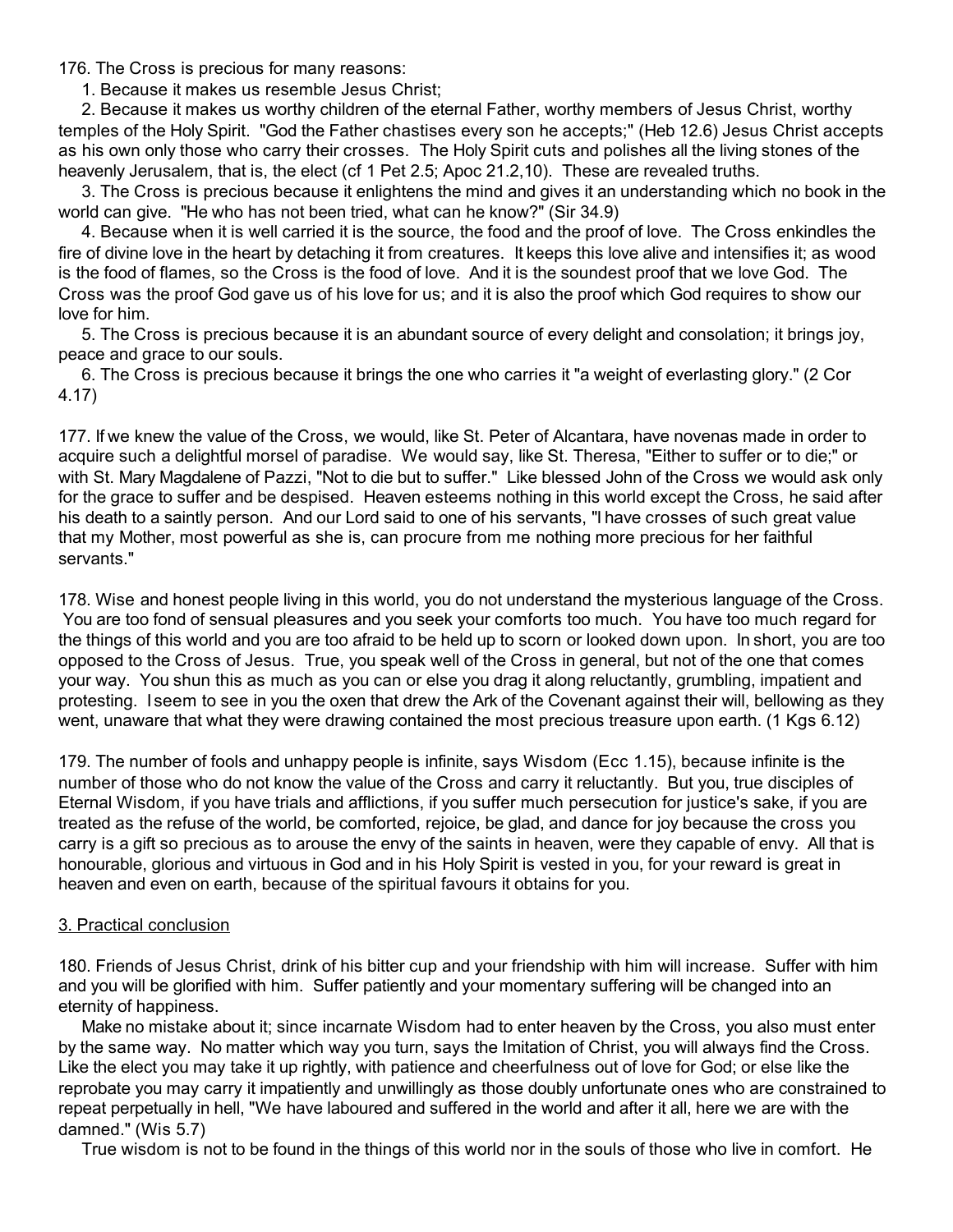176. The Cross is precious for many reasons:

1. Because it makes us resemble Jesus Christ;

2. Because it makes us worthy children of the eternal Father, worthy members of Jesus Christ, worthy temples of the Holy Spirit. "God the Father chastises every son he accepts;" (Heb 12.6) Jesus Christ accepts as his own only those who carry their crosses. The Holy Spirit cuts and polishes all the living stones of the heavenly Jerusalem, that is, the elect (cf 1 Pet 2.5; Apoc 21.2,10). These are revealed truths.

3. The Cross is precious because it enlightens the mind and gives it an understanding which no book in the world can give. "He who has not been tried, what can he know?" (Sir 34.9)

4. Because when it is well carried it is the source, the food and the proof of love. The Cross enkindles the fire of divine love in the heart by detaching it from creatures. It keeps this love alive and intensifies it; as wood is the food of flames, so the Cross is the food of love. And it is the soundest proof that we love God. The Cross was the proof God gave us of his love for us; and it is also the proof which God requires to show our love for him.

5. The Cross is precious because it is an abundant source of every delight and consolation; it brings joy, peace and grace to our souls.

6. The Cross is precious because it brings the one who carries it "a weight of everlasting glory." (2 Cor 4.17)

177. If we knew the value of the Cross, we would, like St. Peter of Alcantara, have novenas made in order to acquire such a delightful morsel of paradise. We would say, like St. Theresa, "Either to suffer or to die;" or with St. Mary Magdalene of Pazzi, "Not to die but to suffer." Like blessed John of the Cross we would ask only for the grace to suffer and be despised. Heaven esteems nothing in this world except the Cross, he said after his death to a saintly person. And our Lord said to one of his servants, "I have crosses of such great value that my Mother, most powerful as she is, can procure from me nothing more precious for her faithful servants."

178. Wise and honest people living in this world, you do not understand the mysterious language of the Cross. You are too fond of sensual pleasures and you seek your comforts too much. You have too much regard for the things of this world and you are too afraid to be held up to scorn or looked down upon. In short, you are too opposed to the Cross of Jesus. True, you speak well of the Cross in general, but not of the one that comes your way. You shun this as much as you can or else you drag it along reluctantly, grumbling, impatient and protesting. I seem to see in you the oxen that drew the Ark of the Covenant against their will, bellowing as they went, unaware that what they were drawing contained the most precious treasure upon earth. (1 Kgs 6.12)

179. The number of fools and unhappy people is infinite, says Wisdom (Ecc 1.15), because infinite is the number of those who do not know the value of the Cross and carry it reluctantly. But you, true disciples of Eternal Wisdom, if you have trials and afflictions, if you suffer much persecution for justice's sake, if you are treated as the refuse of the world, be comforted, rejoice, be glad, and dance for joy because the cross you carry is a gift so precious as to arouse the envy of the saints in heaven, were they capable of envy. All that is honourable, glorious and virtuous in God and in his Holy Spirit is vested in you, for your reward is great in heaven and even on earth, because of the spiritual favours it obtains for you.

3. Practical conclusion

180. Friends of Jesus Christ, drink of his bitter cup and your friendship with him will increase. Suffer with him and you will be glorified with him. Suffer patiently and your momentary suffering will be changed into an eternity of happiness.

Make no mistake about it; since incarnate Wisdom had to enter heaven by the Cross, you also must enter by the same way. No matter which way you turn, says the Imitation of Christ, you will always find the Cross. Like the elect you may take it up rightly, with patience and cheerfulness out of love for God; or else like the reprobate you may carry it impatiently and unwillingly as those doubly unfortunate ones who are constrained to repeat perpetually in hell, "We have laboured and suffered in the world and after it all, here we are with the damned." (Wis 5.7)

True wisdom is not to be found in the things of this world nor in the souls of those who live in comfort. He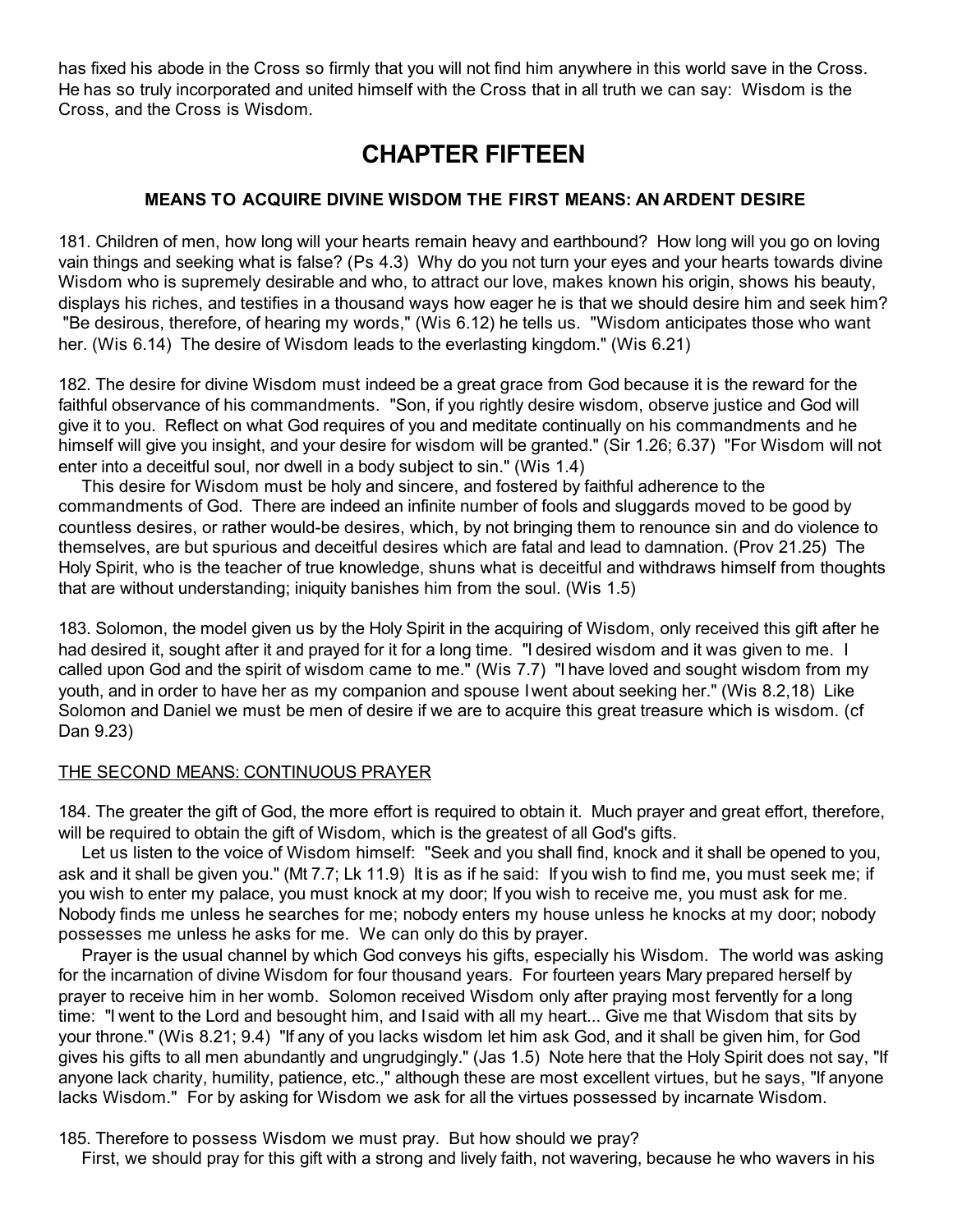has fixed his abode in the Cross so firmly that you will not find him anywhere in this world save in the Cross. He has so truly incorporated and united himself with the Cross that in all truth we can say: Wisdom is the Cross, and the Cross is Wisdom.

# CHAPTER FIFTEEN

### MEANS TO ACQUIRE DIVINE WISDOM THE FIRST MEANS: AN ARDENT DESIRE

181. Children of men, how long will your hearts remain heavy and earthbound? How long will you go on loving vain things and seeking what is false? (Ps 4.3) Why do you not turn your eyes and your hearts towards divine Wisdom who is supremely desirable and who, to attract our love, makes known his origin, shows his beauty, displays his riches, and testifies in a thousand ways how eager he is that we should desire him and seek him? "Be desirous, therefore, of hearing my words," (Wis 6.12) he tells us. "Wisdom anticipates those who want her. (Wis 6.14) The desire of Wisdom leads to the everlasting kingdom." (Wis 6.21)

182. The desire for divine Wisdom must indeed be a great grace from God because it is the reward for the faithful observance of his commandments. "Son, if you rightly desire wisdom, observe justice and God will give it to you. Reflect on what God requires of you and meditate continually on his commandments and he himself will give you insight, and your desire for wisdom will be granted." (Sir 1.26; 6.37) "For Wisdom will not enter into a deceitful soul, nor dwell in a body subject to sin." (Wis 1.4)

This desire for Wisdom must be holy and sincere, and fostered by faithful adherence to the commandments of God. There are indeed an infinite number of fools and sluggards moved to be good by countless desires, or rather would-be desires, which, by not bringing them to renounce sin and do violence to themselves, are but spurious and deceitful desires which are fatal and lead to damnation. (Prov 21.25) The Holy Spirit, who is the teacher of true knowledge, shuns what is deceitful and withdraws himself from thoughts that are without understanding; iniquity banishes him from the soul. (Wis 1.5)

183. Solomon, the model given us by the Holy Spirit in the acquiring of Wisdom, only received this gift after he had desired it, sought after it and prayed for it for a long time. "I desired wisdom and it was given to me. I called upon God and the spirit of wisdom came to me." (Wis 7.7) "I have loved and sought wisdom from my youth, and in order to have her as my companion and spouse I went about seeking her." (Wis 8.2,18) Like Solomon and Daniel we must be men of desire if we are to acquire this great treasure which is wisdom. (cf Dan 9.23)

### THE SECOND MEANS: CONTINUOUS PRAYER

184. The greater the gift of God, the more effort is required to obtain it. Much prayer and great effort, therefore, will be required to obtain the gift of Wisdom, which is the greatest of all God's gifts.

Let us listen to the voice of Wisdom himself: "Seek and you shall find, knock and it shall be opened to you, ask and it shall be given you." (Mt 7.7; Lk 11.9) It is as if he said: If you wish to find me, you must seek me; if you wish to enter my palace, you must knock at my door; If you wish to receive me, you must ask for me. Nobody finds me unless he searches for me; nobody enters my house unless he knocks at my door; nobody possesses me unless he asks for me. We can only do this by prayer.

Prayer is the usual channel by which God conveys his gifts, especially his Wisdom. The world was asking for the incarnation of divine Wisdom for four thousand years. For fourteen years Mary prepared herself by prayer to receive him in her womb. Solomon received Wisdom only after praying most fervently for a long time: "I went to the Lord and besought him, and I said with all my heart... Give me that Wisdom that sits by your throne." (Wis 8.21; 9.4) "If any of you lacks wisdom let him ask God, and it shall be given him, for God gives his gifts to all men abundantly and ungrudgingly." (Jas 1.5) Note here that the Holy Spirit does not say, "If anyone lack charity, humility, patience, etc.," although these are most excellent virtues, but he says, "If anyone lacks Wisdom." For by asking for Wisdom we ask for all the virtues possessed by incarnate Wisdom.

185. Therefore to possess Wisdom we must pray. But how should we pray?

First, we should pray for this gift with a strong and lively faith, not wavering, because he who wavers in his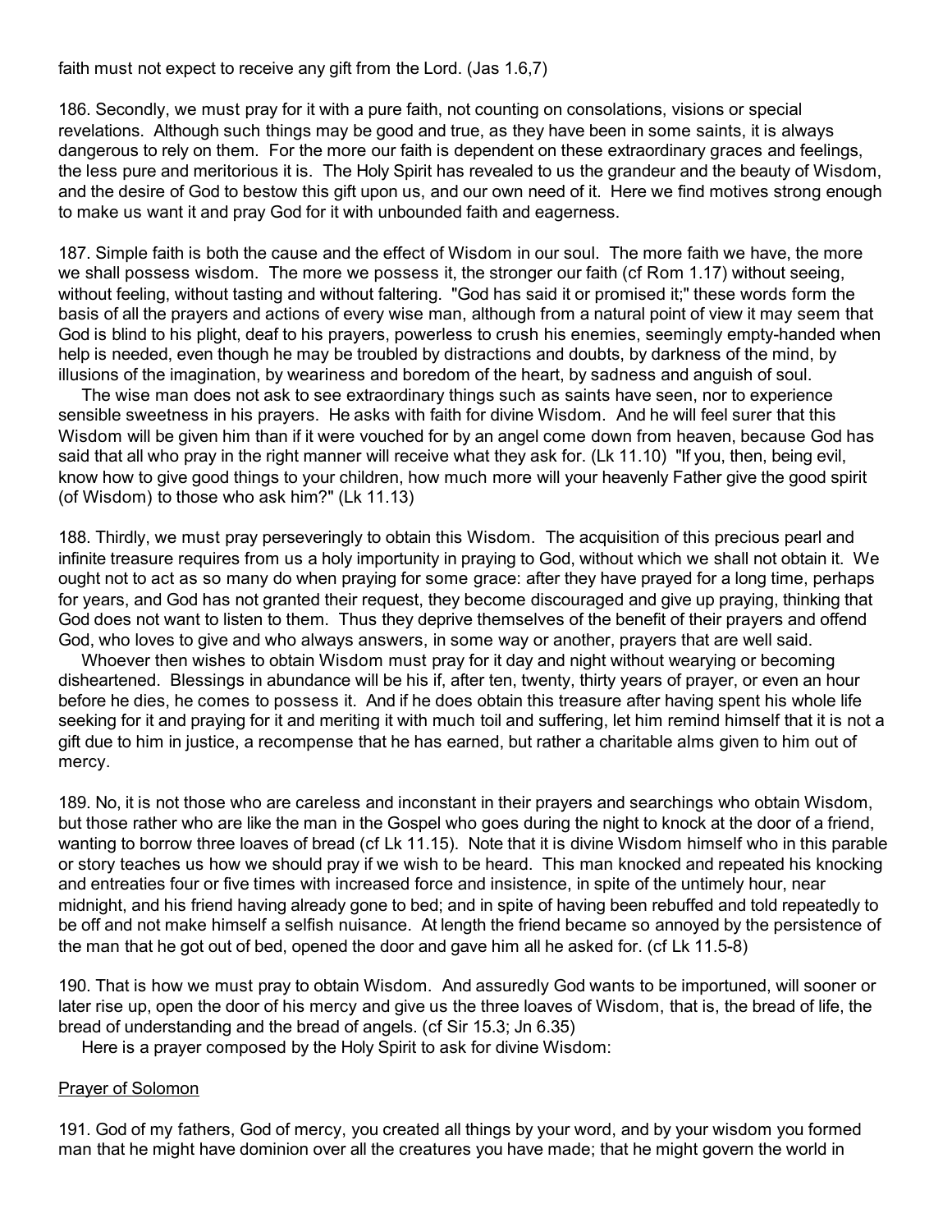faith must not expect to receive any gift from the Lord. (Jas 1.6,7)

186. Secondly, we must pray for it with a pure faith, not counting on consolations, visions or special revelations. Although such things may be good and true, as they have been in some saints, it is always dangerous to rely on them. For the more our faith is dependent on these extraordinary graces and feelings, the less pure and meritorious it is. The Holy Spirit has revealed to us the grandeur and the beauty of Wisdom, and the desire of God to bestow this gift upon us, and our own need of it. Here we find motives strong enough to make us want it and pray God for it with unbounded faith and eagerness.

187. Simple faith is both the cause and the effect of Wisdom in our soul. The more faith we have, the more we shall possess wisdom. The more we possess it, the stronger our faith (cf Rom 1.17) without seeing, without feeling, without tasting and without faltering. "God has said it or promised it;" these words form the basis of all the prayers and actions of every wise man, although from a natural point of view it may seem that God is blind to his plight, deaf to his prayers, powerless to crush his enemies, seemingly empty-handed when help is needed, even though he may be troubled by distractions and doubts, by darkness of the mind, by illusions of the imagination, by weariness and boredom of the heart, by sadness and anguish of soul.

The wise man does not ask to see extraordinary things such as saints have seen, nor to experience sensible sweetness in his prayers. He asks with faith for divine Wisdom. And he will feel surer that this Wisdom will be given him than if it were vouched for by an angel come down from heaven, because God has said that all who pray in the right manner will receive what they ask for. (Lk 11.10) "If you, then, being evil, know how to give good things to your children, how much more will your heavenly Father give the good spirit (of Wisdom) to those who ask him?" (Lk 11.13)

188. Thirdly, we must pray perseveringly to obtain this Wisdom. The acquisition of this precious pearl and infinite treasure requires from us a holy importunity in praying to God, without which we shall not obtain it. We ought not to act as so many do when praying for some grace: after they have prayed for a long time, perhaps for years, and God has not granted their request, they become discouraged and give up praying, thinking that God does not want to listen to them. Thus they deprive themselves of the benefit of their prayers and offend God, who loves to give and who always answers, in some way or another, prayers that are well said.

Whoever then wishes to obtain Wisdom must pray for it day and night without wearying or becoming disheartened. Blessings in abundance will be his if, after ten, twenty, thirty years of prayer, or even an hour before he dies, he comes to possess it. And if he does obtain this treasure after having spent his whole life seeking for it and praying for it and meriting it with much toil and suffering, let him remind himself that it is not a gift due to him in justice, a recompense that he has earned, but rather a charitable alms given to him out of mercy.

189. No, it is not those who are careless and inconstant in their prayers and searchings who obtain Wisdom, but those rather who are like the man in the Gospel who goes during the night to knock at the door of a friend, wanting to borrow three loaves of bread (cf Lk 11.15). Note that it is divine Wisdom himself who in this parable or story teaches us how we should pray if we wish to be heard. This man knocked and repeated his knocking and entreaties four or five times with increased force and insistence, in spite of the untimely hour, near midnight, and his friend having already gone to bed; and in spite of having been rebuffed and told repeatedly to be off and not make himself a selfish nuisance. At length the friend became so annoyed by the persistence of the man that he got out of bed, opened the door and gave him all he asked for. (cf Lk 11.5-8)

190. That is how we must pray to obtain Wisdom. And assuredly God wants to be importuned, will sooner or later rise up, open the door of his mercy and give us the three loaves of Wisdom, that is, the bread of life, the bread of understanding and the bread of angels. (cf Sir 15.3; Jn 6.35)

Here is a prayer composed by the Holy Spirit to ask for divine Wisdom:

Prayer of Solomon

191. God of my fathers, God of mercy, you created all things by your word, and by your wisdom you formed man that he might have dominion over all the creatures you have made; that he might govern the world in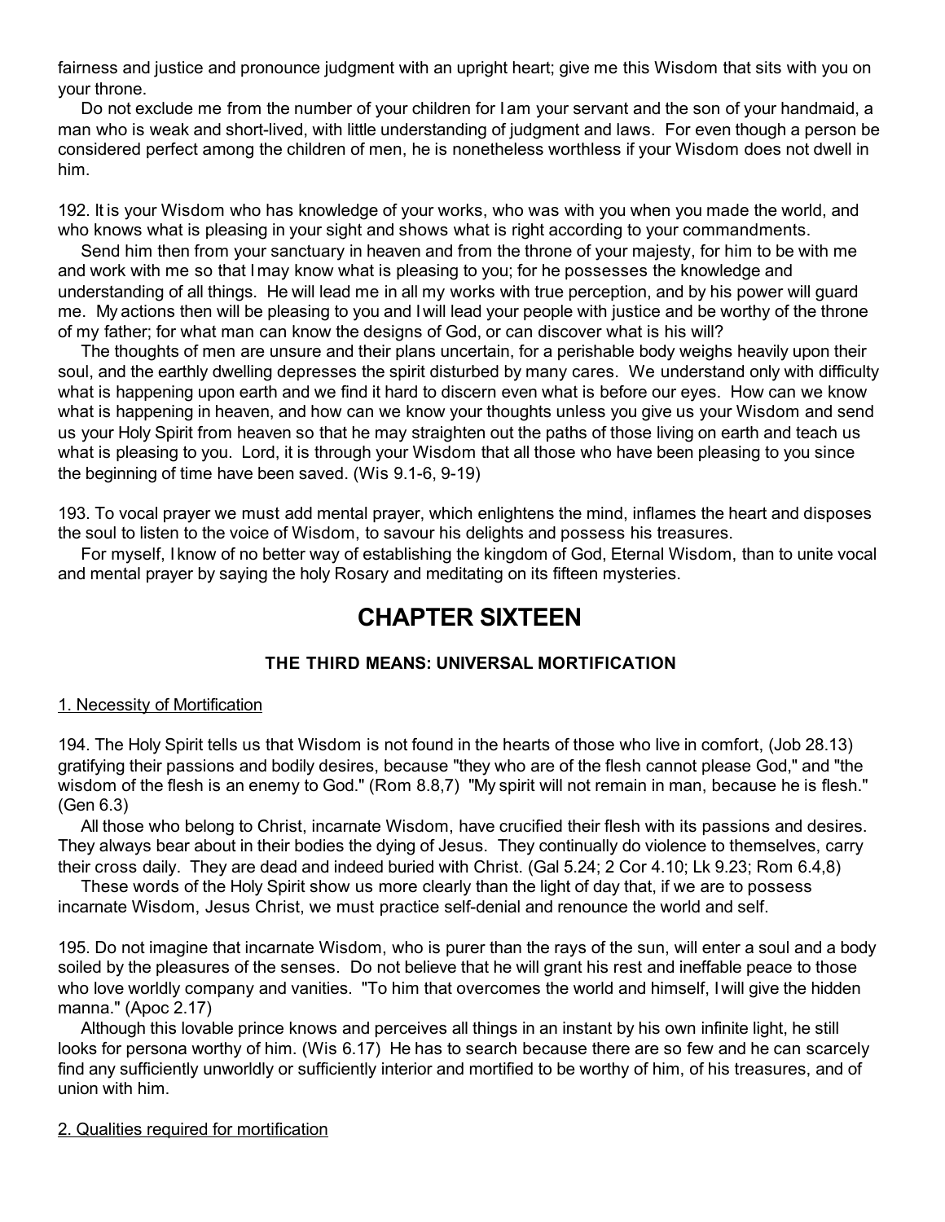fairness and justice and pronounce judgment with an upright heart; give me this Wisdom that sits with you on your throne.

Do not exclude me from the number of your children for I am your servant and the son of your handmaid, a man who is weak and short-lived, with little understanding of judgment and laws. For even though a person be considered perfect among the children of men, he is nonetheless worthless if your Wisdom does not dwell in him.

192. It is your Wisdom who has knowledge of your works, who was with you when you made the world, and who knows what is pleasing in your sight and shows what is right according to your commandments.

Send him then from your sanctuary in heaven and from the throne of your majesty, for him to be with me and work with me so that I may know what is pleasing to you; for he possesses the knowledge and understanding of all things. He will lead me in all my works with true perception, and by his power will guard me. My actions then will be pleasing to you and I will lead your people with justice and be worthy of the throne of my father; for what man can know the designs of God, or can discover what is his will?

The thoughts of men are unsure and their plans uncertain, for a perishable body weighs heavily upon their soul, and the earthly dwelling depresses the spirit disturbed by many cares. We understand only with difficulty what is happening upon earth and we find it hard to discern even what is before our eyes. How can we know what is happening in heaven, and how can we know your thoughts unless you give us your Wisdom and send us your Holy Spirit from heaven so that he may straighten out the paths of those living on earth and teach us what is pleasing to you. Lord, it is through your Wisdom that all those who have been pleasing to you since the beginning of time have been saved. (Wis 9.1-6, 9-19)

193. To vocal prayer we must add mental prayer, which enlightens the mind, inflames the heart and disposes the soul to listen to the voice of Wisdom, to savour his delights and possess his treasures.

For myself, I know of no better way of establishing the kingdom of God, Eternal Wisdom, than to unite vocal and mental prayer by saying the holy Rosary and meditating on its fifteen mysteries.

# CHAPTER SIXTEEN

### THE THIRD MEANS: UNIVERSAL MORTIFICATION

1. Necessity of Mortification

194. The Holy Spirit tells us that Wisdom is not found in the hearts of those who live in comfort, (Job 28.13) gratifying their passions and bodily desires, because "they who are of the flesh cannot please God," and "the wisdom of the flesh is an enemy to God." (Rom 8.8,7) "My spirit will not remain in man, because he is flesh." (Gen 6.3)

All those who belong to Christ, incarnate Wisdom, have crucified their flesh with its passions and desires. They always bear about in their bodies the dying of Jesus. They continually do violence to themselves, carry their cross daily. They are dead and indeed buried with Christ. (Gal 5.24; 2 Cor 4.10; Lk 9.23; Rom 6.4,8)

These words of the Holy Spirit show us more clearly than the light of day that, if we are to possess incarnate Wisdom, Jesus Christ, we must practice self-denial and renounce the world and self.

195. Do not imagine that incarnate Wisdom, who is purer than the rays of the sun, will enter a soul and a body soiled by the pleasures of the senses. Do not believe that he will grant his rest and ineffable peace to those who love worldly company and vanities. "To him that overcomes the world and himself, I will give the hidden manna." (Apoc 2.17)

Although this lovable prince knows and perceives all things in an instant by his own infinite light, he still looks for persona worthy of him. (Wis 6.17) He has to search because there are so few and he can scarcely find any sufficiently unworldly or sufficiently interior and mortified to be worthy of him, of his treasures, and of union with him.

2. Qualities required for mortification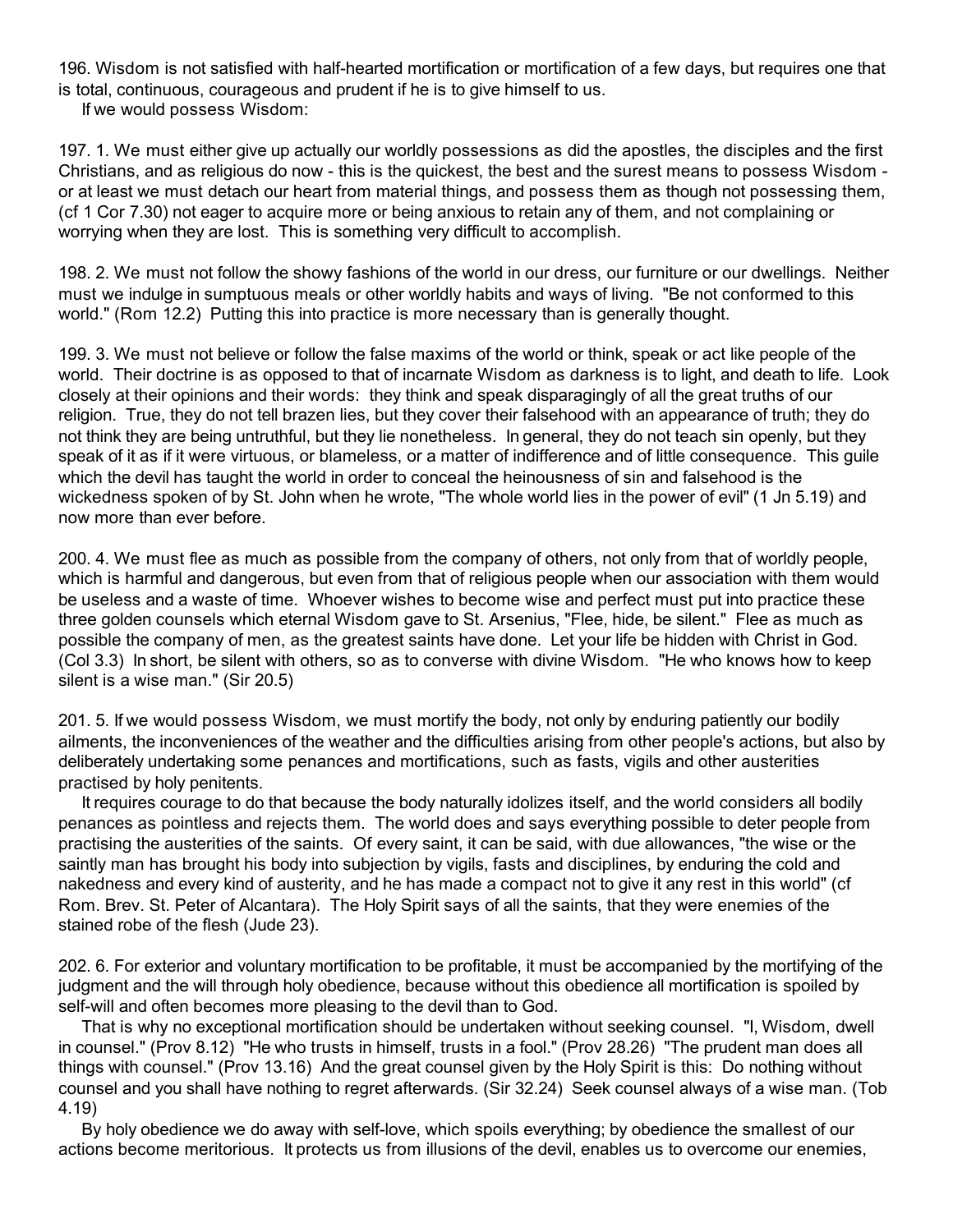196. Wisdom is not satisfied with half-hearted mortification or mortification of a few days, but requires one that is total, continuous, courageous and prudent if he is to give himself to us.

If we would possess Wisdom:

197. 1. We must either give up actually our worldly possessions as did the apostles, the disciples and the first Christians, and as religious do now - this is the quickest, the best and the surest means to possess Wisdom - or at least we must detach our heart from material things, and possess them as though not possessing them, (cf 1 Cor 7.30) not eager to acquire more or being anxious to retain any of them, and not complaining or worrying when they are lost. This is something very difficult to accomplish.

198. 2. We must not follow the showy fashions of the world in our dress, our furniture or our dwellings. Neither must we indulge in sumptuous meals or other worldly habits and ways of living. "Be not conformed to this world." (Rom 12.2) Putting this into practice is more necessary than is generally thought.

199. 3. We must not believe or follow the false maxims of the world or think, speak or act like people of the world. Their doctrine is as opposed to that of incarnate Wisdom as darkness is to light, and death to life. Look closely at their opinions and their words: they think and speak disparagingly of all the great truths of our religion. True, they do not tell brazen lies, but they cover their falsehood with an appearance of truth; they do not think they are being untruthful, but they lie nonetheless. In general, they do not teach sin openly, but they speak of it as if it were virtuous, or blameless, or a matter of indifference and of little consequence. This guile which the devil has taught the world in order to conceal the heinousness of sin and falsehood is the wickedness spoken of by St. John when he wrote, "The whole world lies in the power of evil" (1 Jn 5.19) and now more than ever before.

200. 4. We must flee as much as possible from the company of others, not only from that of worldly people, which is harmful and dangerous, but even from that of religious people when our association with them would be useless and a waste of time. Whoever wishes to become wise and perfect must put into practice these three golden counsels which eternal Wisdom gave to St. Arsenius, "Flee, hide, be silent." Flee as much as possible the company of men, as the greatest saints have done. Let your life be hidden with Christ in God. (Col 3.3) In short, be silent with others, so as to converse with divine Wisdom. "He who knows how to keep silent is a wise man." (Sir 20.5)

201. 5. If we would possess Wisdom, we must mortify the body, not only by enduring patiently our bodily ailments, the inconveniences of the weather and the difficulties arising from other people's actions, but also by deliberately undertaking some penances and mortifications, such as fasts, vigils and other austerities practised by holy penitents.

It requires courage to do that because the body naturally idolizes itself, and the world considers all bodily penances as pointless and rejects them. The world does and says everything possible to deter people from practising the austerities of the saints. Of every saint, it can be said, with due allowances, "the wise or the saintly man has brought his body into subjection by vigils, fasts and disciplines, by enduring the cold and nakedness and every kind of austerity, and he has made a compact not to give it any rest in this world" (cf Rom. Brev. St. Peter of Alcantara). The Holy Spirit says of all the saints, that they were enemies of the stained robe of the flesh (Jude 23).

202. 6. For exterior and voluntary mortification to be profitable, it must be accompanied by the mortifying of the judgment and the will through holy obedience, because without this obedience all mortification is spoiled by self-will and often becomes more pleasing to the devil than to God.

That is why no exceptional mortification should be undertaken without seeking counsel. "I, Wisdom, dwell in counsel." (Prov 8.12) "He who trusts in himself, trusts in a fool." (Prov 28.26) "The prudent man does all things with counsel." (Prov 13.16) And the great counsel given by the Holy Spirit is this: Do nothing without counsel and you shall have nothing to regret afterwards. (Sir 32.24) Seek counsel always of a wise man. (Tob 4.19)

By holy obedience we do away with self-love, which spoils everything; by obedience the smallest of our actions become meritorious. It protects us from illusions of the devil, enables us to overcome our enemies,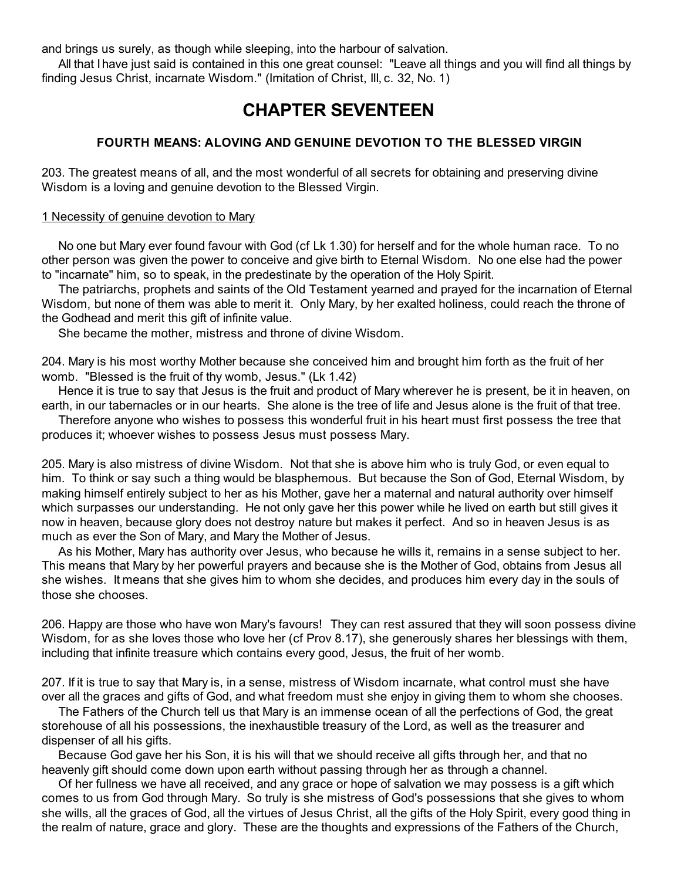and brings us surely, as though while sleeping, into the harbour of salvation.

All that I have just said is contained in this one great counsel: "Leave all things and you will find all things by finding Jesus Christ, incarnate Wisdom." (Imitation of Christ, III, c. 32, No. 1)

# CHAPTER SEVENTEEN

### FOURTH MEANS: ALOVING AND GENUINE DEVOTION TO THE BLESSED VIRGIN

203. The greatest means of all, and the most wonderful of all secrets for obtaining and preserving divine Wisdom is a loving and genuine devotion to the Blessed Virgin.

1 Necessity of genuine devotion to Mary

No one but Mary ever found favour with God (cf Lk 1.30) for herself and for the whole human race. To no other person was given the power to conceive and give birth to Eternal Wisdom. No one else had the power to "incarnate" him, so to speak, in the predestinate by the operation of the Holy Spirit.

The patriarchs, prophets and saints of the Old Testament yearned and prayed for the incarnation of Eternal Wisdom, but none of them was able to merit it. Only Mary, by her exalted holiness, could reach the throne of the Godhead and merit this gift of infinite value.

She became the mother, mistress and throne of divine Wisdom.

204. Mary is his most worthy Mother because she conceived him and brought him forth as the fruit of her womb. "Blessed is the fruit of thy womb, Jesus." (Lk 1.42)

Hence it is true to say that Jesus is the fruit and product of Mary wherever he is present, be it in heaven, on earth, in our tabernacles or in our hearts. She alone is the tree of life and Jesus alone is the fruit of that tree.

Therefore anyone who wishes to possess this wonderful fruit in his heart must first possess the tree that produces it; whoever wishes to possess Jesus must possess Mary.

205. Mary is also mistress of divine Wisdom. Not that she is above him who is truly God, or even equal to him. To think or say such a thing would be blasphemous. But because the Son of God, Eternal Wisdom, by making himself entirely subject to her as his Mother, gave her a maternal and natural authority over himself which surpasses our understanding. He not only gave her this power while he lived on earth but still gives it now in heaven, because glory does not destroy nature but makes it perfect. And so in heaven Jesus is as much as ever the Son of Mary, and Mary the Mother of Jesus.

As his Mother, Mary has authority over Jesus, who because he wills it, remains in a sense subject to her. This means that Mary by her powerful prayers and because she is the Mother of God, obtains from Jesus all she wishes. It means that she gives him to whom she decides, and produces him every day in the souls of those she chooses.

206. Happy are those who have won Mary's favours! They can rest assured that they will soon possess divine Wisdom, for as she loves those who love her (cf Prov 8.17), she generously shares her blessings with them, including that infinite treasure which contains every good, Jesus, the fruit of her womb.

207. If it is true to say that Mary is, in a sense, mistress of Wisdom incarnate, what control must she have over all the graces and gifts of God, and what freedom must she enjoy in giving them to whom she chooses.

The Fathers of the Church tell us that Mary is an immense ocean of all the perfections of God, the great storehouse of all his possessions, the inexhaustible treasury of the Lord, as well as the treasurer and dispenser of all his gifts.

Because God gave her his Son, it is his will that we should receive all gifts through her, and that no heavenly gift should come down upon earth without passing through her as through a channel.

Of her fullness we have all received, and any grace or hope of salvation we may possess is a gift which comes to us from God through Mary. So truly is she mistress of God's possessions that she gives to whom she wills, all the graces of God, all the virtues of Jesus Christ, all the gifts of the Holy Spirit, every good thing in the realm of nature, grace and glory. These are the thoughts and expressions of the Fathers of the Church,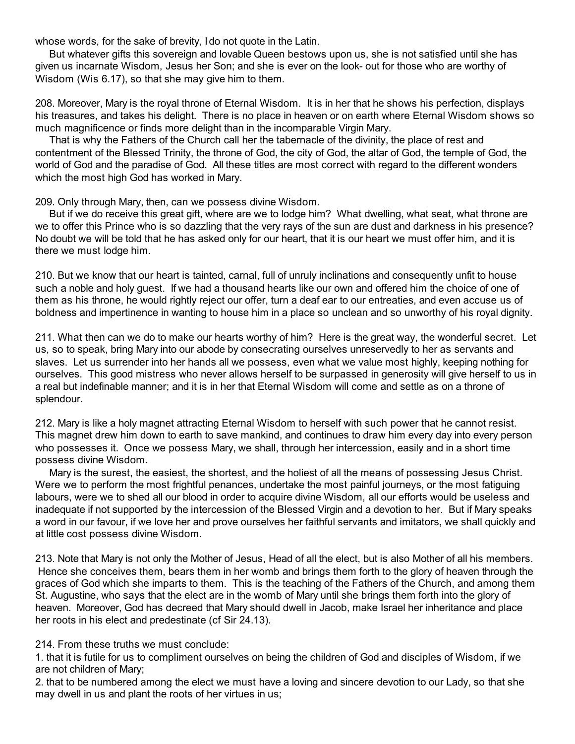whose words, for the sake of brevity, I do not quote in the Latin.

But whatever gifts this sovereign and lovable Queen bestows upon us, she is not satisfied until she has given us incarnate Wisdom, Jesus her Son; and she is ever on the look- out for those who are worthy of Wisdom (Wis 6.17), so that she may give him to them.

208. Moreover, Mary is the royal throne of Eternal Wisdom. It is in her that he shows his perfection, displays his treasures, and takes his delight. There is no place in heaven or on earth where Eternal Wisdom shows so much magnificence or finds more delight than in the incomparable Virgin Mary.

That is why the Fathers of the Church call her the tabernacle of the divinity, the place of rest and contentment of the Blessed Trinity, the throne of God, the city of God, the altar of God, the temple of God, the world of God and the paradise of God. All these titles are most correct with regard to the different wonders which the most high God has worked in Mary.

209. Only through Mary, then, can we possess divine Wisdom.

But if we do receive this great gift, where are we to lodge him? What dwelling, what seat, what throne are we to offer this Prince who is so dazzling that the very rays of the sun are dust and darkness in his presence? No doubt we will be told that he has asked only for our heart, that it is our heart we must offer him, and it is there we must lodge him.

210. But we know that our heart is tainted, carnal, full of unruly inclinations and consequently unfit to house such a noble and holy guest. If we had a thousand hearts like our own and offered him the choice of one of them as his throne, he would rightly reject our offer, turn a deaf ear to our entreaties, and even accuse us of boldness and impertinence in wanting to house him in a place so unclean and so unworthy of his royal dignity.

211. What then can we do to make our hearts worthy of him? Here is the great way, the wonderful secret. Let us, so to speak, bring Mary into our abode by consecrating ourselves unreservedly to her as servants and slaves. Let us surrender into her hands all we possess, even what we value most highly, keeping nothing for ourselves. This good mistress who never allows herself to be surpassed in generosity will give herself to us in a real but indefinable manner; and it is in her that Eternal Wisdom will come and settle as on a throne of splendour.

212. Mary is like a holy magnet attracting Eternal Wisdom to herself with such power that he cannot resist. This magnet drew him down to earth to save mankind, and continues to draw him every day into every person who possesses it. Once we possess Mary, we shall, through her intercession, easily and in a short time possess divine Wisdom.

Mary is the surest, the easiest, the shortest, and the holiest of all the means of possessing Jesus Christ. Were we to perform the most frightful penances, undertake the most painful journeys, or the most fatiguing labours, were we to shed all our blood in order to acquire divine Wisdom, all our efforts would be useless and inadequate if not supported by the intercession of the Blessed Virgin and a devotion to her. But if Mary speaks a word in our favour, if we love her and prove ourselves her faithful servants and imitators, we shall quickly and at little cost possess divine Wisdom.

213. Note that Mary is not only the Mother of Jesus, Head of all the elect, but is also Mother of all his members. Hence she conceives them, bears them in her womb and brings them forth to the glory of heaven through the graces of God which she imparts to them. This is the teaching of the Fathers of the Church, and among them St. Augustine, who says that the elect are in the womb of Mary until she brings them forth into the glory of heaven. Moreover, God has decreed that Mary should dwell in Jacob, make Israel her inheritance and place her roots in his elect and predestinate (cf Sir 24.13).

214. From these truths we must conclude:

1. that it is futile for us to compliment ourselves on being the children of God and disciples of Wisdom, if we are not children of Mary;
2. that to be numbered among the elect we must have a loving and sincere devotion to our Lady, so that she may dwell in us and plant the roots of her virtues in us;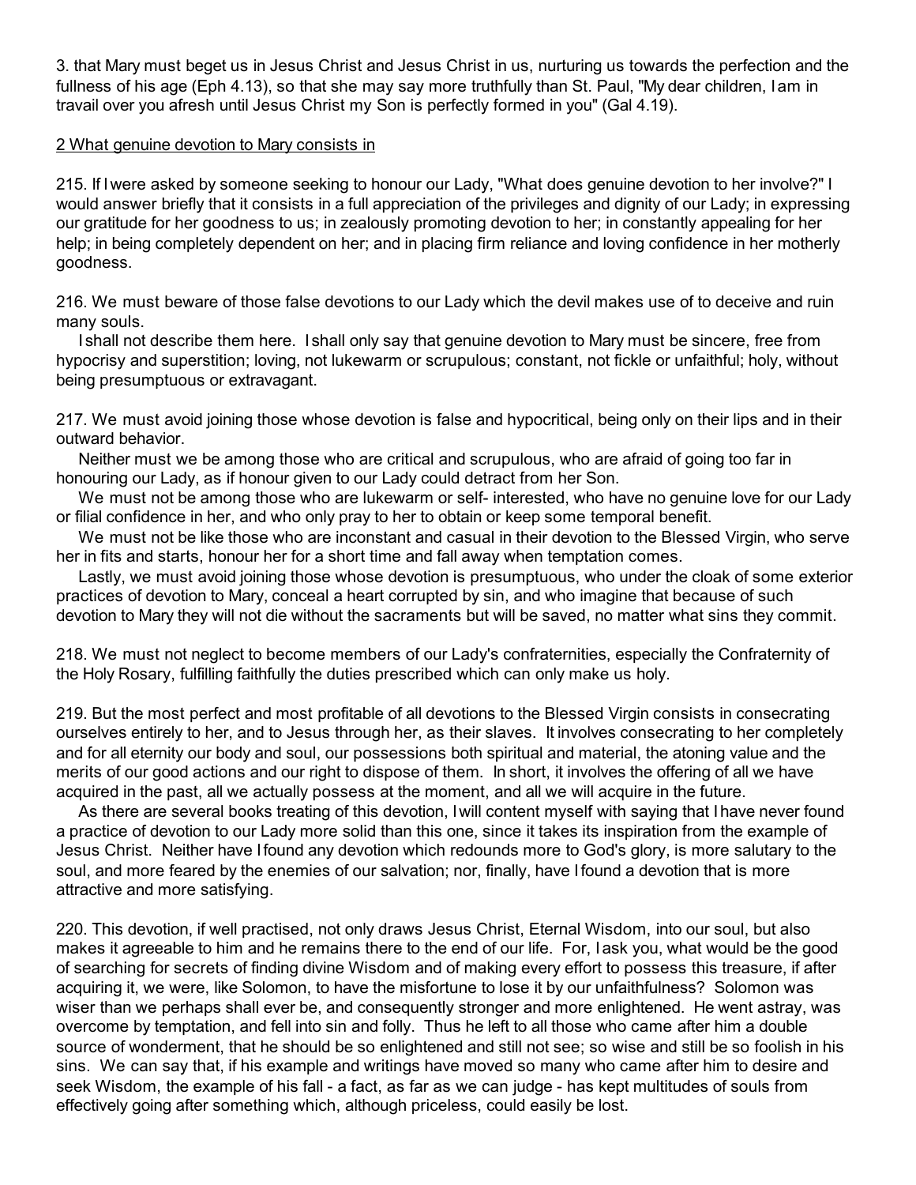3. that Mary must beget us in Jesus Christ and Jesus Christ in us, nurturing us towards the perfection and the fullness of his age (Eph 4.13), so that she may say more truthfully than St. Paul, "My dear children, I am in travail over you afresh until Jesus Christ my Son is perfectly formed in you" (Gal 4.19).

## 2 What genuine devotion to Mary consists in

215. If I were asked by someone seeking to honour our Lady, "What does genuine devotion to her involve?" I would answer briefly that it consists in a full appreciation of the privileges and dignity of our Lady; in expressing our gratitude for her goodness to us; in zealously promoting devotion to her; in constantly appealing for her help; in being completely dependent on her; and in placing firm reliance and loving confidence in her motherly goodness.

216. We must beware of those false devotions to our Lady which the devil makes use of to deceive and ruin many souls.

I shall not describe them here. I shall only say that genuine devotion to Mary must be sincere, free from hypocrisy and superstition; loving, not lukewarm or scrupulous; constant, not fickle or unfaithful; holy, without being presumptuous or extravagant.

217. We must avoid joining those whose devotion is false and hypocritical, being only on their lips and in their outward behavior.

Neither must we be among those who are critical and scrupulous, who are afraid of going too far in honouring our Lady, as if honour given to our Lady could detract from her Son.

We must not be among those who are lukewarm or self- interested, who have no genuine love for our Lady or filial confidence in her, and who only pray to her to obtain or keep some temporal benefit.

We must not be like those who are inconstant and casual in their devotion to the Blessed Virgin, who serve her in fits and starts, honour her for a short time and fall away when temptation comes.

Lastly, we must avoid joining those whose devotion is presumptuous, who under the cloak of some exterior practices of devotion to Mary, conceal a heart corrupted by sin, and who imagine that because of such devotion to Mary they will not die without the sacraments but will be saved, no matter what sins they commit.

218. We must not neglect to become members of our Lady's confraternities, especially the Confraternity of the Holy Rosary, fulfilling faithfully the duties prescribed which can only make us holy.

219. But the most perfect and most profitable of all devotions to the Blessed Virgin consists in consecrating ourselves entirely to her, and to Jesus through her, as their slaves. It involves consecrating to her completely and for all eternity our body and soul, our possessions both spiritual and material, the atoning value and the merits of our good actions and our right to dispose of them. In short, it involves the offering of all we have acquired in the past, all we actually possess at the moment, and all we will acquire in the future.

As there are several books treating of this devotion, I will content myself with saying that I have never found a practice of devotion to our Lady more solid than this one, since it takes its inspiration from the example of Jesus Christ. Neither have I found any devotion which redounds more to God's glory, is more salutary to the soul, and more feared by the enemies of our salvation; nor, finally, have I found a devotion that is more attractive and more satisfying.

220. This devotion, if well practised, not only draws Jesus Christ, Eternal Wisdom, into our soul, but also makes it agreeable to him and he remains there to the end of our life. For, I ask you, what would be the good of searching for secrets of finding divine Wisdom and of making every effort to possess this treasure, if after acquiring it, we were, like Solomon, to have the misfortune to lose it by our unfaithfulness? Solomon was wiser than we perhaps shall ever be, and consequently stronger and more enlightened. He went astray, was overcome by temptation, and fell into sin and folly. Thus he left to all those who came after him a double source of wonderment, that he should be so enlightened and still not see; so wise and still be so foolish in his sins. We can say that, if his example and writings have moved so many who came after him to desire and seek Wisdom, the example of his fall - a fact, as far as we can judge - has kept multitudes of souls from effectively going after something which, although priceless, could easily be lost.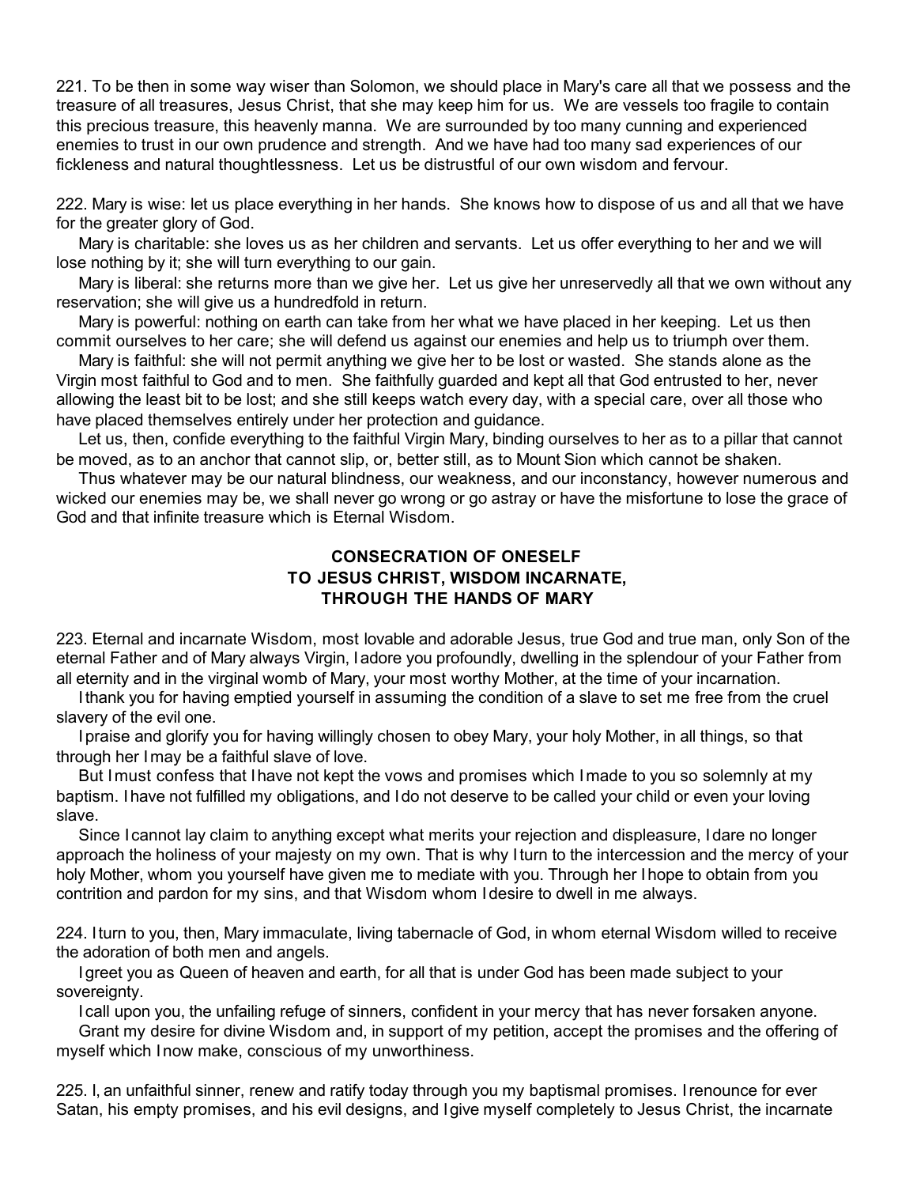221. To be then in some way wiser than Solomon, we should place in Mary's care all that we possess and the treasure of all treasures, Jesus Christ, that she may keep him for us. We are vessels too fragile to contain this precious treasure, this heavenly manna. We are surrounded by too many cunning and experienced enemies to trust in our own prudence and strength. And we have had too many sad experiences of our fickleness and natural thoughtlessness. Let us be distrustful of our own wisdom and fervour.

222. Mary is wise: let us place everything in her hands. She knows how to dispose of us and all that we have for the greater glory of God.

Mary is charitable: she loves us as her children and servants. Let us offer everything to her and we will lose nothing by it; she will turn everything to our gain.

Mary is liberal: she returns more than we give her. Let us give her unreservedly all that we own without any reservation; she will give us a hundredfold in return.

Mary is powerful: nothing on earth can take from her what we have placed in her keeping. Let us then commit ourselves to her care; she will defend us against our enemies and help us to triumph over them.

Mary is faithful: she will not permit anything we give her to be lost or wasted. She stands alone as the Virgin most faithful to God and to men. She faithfully guarded and kept all that God entrusted to her, never allowing the least bit to be lost; and she still keeps watch every day, with a special care, over all those who have placed themselves entirely under her protection and guidance.

Let us, then, confide everything to the faithful Virgin Mary, binding ourselves to her as to a pillar that cannot be moved, as to an anchor that cannot slip, or, better still, as to Mount Sion which cannot be shaken.

Thus whatever may be our natural blindness, our weakness, and our inconstancy, however numerous and wicked our enemies may be, we shall never go wrong or go astray or have the misfortune to lose the grace of God and that infinite treasure which is Eternal Wisdom.

## CONSECRATION OF ONESELF TO JESUS CHRIST, WISDOM INCARNATE, THROUGH THE HANDS OF MARY

223. Eternal and incarnate Wisdom, most lovable and adorable Jesus, true God and true man, only Son of the eternal Father and of Mary always Virgin, I adore you profoundly, dwelling in the splendour of your Father from all eternity and in the virginal womb of Mary, your most worthy Mother, at the time of your incarnation.

I thank you for having emptied yourself in assuming the condition of a slave to set me free from the cruel slavery of the evil one.

I praise and glorify you for having willingly chosen to obey Mary, your holy Mother, in all things, so that through her I may be a faithful slave of love.

But I must confess that I have not kept the vows and promises which I made to you so solemnly at my baptism. I have not fulfilled my obligations, and I do not deserve to be called your child or even your loving slave.

Since I cannot lay claim to anything except what merits your rejection and displeasure, I dare no longer approach the holiness of your majesty on my own. That is why I turn to the intercession and the mercy of your holy Mother, whom you yourself have given me to mediate with you. Through her I hope to obtain from you contrition and pardon for my sins, and that Wisdom whom I desire to dwell in me always.

224. I turn to you, then, Mary immaculate, living tabernacle of God, in whom eternal Wisdom willed to receive the adoration of both men and angels.

I greet you as Queen of heaven and earth, for all that is under God has been made subject to your sovereignty.

I call upon you, the unfailing refuge of sinners, confident in your mercy that has never forsaken anyone.

Grant my desire for divine Wisdom and, in support of my petition, accept the promises and the offering of myself which I now make, conscious of my unworthiness.

225. I, an unfaithful sinner, renew and ratify today through you my baptismal promises. I renounce for ever Satan, his empty promises, and his evil designs, and I give myself completely to Jesus Christ, the incarnate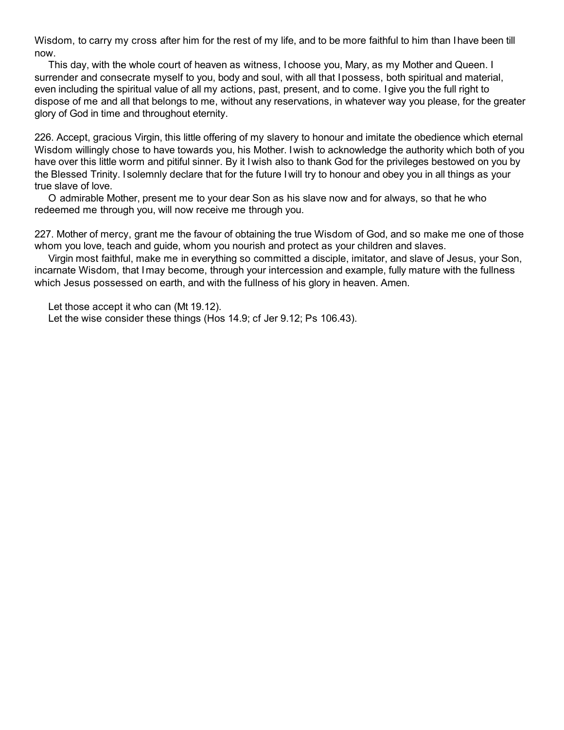Wisdom, to carry my cross after him for the rest of my life, and to be more faithful to him than I have been till now.

This day, with the whole court of heaven as witness, I choose you, Mary, as my Mother and Queen. I surrender and consecrate myself to you, body and soul, with all that I possess, both spiritual and material, even including the spiritual value of all my actions, past, present, and to come. I give you the full right to dispose of me and all that belongs to me, without any reservations, in whatever way you please, for the greater glory of God in time and throughout eternity.

226. Accept, gracious Virgin, this little offering of my slavery to honour and imitate the obedience which eternal Wisdom willingly chose to have towards you, his Mother. I wish to acknowledge the authority which both of you have over this little worm and pitiful sinner. By it I wish also to thank God for the privileges bestowed on you by the Blessed Trinity. I solemnly declare that for the future I will try to honour and obey you in all things as your true slave of love.

O admirable Mother, present me to your dear Son as his slave now and for always, so that he who redeemed me through you, will now receive me through you.

227. Mother of mercy, grant me the favour of obtaining the true Wisdom of God, and so make me one of those whom you love, teach and guide, whom you nourish and protect as your children and slaves.

Virgin most faithful, make me in everything so committed a disciple, imitator, and slave of Jesus, your Son, incarnate Wisdom, that I may become, through your intercession and example, fully mature with the fullness which Jesus possessed on earth, and with the fullness of his glory in heaven. Amen.

Let those accept it who can (Mt 19.12).

Let the wise consider these things (Hos 14.9; cf Jer 9.12; Ps 106.43).